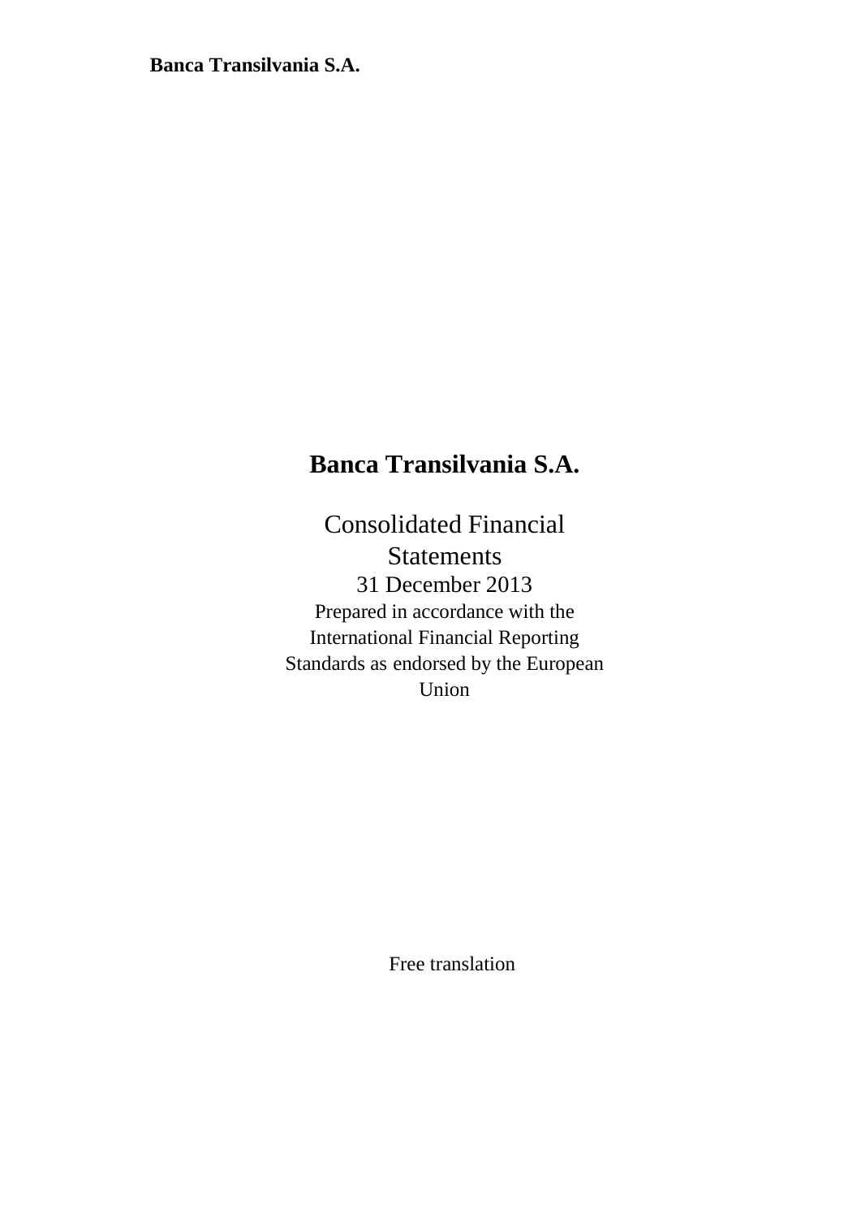# Banca Transilvania S.A.

## Consolidated Financial Statements

31 December 2013

Prepared in accordance with the International Financial Reporting Standards as endorsed by the European Union

Free translation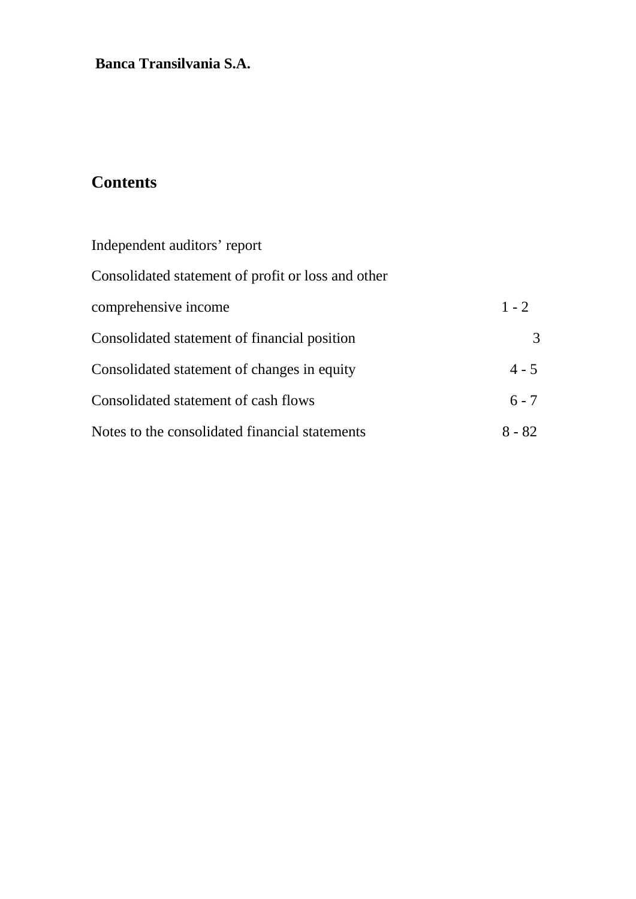**Banca Transilvania S.A.**

# Contents

| | |
|---|---|
| Independent auditors' report | |
| Consolidated statement of profit or loss and other comprehensive income | 1 - 2 |
| Consolidated statement of financial position | 3 |
| Consolidated statement of changes in equity | 4 - 5 |
| Consolidated statement of cash flows | 6 - 7 |
| Notes to the consolidated financial statements | 8 - 82 |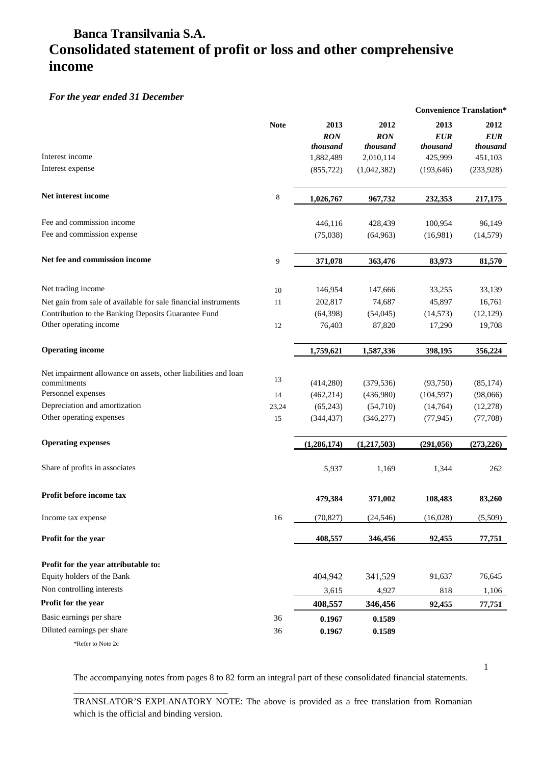# Banca Transilvania S.A.

# Consolidated statement of profit or loss and other comprehensive income

### *For the year ended 31 December*

| | Note | 2013 | 2012 | 2013 | 2012 |
|---|---|---|---|---|---|
| | | | | **Convenience Translation*** | |
| | | ***RON thousand*** | ***RON thousand*** | ***EUR thousand*** | ***EUR thousand*** |
| Interest income | | 1,882,489 | 2,010,114 | 425,999 | 451,103 |
| Interest expense | | (855,722) | (1,042,382) | (193,646) | (233,928) |
| **Net interest income** | 8 | **1,026,767** | **967,732** | **232,353** | **217,175** |
| Fee and commission income | | 446,116 | 428,439 | 100,954 | 96,149 |
| Fee and commission expense | | (75,038) | (64,963) | (16,981) | (14,579) |
| **Net fee and commission income** | 9 | **371,078** | **363,476** | **83,973** | **81,570** |
| Net trading income | 10 | 146,954 | 147,666 | 33,255 | 33,139 |
| Net gain from sale of available for sale financial instruments | 11 | 202,817 | 74,687 | 45,897 | 16,761 |
| Contribution to the Banking Deposits Guarantee Fund | | (64,398) | (54,045) | (14,573) | (12,129) |
| Other operating income | 12 | 76,403 | 87,820 | 17,290 | 19,708 |
| **Operating income** | | **1,759,621** | **1,587,336** | **398,195** | **356,224** |
| Net impairment allowance on assets, other liabilities and loan commitments | 13 | (414,280) | (379,536) | (93,750) | (85,174) |
| Personnel expenses | 14 | (462,214) | (436,980) | (104,597) | (98,066) |
| Depreciation and amortization | 23,24 | (65,243) | (54,710) | (14,764) | (12,278) |
| Other operating expenses | 15 | (344,437) | (346,277) | (77,945) | (77,708) |
| **Operating expenses** | | **(1,286,174)** | **(1,217,503)** | **(291,056)** | **(273,226)** |
| Share of profits in associates | | 5,937 | 1,169 | 1,344 | 262 |
| **Profit before income tax** | | **479,384** | **371,002** | **108,483** | **83,260** |
| Income tax expense | 16 | (70,827) | (24,546) | (16,028) | (5,509) |
| **Profit for the year** | | **408,557** | **346,456** | **92,455** | **77,751** |
| **Profit for the year attributable to:** | | | | | |
| Equity holders of the Bank | | 404,942 | 341,529 | 91,637 | 76,645 |
| Non controlling interests | | 3,615 | 4,927 | 818 | 1,106 |
| **Profit for the year** | | **408,557** | **346,456** | **92,455** | **77,751** |
| Basic earnings per share | 36 | **0.1967** | **0.1589** | | |
| Diluted earnings per share | 36 | **0.1967** | **0.1589** | | |

*Refer to Note 2c

The accompanying notes from pages 8 to 82 form an integral part of these consolidated financial statements.

TRANSLATOR'S EXPLANATORY NOTE: The above is provided as a free translation from Romanian which is the official and binding version.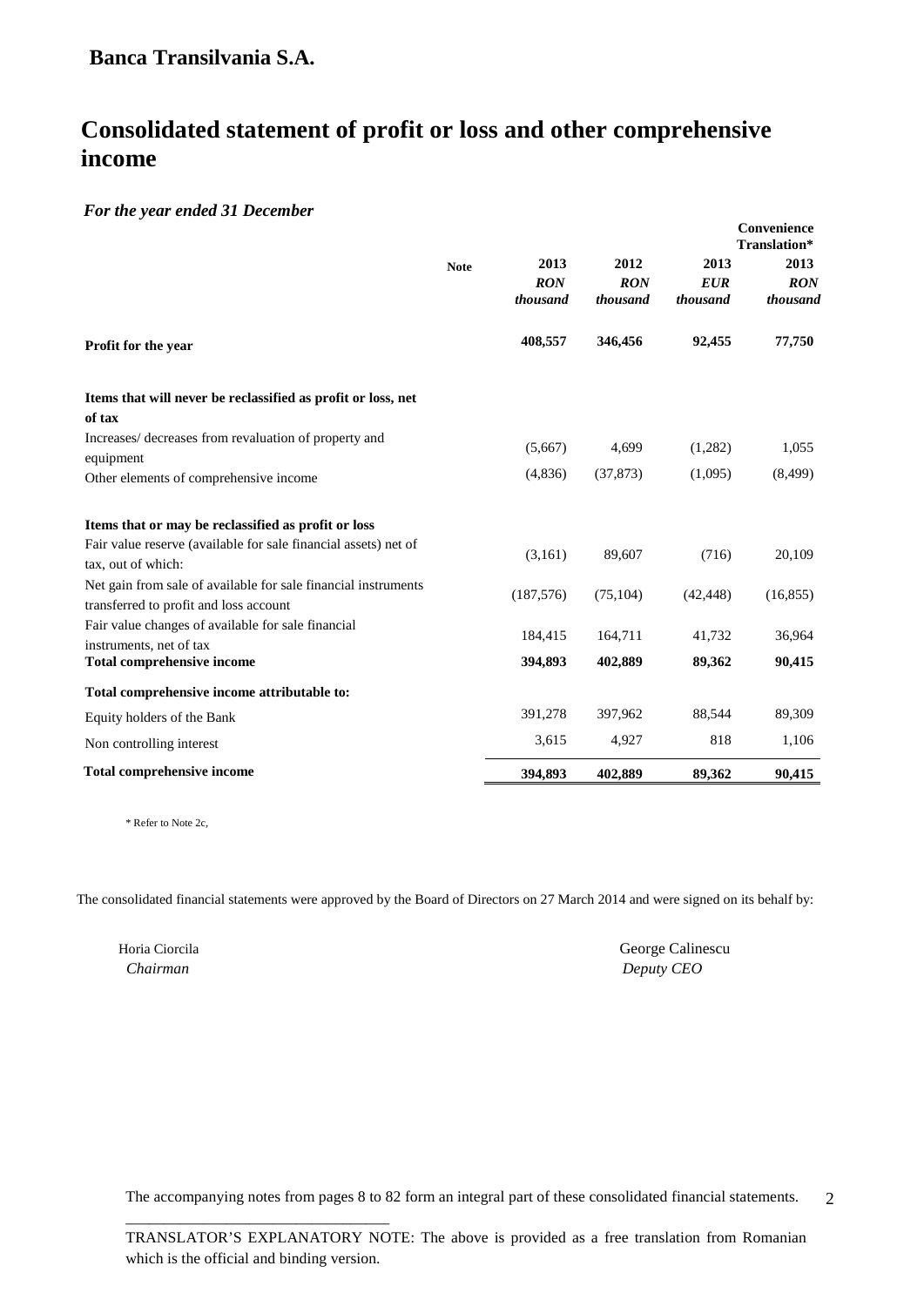**Banca Transilvania S.A.**

# Consolidated statement of profit or loss and other comprehensive income

*For the year ended 31 December*

| | Note | 2013 | 2012 | 2013 | Convenience Translation* 2013 |
|---|---|---|---|---|---|
| | | *RON thousand* | *RON thousand* | *EUR thousand* | *RON thousand* |
| **Profit for the year** | | **408,557** | **346,456** | **92,455** | **77,750** |
| **Items that will never be reclassified as profit or loss, net of tax** | | | | | |
| Increases/ decreases from revaluation of property and equipment | | (5,667) | 4,699 | (1,282) | 1,055 |
| Other elements of comprehensive income | | (4,836) | (37,873) | (1,095) | (8,499) |
| **Items that or may be reclassified as profit or loss** | | | | | |
| Fair value reserve (available for sale financial assets) net of tax, out of which: | | (3,161) | 89,607 | (716) | 20,109 |
| Net gain from sale of available for sale financial instruments transferred to profit and loss account | | (187,576) | (75,104) | (42,448) | (16,855) |
| Fair value changes of available for sale financial instruments, net of tax | | 184,415 | 164,711 | 41,732 | 36,964 |
| **Total comprehensive income** | | **394,893** | **402,889** | **89,362** | **90,415** |
| **Total comprehensive income attributable to:** | | | | | |
| Equity holders of the Bank | | 391,278 | 397,962 | 88,544 | 89,309 |
| Non controlling interest | | 3,615 | 4,927 | 818 | 1,106 |
| **Total comprehensive income** | | **394,893** | **402,889** | **89,362** | **90,415** |

\* Refer to Note 2c,

The consolidated financial statements were approved by the Board of Directors on 27 March 2014 and were signed on its behalf by:

Horia Ciorcila
*Chairman*

George Calinescu
*Deputy CEO*

The accompanying notes from pages 8 to 82 form an integral part of these consolidated financial statements.

TRANSLATOR'S EXPLANATORY NOTE: The above is provided as a free translation from Romanian which is the official and binding version.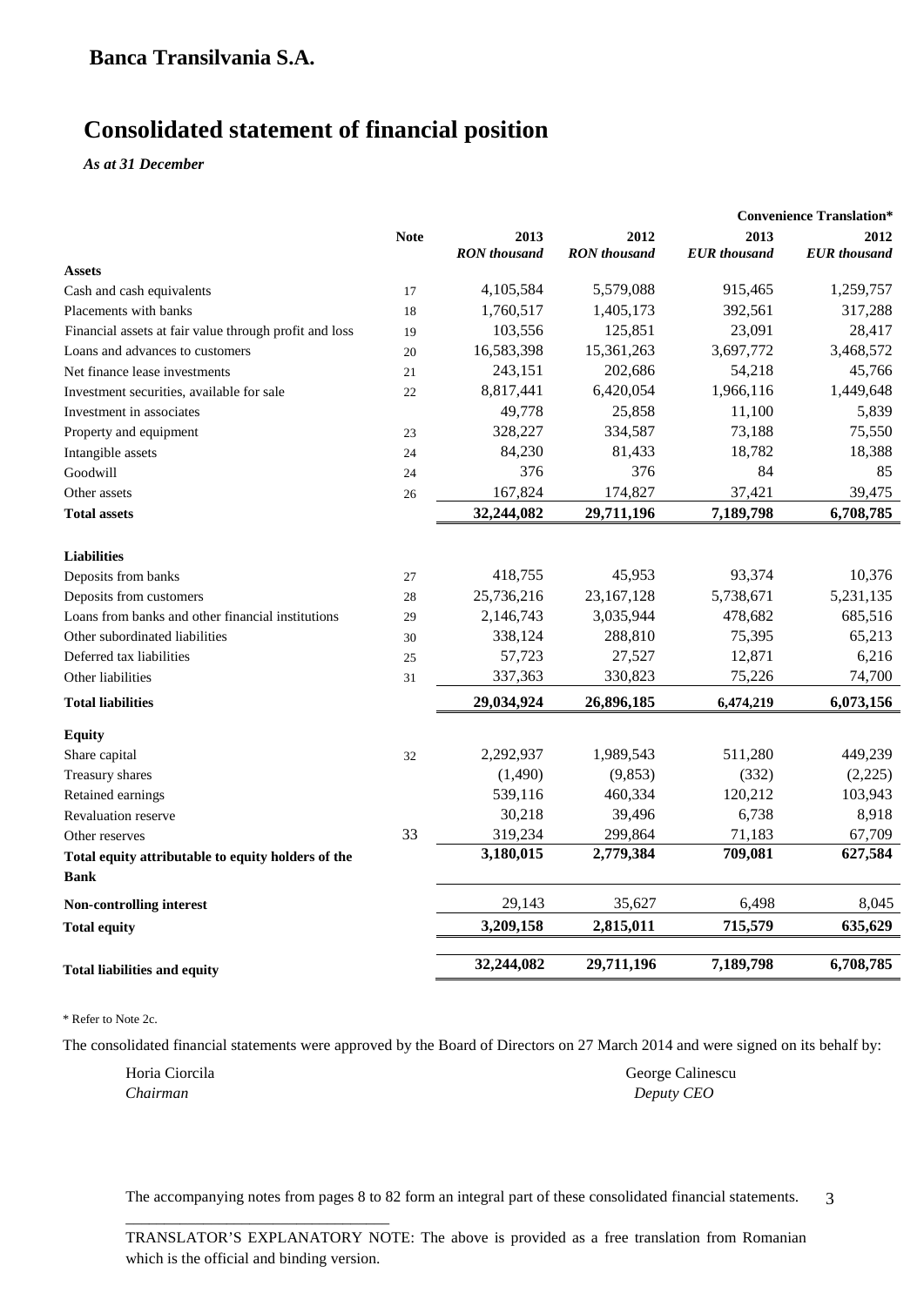# Banca Transilvania S.A.

## Consolidated statement of financial position

*As at 31 December*

| | Note | 2013 | 2012 | 2013 | 2012 |
|---|---|---|---|---|---|
| | | | | **Convenience Translation*** | |
| | | *RON thousand* | *RON thousand* | *EUR thousand* | *EUR thousand* |
| **Assets** | | | | | |
| Cash and cash equivalents | 17 | 4,105,584 | 5,579,088 | 915,465 | 1,259,757 |
| Placements with banks | 18 | 1,760,517 | 1,405,173 | 392,561 | 317,288 |
| Financial assets at fair value through profit and loss | 19 | 103,556 | 125,851 | 23,091 | 28,417 |
| Loans and advances to customers | 20 | 16,583,398 | 15,361,263 | 3,697,772 | 3,468,572 |
| Net finance lease investments | 21 | 243,151 | 202,686 | 54,218 | 45,766 |
| Investment securities, available for sale | 22 | 8,817,441 | 6,420,054 | 1,966,116 | 1,449,648 |
| Investment in associates | | 49,778 | 25,858 | 11,100 | 5,839 |
| Property and equipment | 23 | 328,227 | 334,587 | 73,188 | 75,550 |
| Intangible assets | 24 | 84,230 | 81,433 | 18,782 | 18,388 |
| Goodwill | 24 | 376 | 376 | 84 | 85 |
| Other assets | 26 | 167,824 | 174,827 | 37,421 | 39,475 |
| **Total assets** | | **32,244,082** | **29,711,196** | **7,189,798** | **6,708,785** |
| **Liabilities** | | | | | |
| Deposits from banks | 27 | 418,755 | 45,953 | 93,374 | 10,376 |
| Deposits from customers | 28 | 25,736,216 | 23,167,128 | 5,738,671 | 5,231,135 |
| Loans from banks and other financial institutions | 29 | 2,146,743 | 3,035,944 | 478,682 | 685,516 |
| Other subordinated liabilities | 30 | 338,124 | 288,810 | 75,395 | 65,213 |
| Deferred tax liabilities | 25 | 57,723 | 27,527 | 12,871 | 6,216 |
| Other liabilities | 31 | 337,363 | 330,823 | 75,226 | 74,700 |
| **Total liabilities** | | **29,034,924** | **26,896,185** | **6,474,219** | **6,073,156** |
| **Equity** | | | | | |
| Share capital | 32 | 2,292,937 | 1,989,543 | 511,280 | 449,239 |
| Treasury shares | | (1,490) | (9,853) | (332) | (2,225) |
| Retained earnings | | 539,116 | 460,334 | 120,212 | 103,943 |
| Revaluation reserve | | 30,218 | 39,496 | 6,738 | 8,918 |
| Other reserves | 33 | 319,234 | 299,864 | 71,183 | 67,709 |
| **Total equity attributable to equity holders of the Bank** | | **3,180,015** | **2,779,384** | **709,081** | **627,584** |
| **Non-controlling interest** | | 29,143 | 35,627 | 6,498 | 8,045 |
| **Total equity** | | **3,209,158** | **2,815,011** | **715,579** | **635,629** |
| **Total liabilities and equity** | | **32,244,082** | **29,711,196** | **7,189,798** | **6,708,785** |

* Refer to Note 2c.

The consolidated financial statements were approved by the Board of Directors on 27 March 2014 and were signed on its behalf by:

Horia Ciorcila
*Chairman*

George Calinescu
*Deputy CEO*

The accompanying notes from pages 8 to 82 form an integral part of these consolidated financial statements.

TRANSLATOR'S EXPLANATORY NOTE: The above is provided as a free translation from Romanian which is the official and binding version.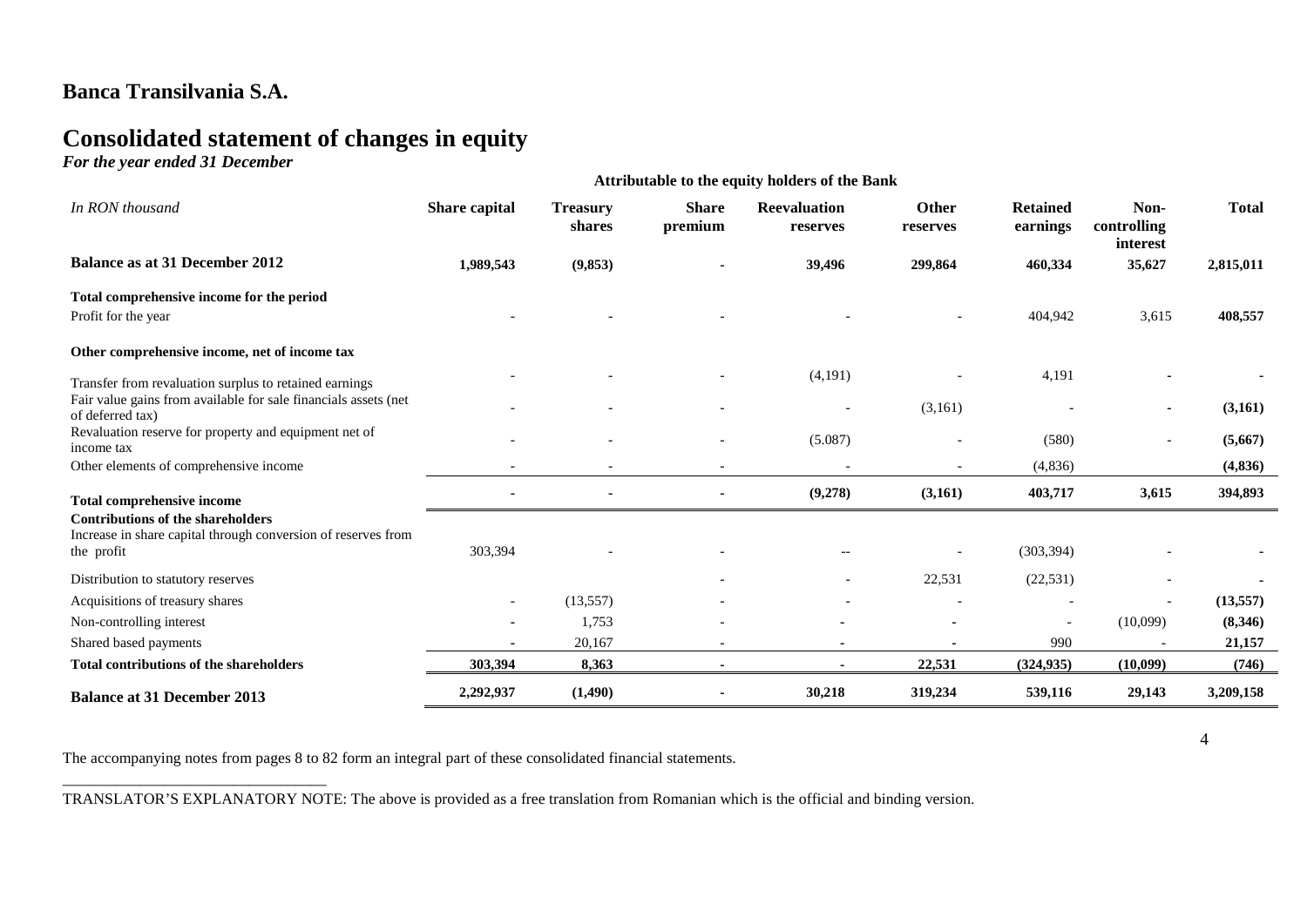# Banca Transilvania S.A.

# Consolidated statement of changes in equity

*For the year ended 31 December*

| *In RON thousand* | Attributable to the equity holders of the Bank | | | | | | | |
|---|---|---|---|---|---|---|---|---|
| | **Share capital** | **Treasury shares** | **Share premium** | **Reevaluation reserves** | **Other reserves** | **Retained earnings** | **Non-controlling interest** | **Total** |
| **Balance as at 31 December 2012** | **1,989,543** | **(9,853)** | **-** | **39,496** | **299,864** | **460,334** | **35,627** | **2,815,011** |
| **Total comprehensive income for the period** | | | | | | | | |
| Profit for the year | - | - | - | - | - | 404,942 | 3,615 | **408,557** |
| **Other comprehensive income, net of income tax** | | | | | | | | |
| Transfer from revaluation surplus to retained earnings | - | - | - | (4,191) | - | 4,191 | **-** | **-** |
| Fair value gains from available for sale financials assets (net of deferred tax) | - | - | - | - | (3,161) | - | **-** | **(3,161)** |
| Revaluation reserve for property and equipment net of income tax | - | - | - | (5.087) | - | (580) | - | **(5,667)** |
| Other elements of comprehensive income | - | - | - | - | - | (4,836) | | **(4,836)** |
| **Total comprehensive income** | **-** | **-** | **-** | **(9,278)** | **(3,161)** | **403,717** | **3,615** | **394,893** |
| **Contributions of the shareholders** | | | | | | | | |
| Increase in share capital through conversion of reserves from the profit | 303,394 | - | - | -- | - | (303,394) | - | **-** |
| Distribution to statutory reserves | | | - | - | 22,531 | (22,531) | - | **-** |
| Acquisitions of treasury shares | - | (13,557) | - | - | - | - | - | **(13,557)** |
| Non-controlling interest | - | 1,753 | - | - | - | - | (10,099) | **(8,346)** |
| Shared based payments | - | 20,167 | - | - | - | 990 | - | **21,157** |
| **Total contributions of the shareholders** | **303,394** | **8,363** | **-** | **-** | **22,531** | **(324,935)** | **(10,099)** | **(746)** |
| **Balance at 31 December 2013** | **2,292,937** | **(1,490)** | **-** | **30,218** | **319,234** | **539,116** | **29,143** | **3,209,158** |

The accompanying notes from pages 8 to 82 form an integral part of these consolidated financial statements.

TRANSLATOR'S EXPLANATORY NOTE: The above is provided as a free translation from Romanian which is the official and binding version.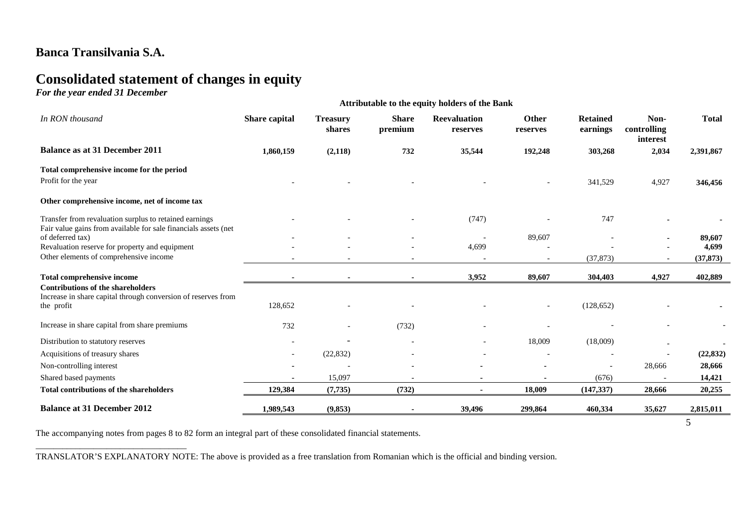# Banca Transilvania S.A.

# Consolidated statement of changes in equity

*For the year ended 31 December*

| *In RON thousand* | Attributable to the equity holders of the Bank | | | | | | | |
|---|---|---|---|---|---|---|---|---|
| | **Share capital** | **Treasury shares** | **Share premium** | **Reevaluation reserves** | **Other reserves** | **Retained earnings** | **Non-controlling interest** | **Total** |
| **Balance as at 31 December 2011** | **1,860,159** | **(2,118)** | **732** | **35,544** | **192,248** | **303,268** | **2,034** | **2,391,867** |
| **Total comprehensive income for the period** | | | | | | | | |
| Profit for the year | - | - | - | - | - | 341,529 | 4,927 | **346,456** |
| **Other comprehensive income, net of income tax** | | | | | | | | |
| Transfer from revaluation surplus to retained earnings | - | - | - | (747) | - | 747 | - | - |
| Fair value gains from available for sale financials assets (net of deferred tax) | - | - | - | - | 89,607 | - | - | **89,607** |
| Revaluation reserve for property and equipment | - | - | - | 4,699 | - | - | - | **4,699** |
| Other elements of comprehensive income | - | - | - | - | - | (37,873) | - | **(37,873)** |
| **Total comprehensive income** | - | - | - | **3,952** | **89,607** | **304,403** | **4,927** | **402,889** |
| **Contributions of the shareholders** | | | | | | | | |
| Increase in share capital through conversion of reserves from the profit | 128,652 | - | - | - | - | (128,652) | - | - |
| Increase in share capital from share premiums | 732 | - | (732) | - | - | - | - | - |
| Distribution to statutory reserves | - | - | - | - | 18,009 | (18,009) | - | - |
| Acquisitions of treasury shares | - | (22,832) | - | - | - | - | - | **(22,832)** |
| Non-controlling interest | - | - | - | - | - | - | 28,666 | **28,666** |
| Shared based payments | - | 15,097 | - | - | - | (676) | - | **14,421** |
| **Total contributions of the shareholders** | **129,384** | **(7,735)** | **(732)** | - | **18,009** | **(147,337)** | **28,666** | **20,255** |
| **Balance at 31 December 2012** | **1,989,543** | **(9,853)** | - | **39,496** | **299,864** | **460,334** | **35,627** | **2,815,011** |

The accompanying notes from pages 8 to 82 form an integral part of these consolidated financial statements.

TRANSLATOR'S EXPLANATORY NOTE: The above is provided as a free translation from Romanian which is the official and binding version.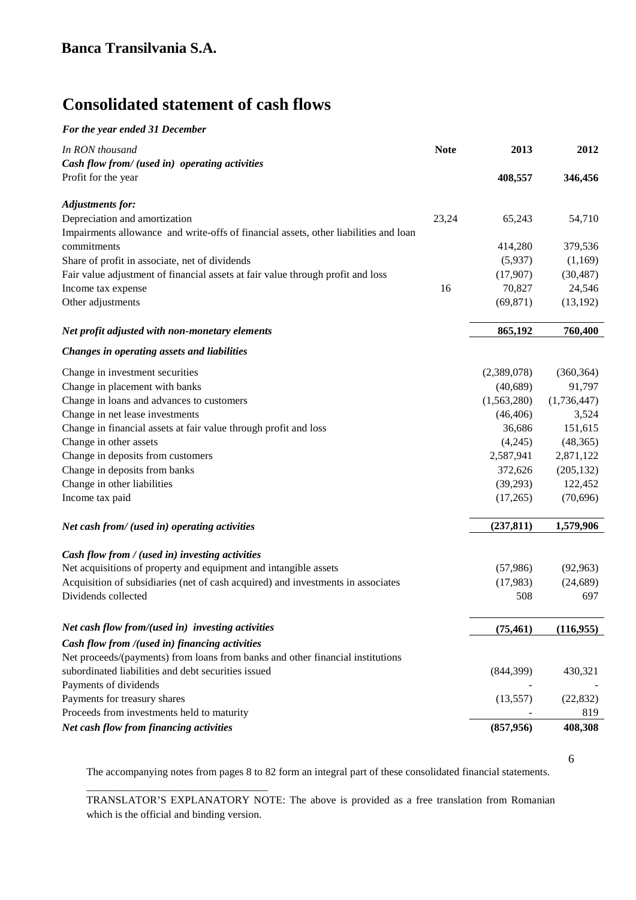## Banca Transilvania S.A.

# Consolidated statement of cash flows

***For the year ended 31 December***

| *In RON thousand* | **Note** | **2013** | **2012** |
|---|---|---|---|
| ***Cash flow from/ (used in) operating activities*** | | | |
| Profit for the year | | **408,557** | **346,456** |
| ***Adjustments for:*** | | | |
| Depreciation and amortization | 23,24 | 65,243 | 54,710 |
| Impairments allowance and write-offs of financial assets, other liabilities and loan commitments | | 414,280 | 379,536 |
| Share of profit in associate, net of dividends | | (5,937) | (1,169) |
| Fair value adjustment of financial assets at fair value through profit and loss | | (17,907) | (30,487) |
| Income tax expense | 16 | 70,827 | 24,546 |
| Other adjustments | | (69,871) | (13,192) |
| ***Net profit adjusted with non-monetary elements*** | | **865,192** | **760,400** |
| ***Changes in operating assets and liabilities*** | | | |
| Change in investment securities | | (2,389,078) | (360,364) |
| Change in placement with banks | | (40,689) | 91,797 |
| Change in loans and advances to customers | | (1,563,280) | (1,736,447) |
| Change in net lease investments | | (46,406) | 3,524 |
| Change in financial assets at fair value through profit and loss | | 36,686 | 151,615 |
| Change in other assets | | (4,245) | (48,365) |
| Change in deposits from customers | | 2,587,941 | 2,871,122 |
| Change in deposits from banks | | 372,626 | (205,132) |
| Change in other liabilities | | (39,293) | 122,452 |
| Income tax paid | | (17,265) | (70,696) |
| ***Net cash from/ (used in) operating activities*** | | **(237,811)** | **1,579,906** |
| ***Cash flow from / (used in) investing activities*** | | | |
| Net acquisitions of property and equipment and intangible assets | | (57,986) | (92,963) |
| Acquisition of subsidiaries (net of cash acquired) and investments in associates | | (17,983) | (24,689) |
| Dividends collected | | 508 | 697 |
| ***Net cash flow from/(used in) investing activities*** | | **(75,461)** | **(116,955)** |
| ***Cash flow from /(used in) financing activities*** | | | |
| Net proceeds/(payments) from loans from banks and other financial institutions subordinated liabilities and debt securities issued | | (844,399) | 430,321 |
| Payments of dividends | | - | - |
| Payments for treasury shares | | (13,557) | (22,832) |
| Proceeds from investments held to maturity | | - | 819 |
| ***Net cash flow from financing activities*** | | **(857,956)** | **408,308** |

The accompanying notes from pages 8 to 82 form an integral part of these consolidated financial statements.

TRANSLATOR'S EXPLANATORY NOTE: The above is provided as a free translation from Romanian which is the official and binding version.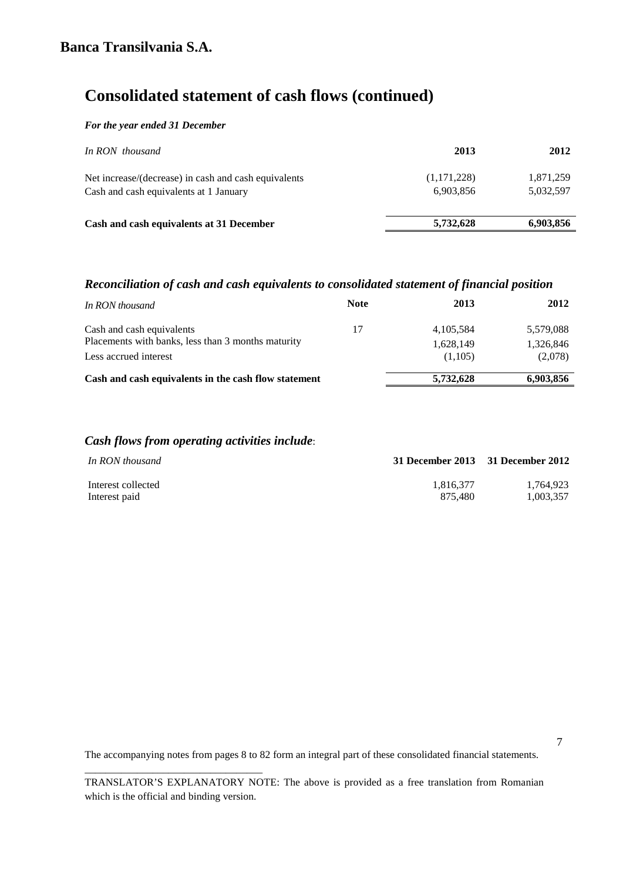# Banca Transilvania S.A.

## Consolidated statement of cash flows (continued)

***For the year ended 31 December***

| *In RON thousand* | **2013** | **2012** |
|---|---|---|
| Net increase/(decrease) in cash and cash equivalents | (1,171,228) | 1,871,259 |
| Cash and cash equivalents at 1 January | 6,903,856 | 5,032,597 |
| **Cash and cash equivalents at 31 December** | **5,732,628** | **6,903,856** |

### *Reconciliation of cash and cash equivalents to consolidated statement of financial position*

| *In RON thousand* | **Note** | **2013** | **2012** |
|---|---|---|---|
| Cash and cash equivalents | 17 | 4,105,584 | 5,579,088 |
| Placements with banks, less than 3 months maturity | | 1,628,149 | 1,326,846 |
| Less accrued interest | | (1,105) | (2,078) |
| **Cash and cash equivalents in the cash flow statement** | | **5,732,628** | **6,903,856** |

### *Cash flows from operating activities include*:

| *In RON thousand* | **31 December 2013** | **31 December 2012** |
|---|---|---|
| Interest collected | 1,816,377 | 1,764,923 |
| Interest paid | 875,480 | 1,003,357 |

The accompanying notes from pages 8 to 82 form an integral part of these consolidated financial statements.

TRANSLATOR'S EXPLANATORY NOTE: The above is provided as a free translation from Romanian which is the official and binding version.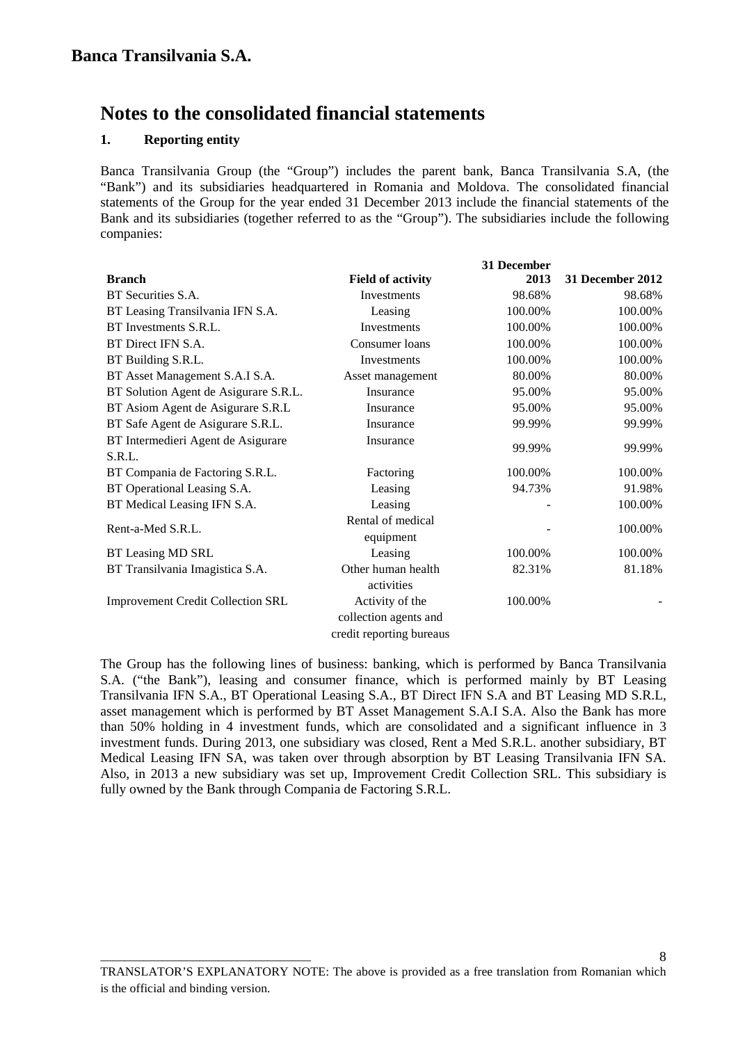## Banca Transilvania S.A.

# Notes to the consolidated financial statements

### 1. Reporting entity

Banca Transilvania Group (the "Group") includes the parent bank, Banca Transilvania S.A, (the "Bank") and its subsidiaries headquartered in Romania and Moldova. The consolidated financial statements of the Group for the year ended 31 December 2013 include the financial statements of the Bank and its subsidiaries (together referred to as the "Group"). The subsidiaries include the following companies:

| Branch | Field of activity | 31 December 2013 | 31 December 2012 |
|---|---|---|---|
| BT Securities S.A. | Investments | 98.68% | 98.68% |
| BT Leasing Transilvania IFN S.A. | Leasing | 100.00% | 100.00% |
| BT Investments S.R.L. | Investments | 100.00% | 100.00% |
| BT Direct IFN S.A. | Consumer loans | 100.00% | 100.00% |
| BT Building S.R.L. | Investments | 100.00% | 100.00% |
| BT Asset Management S.A.I S.A. | Asset management | 80.00% | 80.00% |
| BT Solution Agent de Asigurare S.R.L. | Insurance | 95.00% | 95.00% |
| BT Asiom Agent de Asigurare S.R.L | Insurance | 95.00% | 95.00% |
| BT Safe Agent de Asigurare S.R.L. | Insurance | 99.99% | 99.99% |
| BT Intermedieri Agent de Asigurare S.R.L. | Insurance | 99.99% | 99.99% |
| BT Compania de Factoring S.R.L. | Factoring | 100.00% | 100.00% |
| BT Operational Leasing S.A. | Leasing | 94.73% | 91.98% |
| BT Medical Leasing IFN S.A. | Leasing | - | 100.00% |
| Rent-a-Med S.R.L. | Rental of medical equipment | - | 100.00% |
| BT Leasing MD SRL | Leasing | 100.00% | 100.00% |
| BT Transilvania Imagistica S.A. | Other human health activities | 82.31% | 81.18% |
| Improvement Credit Collection SRL | Activity of the collection agents and credit reporting bureaus | 100.00% | - |

The Group has the following lines of business: banking, which is performed by Banca Transilvania S.A. ("the Bank"), leasing and consumer finance, which is performed mainly by BT Leasing Transilvania IFN S.A., BT Operational Leasing S.A., BT Direct IFN S.A and BT Leasing MD S.R.L, asset management which is performed by BT Asset Management S.A.I S.A. Also the Bank has more than 50% holding in 4 investment funds, which are consolidated and a significant influence in 3 investment funds. During 2013, one subsidiary was closed, Rent a Med S.R.L. another subsidiary, BT Medical Leasing IFN SA, was taken over through absorption by BT Leasing Transilvania IFN SA. Also, in 2013 a new subsidiary was set up, Improvement Credit Collection SRL. This subsidiary is fully owned by the Bank through Compania de Factoring S.R.L.

TRANSLATOR'S EXPLANATORY NOTE: The above is provided as a free translation from Romanian which is the official and binding version.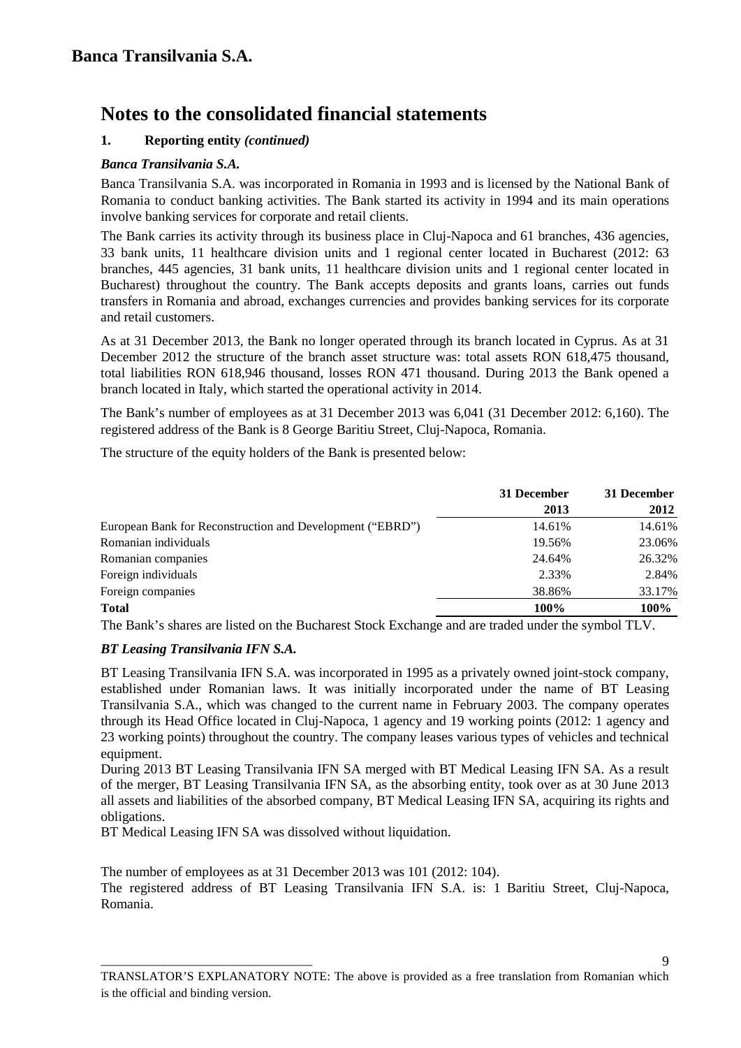# Notes to the consolidated financial statements

## 1. Reporting entity *(continued)*

### *Banca Transilvania S.A.*

Banca Transilvania S.A. was incorporated in Romania in 1993 and is licensed by the National Bank of Romania to conduct banking activities. The Bank started its activity in 1994 and its main operations involve banking services for corporate and retail clients.

The Bank carries its activity through its business place in Cluj-Napoca and 61 branches, 436 agencies, 33 bank units, 11 healthcare division units and 1 regional center located in Bucharest (2012: 63 branches, 445 agencies, 31 bank units, 11 healthcare division units and 1 regional center located in Bucharest) throughout the country. The Bank accepts deposits and grants loans, carries out funds transfers in Romania and abroad, exchanges currencies and provides banking services for its corporate and retail customers.

As at 31 December 2013, the Bank no longer operated through its branch located in Cyprus. As at 31 December 2012 the structure of the branch asset structure was: total assets RON 618,475 thousand, total liabilities RON 618,946 thousand, losses RON 471 thousand. During 2013 the Bank opened a branch located in Italy, which started the operational activity in 2014.

The Bank's number of employees as at 31 December 2013 was 6,041 (31 December 2012: 6,160). The registered address of the Bank is 8 George Baritiu Street, Cluj-Napoca, Romania.

The structure of the equity holders of the Bank is presented below:

| | 31 December 2013 | 31 December 2012 |
|---|---|---|
| European Bank for Reconstruction and Development ("EBRD") | 14.61% | 14.61% |
| Romanian individuals | 19.56% | 23.06% |
| Romanian companies | 24.64% | 26.32% |
| Foreign individuals | 2.33% | 2.84% |
| Foreign companies | 38.86% | 33.17% |
| **Total** | **100%** | **100%** |

The Bank's shares are listed on the Bucharest Stock Exchange and are traded under the symbol TLV.

### *BT Leasing Transilvania IFN S.A.*

BT Leasing Transilvania IFN S.A. was incorporated in 1995 as a privately owned joint-stock company, established under Romanian laws. It was initially incorporated under the name of BT Leasing Transilvania S.A., which was changed to the current name in February 2003. The company operates through its Head Office located in Cluj-Napoca, 1 agency and 19 working points (2012: 1 agency and 23 working points) throughout the country. The company leases various types of vehicles and technical equipment.

During 2013 BT Leasing Transilvania IFN SA merged with BT Medical Leasing IFN SA. As a result of the merger, BT Leasing Transilvania IFN SA, as the absorbing entity, took over as at 30 June 2013 all assets and liabilities of the absorbed company, BT Medical Leasing IFN SA, acquiring its rights and obligations.

BT Medical Leasing IFN SA was dissolved without liquidation.

The number of employees as at 31 December 2013 was 101 (2012: 104).

The registered address of BT Leasing Transilvania IFN S.A. is: 1 Baritiu Street, Cluj-Napoca, Romania.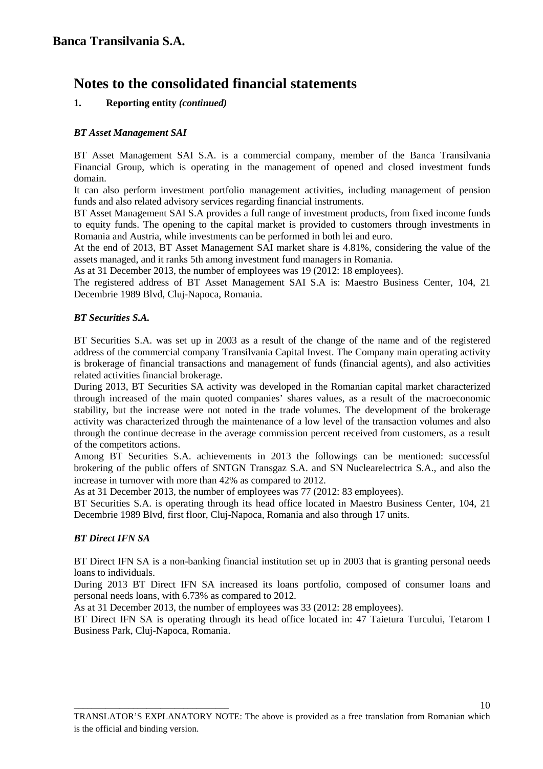## Notes to the consolidated financial statements

### 1. Reporting entity *(continued)*

#### *BT Asset Management SAI*

BT Asset Management SAI S.A. is a commercial company, member of the Banca Transilvania Financial Group, which is operating in the management of opened and closed investment funds domain.

It can also perform investment portfolio management activities, including management of pension funds and also related advisory services regarding financial instruments.

BT Asset Management SAI S.A provides a full range of investment products, from fixed income funds to equity funds. The opening to the capital market is provided to customers through investments in Romania and Austria, while investments can be performed in both lei and euro.

At the end of 2013, BT Asset Management SAI market share is 4.81%, considering the value of the assets managed, and it ranks 5th among investment fund managers in Romania.

As at 31 December 2013, the number of employees was 19 (2012: 18 employees).

The registered address of BT Asset Management SAI S.A is: Maestro Business Center, 104, 21 Decembrie 1989 Blvd, Cluj-Napoca, Romania.

#### *BT Securities S.A.*

BT Securities S.A. was set up in 2003 as a result of the change of the name and of the registered address of the commercial company Transilvania Capital Invest. The Company main operating activity is brokerage of financial transactions and management of funds (financial agents), and also activities related activities financial brokerage.

During 2013, BT Securities SA activity was developed in the Romanian capital market characterized through increased of the main quoted companies' shares values, as a result of the macroeconomic stability, but the increase were not noted in the trade volumes. The development of the brokerage activity was characterized through the maintenance of a low level of the transaction volumes and also through the continue decrease in the average commission percent received from customers, as a result of the competitors actions.

Among BT Securities S.A. achievements in 2013 the followings can be mentioned: successful brokering of the public offers of SNTGN Transgaz S.A. and SN Nuclearelectrica S.A., and also the increase in turnover with more than 42% as compared to 2012.

As at 31 December 2013, the number of employees was 77 (2012: 83 employees).

BT Securities S.A. is operating through its head office located in Maestro Business Center, 104, 21 Decembrie 1989 Blvd, first floor, Cluj-Napoca, Romania and also through 17 units.

#### *BT Direct IFN SA*

BT Direct IFN SA is a non-banking financial institution set up in 2003 that is granting personal needs loans to individuals.

During 2013 BT Direct IFN SA increased its loans portfolio, composed of consumer loans and personal needs loans, with 6.73% as compared to 2012.

As at 31 December 2013, the number of employees was 33 (2012: 28 employees).

BT Direct IFN SA is operating through its head office located in: 47 Taietura Turcului, Tetarom I Business Park, Cluj-Napoca, Romania.

TRANSLATOR'S EXPLANATORY NOTE: The above is provided as a free translation from Romanian which is the official and binding version.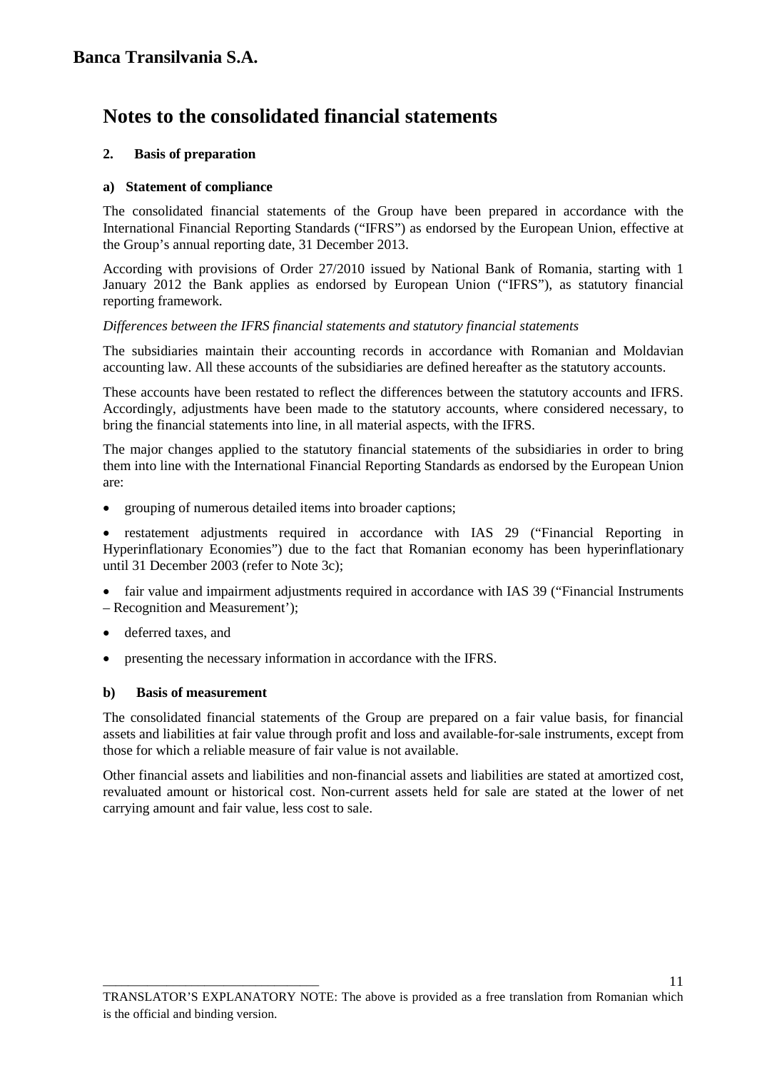# Notes to the consolidated financial statements

## 2. Basis of preparation

### a) Statement of compliance

The consolidated financial statements of the Group have been prepared in accordance with the International Financial Reporting Standards ("IFRS") as endorsed by the European Union, effective at the Group's annual reporting date, 31 December 2013.

According with provisions of Order 27/2010 issued by National Bank of Romania, starting with 1 January 2012 the Bank applies as endorsed by European Union ("IFRS"), as statutory financial reporting framework.

*Differences between the IFRS financial statements and statutory financial statements*

The subsidiaries maintain their accounting records in accordance with Romanian and Moldavian accounting law. All these accounts of the subsidiaries are defined hereafter as the statutory accounts.

These accounts have been restated to reflect the differences between the statutory accounts and IFRS. Accordingly, adjustments have been made to the statutory accounts, where considered necessary, to bring the financial statements into line, in all material aspects, with the IFRS.

The major changes applied to the statutory financial statements of the subsidiaries in order to bring them into line with the International Financial Reporting Standards as endorsed by the European Union are:

- grouping of numerous detailed items into broader captions;
- restatement adjustments required in accordance with IAS 29 ("Financial Reporting in Hyperinflationary Economies") due to the fact that Romanian economy has been hyperinflationary until 31 December 2003 (refer to Note 3c);
- fair value and impairment adjustments required in accordance with IAS 39 ("Financial Instruments – Recognition and Measurement');
- deferred taxes, and
- presenting the necessary information in accordance with the IFRS.

### b) Basis of measurement

The consolidated financial statements of the Group are prepared on a fair value basis, for financial assets and liabilities at fair value through profit and loss and available-for-sale instruments, except from those for which a reliable measure of fair value is not available.

Other financial assets and liabilities and non-financial assets and liabilities are stated at amortized cost, revaluated amount or historical cost. Non-current assets held for sale are stated at the lower of net carrying amount and fair value, less cost to sale.

TRANSLATOR'S EXPLANATORY NOTE: The above is provided as a free translation from Romanian which is the official and binding version.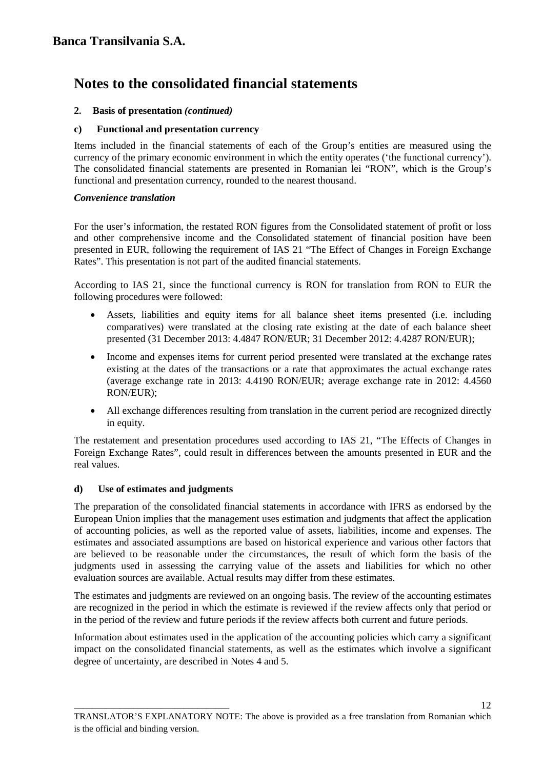# Notes to the consolidated financial statements

## 2. Basis of presentation *(continued)*

### c) Functional and presentation currency

Items included in the financial statements of each of the Group's entities are measured using the currency of the primary economic environment in which the entity operates ('the functional currency'). The consolidated financial statements are presented in Romanian lei "RON", which is the Group's functional and presentation currency, rounded to the nearest thousand.

***Convenience translation***

For the user's information, the restated RON figures from the Consolidated statement of profit or loss and other comprehensive income and the Consolidated statement of financial position have been presented in EUR, following the requirement of IAS 21 "The Effect of Changes in Foreign Exchange Rates". This presentation is not part of the audited financial statements.

According to IAS 21, since the functional currency is RON for translation from RON to EUR the following procedures were followed:

- Assets, liabilities and equity items for all balance sheet items presented (i.e. including comparatives) were translated at the closing rate existing at the date of each balance sheet presented (31 December 2013: 4.4847 RON/EUR; 31 December 2012: 4.4287 RON/EUR);
- Income and expenses items for current period presented were translated at the exchange rates existing at the dates of the transactions or a rate that approximates the actual exchange rates (average exchange rate in 2013: 4.4190 RON/EUR; average exchange rate in 2012: 4.4560 RON/EUR);
- All exchange differences resulting from translation in the current period are recognized directly in equity.

The restatement and presentation procedures used according to IAS 21, "The Effects of Changes in Foreign Exchange Rates", could result in differences between the amounts presented in EUR and the real values.

### d) Use of estimates and judgments

The preparation of the consolidated financial statements in accordance with IFRS as endorsed by the European Union implies that the management uses estimation and judgments that affect the application of accounting policies, as well as the reported value of assets, liabilities, income and expenses. The estimates and associated assumptions are based on historical experience and various other factors that are believed to be reasonable under the circumstances, the result of which form the basis of the judgments used in assessing the carrying value of the assets and liabilities for which no other evaluation sources are available. Actual results may differ from these estimates.

The estimates and judgments are reviewed on an ongoing basis. The review of the accounting estimates are recognized in the period in which the estimate is reviewed if the review affects only that period or in the period of the review and future periods if the review affects both current and future periods.

Information about estimates used in the application of the accounting policies which carry a significant impact on the consolidated financial statements, as well as the estimates which involve a significant degree of uncertainty, are described in Notes 4 and 5.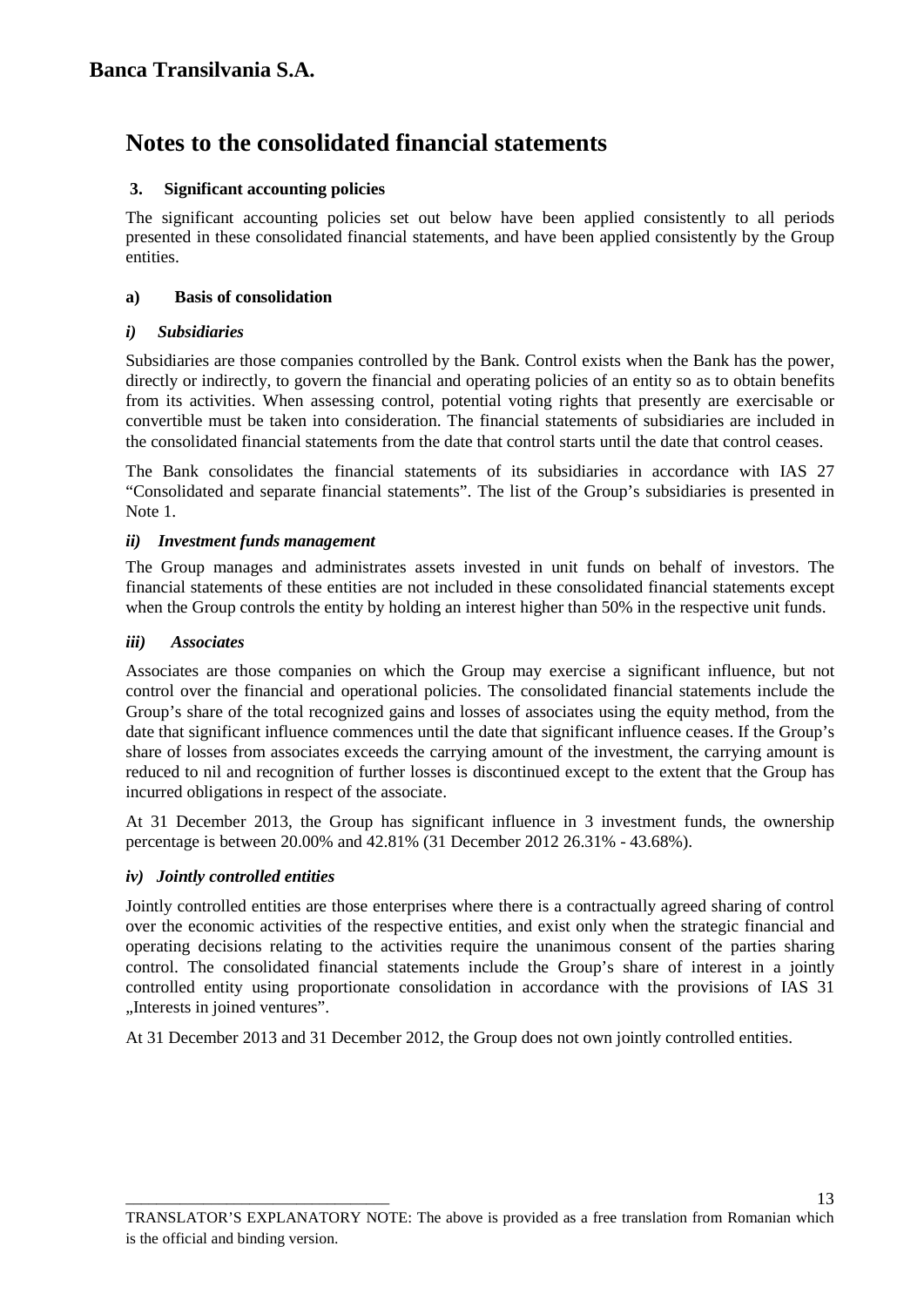# Banca Transilvania S.A.

# Notes to the consolidated financial statements

## 3. Significant accounting policies

The significant accounting policies set out below have been applied consistently to all periods presented in these consolidated financial statements, and have been applied consistently by the Group entities.

### a) Basis of consolidation

#### *i) Subsidiaries*

Subsidiaries are those companies controlled by the Bank. Control exists when the Bank has the power, directly or indirectly, to govern the financial and operating policies of an entity so as to obtain benefits from its activities. When assessing control, potential voting rights that presently are exercisable or convertible must be taken into consideration. The financial statements of subsidiaries are included in the consolidated financial statements from the date that control starts until the date that control ceases.

The Bank consolidates the financial statements of its subsidiaries in accordance with IAS 27 "Consolidated and separate financial statements". The list of the Group's subsidiaries is presented in Note 1.

#### *ii) Investment funds management*

The Group manages and administrates assets invested in unit funds on behalf of investors. The financial statements of these entities are not included in these consolidated financial statements except when the Group controls the entity by holding an interest higher than 50% in the respective unit funds.

#### *iii) Associates*

Associates are those companies on which the Group may exercise a significant influence, but not control over the financial and operational policies. The consolidated financial statements include the Group's share of the total recognized gains and losses of associates using the equity method, from the date that significant influence commences until the date that significant influence ceases. If the Group's share of losses from associates exceeds the carrying amount of the investment, the carrying amount is reduced to nil and recognition of further losses is discontinued except to the extent that the Group has incurred obligations in respect of the associate.

At 31 December 2013, the Group has significant influence in 3 investment funds, the ownership percentage is between 20.00% and 42.81% (31 December 2012 26.31% - 43.68%).

#### *iv) Jointly controlled entities*

Jointly controlled entities are those enterprises where there is a contractually agreed sharing of control over the economic activities of the respective entities, and exist only when the strategic financial and operating decisions relating to the activities require the unanimous consent of the parties sharing control. The consolidated financial statements include the Group's share of interest in a jointly controlled entity using proportionate consolidation in accordance with the provisions of IAS 31 „Interests in joined ventures".

At 31 December 2013 and 31 December 2012, the Group does not own jointly controlled entities.

TRANSLATOR'S EXPLANATORY NOTE: The above is provided as a free translation from Romanian which is the official and binding version.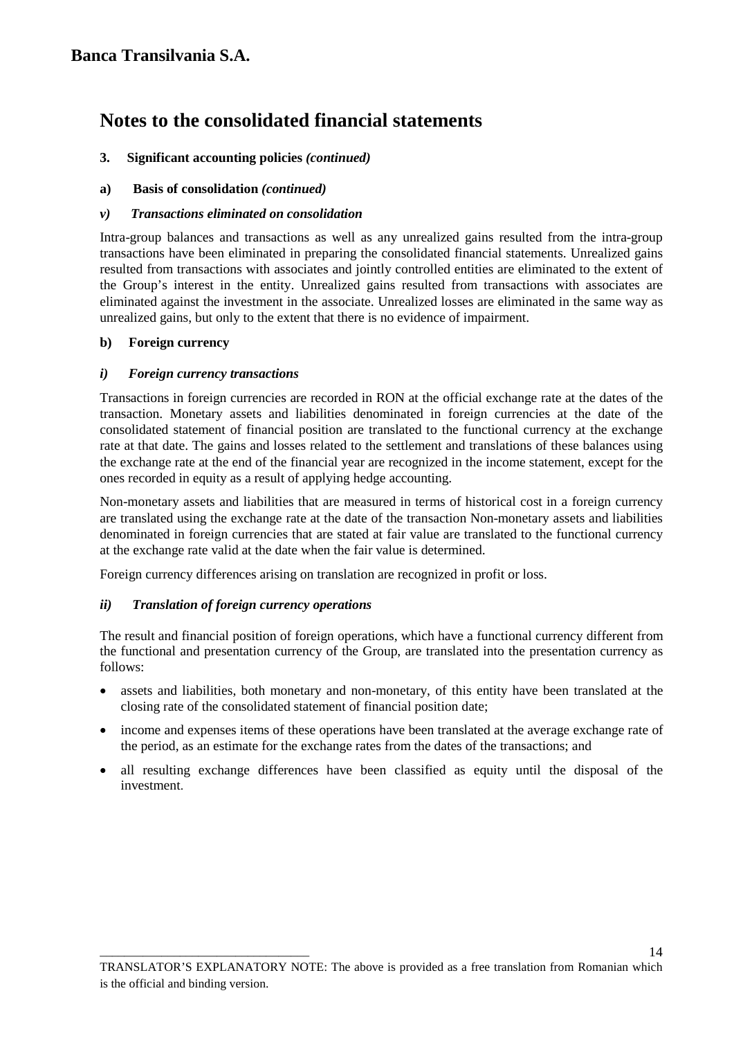# Notes to the consolidated financial statements

**3. Significant accounting policies *(continued)***

**a) Basis of consolidation *(continued)***

***v) Transactions eliminated on consolidation***

Intra-group balances and transactions as well as any unrealized gains resulted from the intra-group transactions have been eliminated in preparing the consolidated financial statements. Unrealized gains resulted from transactions with associates and jointly controlled entities are eliminated to the extent of the Group's interest in the entity. Unrealized gains resulted from transactions with associates are eliminated against the investment in the associate. Unrealized losses are eliminated in the same way as unrealized gains, but only to the extent that there is no evidence of impairment.

**b) Foreign currency**

***i) Foreign currency transactions***

Transactions in foreign currencies are recorded in RON at the official exchange rate at the dates of the transaction. Monetary assets and liabilities denominated in foreign currencies at the date of the consolidated statement of financial position are translated to the functional currency at the exchange rate at that date. The gains and losses related to the settlement and translations of these balances using the exchange rate at the end of the financial year are recognized in the income statement, except for the ones recorded in equity as a result of applying hedge accounting.

Non-monetary assets and liabilities that are measured in terms of historical cost in a foreign currency are translated using the exchange rate at the date of the transaction Non-monetary assets and liabilities denominated in foreign currencies that are stated at fair value are translated to the functional currency at the exchange rate valid at the date when the fair value is determined.

Foreign currency differences arising on translation are recognized in profit or loss.

***ii) Translation of foreign currency operations***

The result and financial position of foreign operations, which have a functional currency different from the functional and presentation currency of the Group, are translated into the presentation currency as follows:

- assets and liabilities, both monetary and non-monetary, of this entity have been translated at the closing rate of the consolidated statement of financial position date;
- income and expenses items of these operations have been translated at the average exchange rate of the period, as an estimate for the exchange rates from the dates of the transactions; and
- all resulting exchange differences have been classified as equity until the disposal of the investment.

TRANSLATOR'S EXPLANATORY NOTE: The above is provided as a free translation from Romanian which is the official and binding version.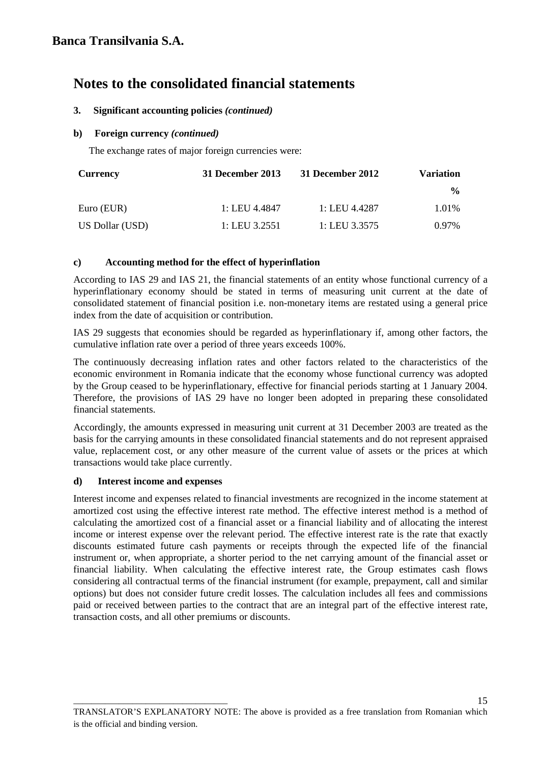# Banca Transilvania S.A.

## Notes to the consolidated financial statements

**3. Significant accounting policies *(continued)***

**b) Foreign currency *(continued)***

The exchange rates of major foreign currencies were:

| Currency | 31 December 2013 | 31 December 2012 | Variation |
|---|---|---|---|
| | | | **%** |
| Euro (EUR) | 1: LEU 4.4847 | 1: LEU 4.4287 | 1.01% |
| US Dollar (USD) | 1: LEU 3.2551 | 1: LEU 3.3575 | 0.97% |

**c) Accounting method for the effect of hyperinflation**

According to IAS 29 and IAS 21, the financial statements of an entity whose functional currency of a hyperinflationary economy should be stated in terms of measuring unit current at the date of consolidated statement of financial position i.e. non-monetary items are restated using a general price index from the date of acquisition or contribution.

IAS 29 suggests that economies should be regarded as hyperinflationary if, among other factors, the cumulative inflation rate over a period of three years exceeds 100%.

The continuously decreasing inflation rates and other factors related to the characteristics of the economic environment in Romania indicate that the economy whose functional currency was adopted by the Group ceased to be hyperinflationary, effective for financial periods starting at 1 January 2004. Therefore, the provisions of IAS 29 have no longer been adopted in preparing these consolidated financial statements.

Accordingly, the amounts expressed in measuring unit current at 31 December 2003 are treated as the basis for the carrying amounts in these consolidated financial statements and do not represent appraised value, replacement cost, or any other measure of the current value of assets or the prices at which transactions would take place currently.

**d) Interest income and expenses**

Interest income and expenses related to financial investments are recognized in the income statement at amortized cost using the effective interest rate method. The effective interest method is a method of calculating the amortized cost of a financial asset or a financial liability and of allocating the interest income or interest expense over the relevant period. The effective interest rate is the rate that exactly discounts estimated future cash payments or receipts through the expected life of the financial instrument or, when appropriate, a shorter period to the net carrying amount of the financial asset or financial liability. When calculating the effective interest rate, the Group estimates cash flows considering all contractual terms of the financial instrument (for example, prepayment, call and similar options) but does not consider future credit losses. The calculation includes all fees and commissions paid or received between parties to the contract that are an integral part of the effective interest rate, transaction costs, and all other premiums or discounts.

TRANSLATOR'S EXPLANATORY NOTE: The above is provided as a free translation from Romanian which is the official and binding version.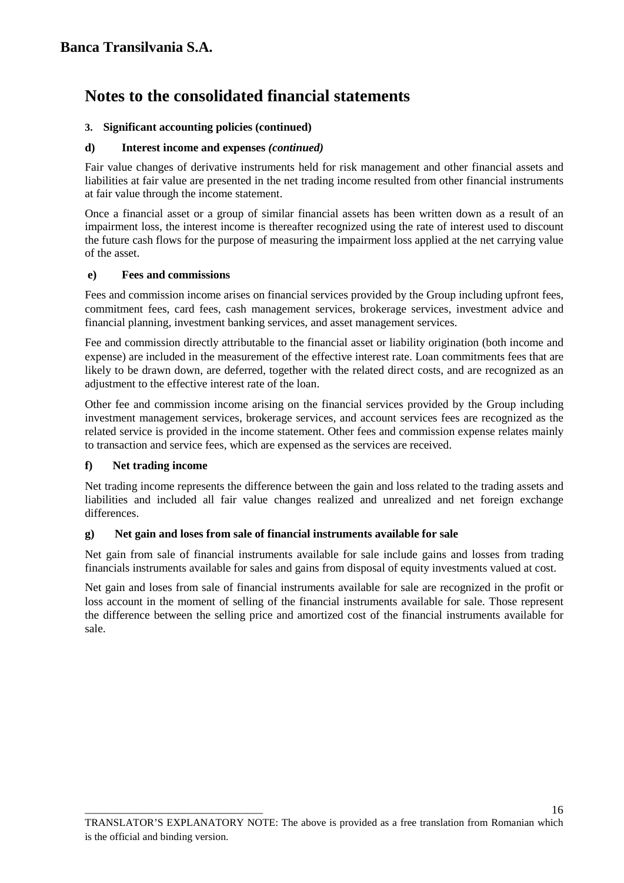# Notes to the consolidated financial statements

**3. Significant accounting policies (continued)**

**d) Interest income and expenses *(continued)***

Fair value changes of derivative instruments held for risk management and other financial assets and liabilities at fair value are presented in the net trading income resulted from other financial instruments at fair value through the income statement.

Once a financial asset or a group of similar financial assets has been written down as a result of an impairment loss, the interest income is thereafter recognized using the rate of interest used to discount the future cash flows for the purpose of measuring the impairment loss applied at the net carrying value of the asset.

**e) Fees and commissions**

Fees and commission income arises on financial services provided by the Group including upfront fees, commitment fees, card fees, cash management services, brokerage services, investment advice and financial planning, investment banking services, and asset management services.

Fee and commission directly attributable to the financial asset or liability origination (both income and expense) are included in the measurement of the effective interest rate. Loan commitments fees that are likely to be drawn down, are deferred, together with the related direct costs, and are recognized as an adjustment to the effective interest rate of the loan.

Other fee and commission income arising on the financial services provided by the Group including investment management services, brokerage services, and account services fees are recognized as the related service is provided in the income statement. Other fees and commission expense relates mainly to transaction and service fees, which are expensed as the services are received.

**f) Net trading income**

Net trading income represents the difference between the gain and loss related to the trading assets and liabilities and included all fair value changes realized and unrealized and net foreign exchange differences.

**g) Net gain and loses from sale of financial instruments available for sale**

Net gain from sale of financial instruments available for sale include gains and losses from trading financials instruments available for sales and gains from disposal of equity investments valued at cost.

Net gain and loses from sale of financial instruments available for sale are recognized in the profit or loss account in the moment of selling of the financial instruments available for sale. Those represent the difference between the selling price and amortized cost of the financial instruments available for sale.

TRANSLATOR'S EXPLANATORY NOTE: The above is provided as a free translation from Romanian which is the official and binding version.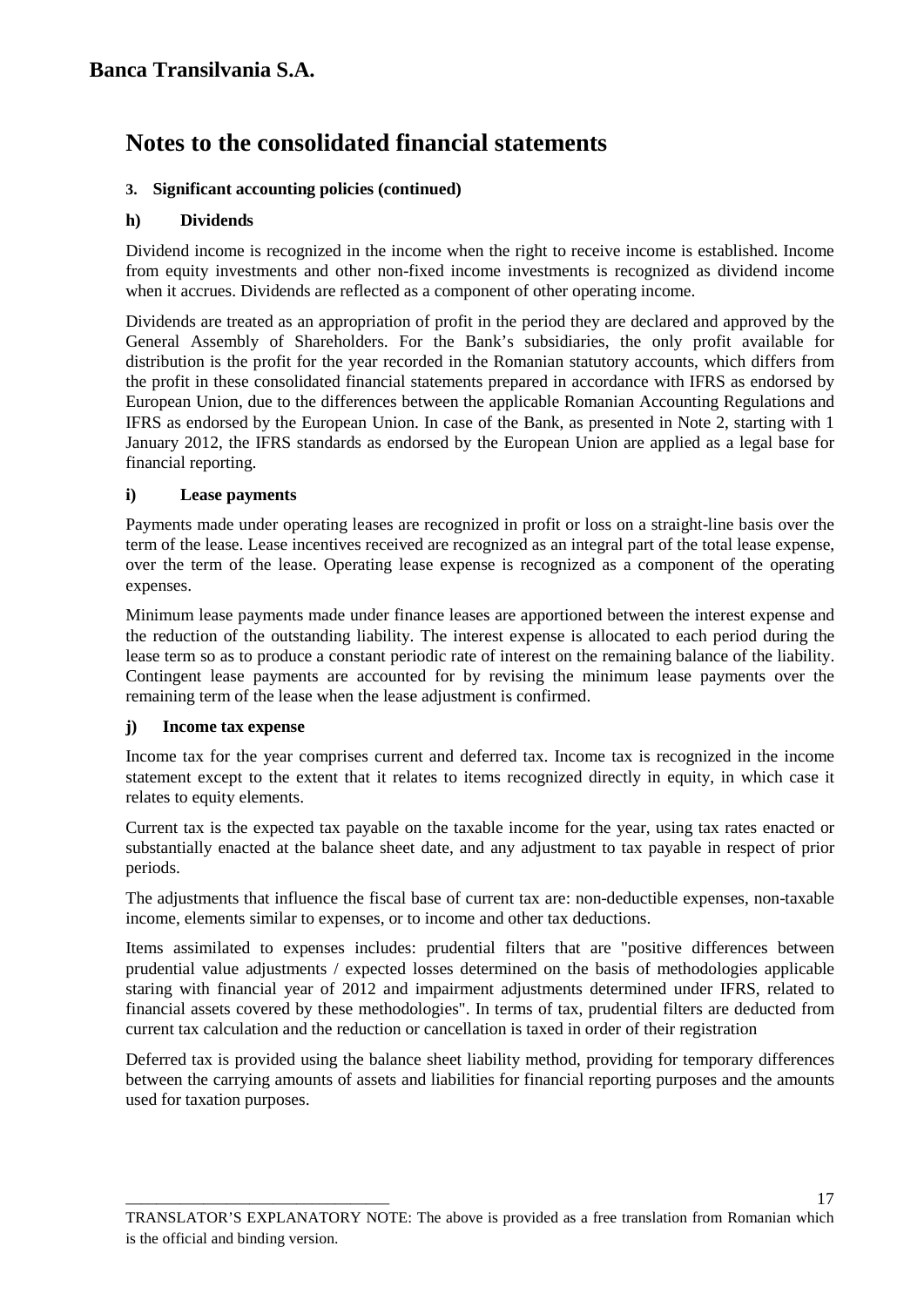# Notes to the consolidated financial statements

**3. Significant accounting policies (continued)**

**h) Dividends**

Dividend income is recognized in the income when the right to receive income is established. Income from equity investments and other non-fixed income investments is recognized as dividend income when it accrues. Dividends are reflected as a component of other operating income.

Dividends are treated as an appropriation of profit in the period they are declared and approved by the General Assembly of Shareholders. For the Bank's subsidiaries, the only profit available for distribution is the profit for the year recorded in the Romanian statutory accounts, which differs from the profit in these consolidated financial statements prepared in accordance with IFRS as endorsed by European Union, due to the differences between the applicable Romanian Accounting Regulations and IFRS as endorsed by the European Union. In case of the Bank, as presented in Note 2, starting with 1 January 2012, the IFRS standards as endorsed by the European Union are applied as a legal base for financial reporting.

**i) Lease payments**

Payments made under operating leases are recognized in profit or loss on a straight-line basis over the term of the lease. Lease incentives received are recognized as an integral part of the total lease expense, over the term of the lease. Operating lease expense is recognized as a component of the operating expenses.

Minimum lease payments made under finance leases are apportioned between the interest expense and the reduction of the outstanding liability. The interest expense is allocated to each period during the lease term so as to produce a constant periodic rate of interest on the remaining balance of the liability. Contingent lease payments are accounted for by revising the minimum lease payments over the remaining term of the lease when the lease adjustment is confirmed.

**j) Income tax expense**

Income tax for the year comprises current and deferred tax. Income tax is recognized in the income statement except to the extent that it relates to items recognized directly in equity, in which case it relates to equity elements.

Current tax is the expected tax payable on the taxable income for the year, using tax rates enacted or substantially enacted at the balance sheet date, and any adjustment to tax payable in respect of prior periods.

The adjustments that influence the fiscal base of current tax are: non-deductible expenses, non-taxable income, elements similar to expenses, or to income and other tax deductions.

Items assimilated to expenses includes: prudential filters that are "positive differences between prudential value adjustments / expected losses determined on the basis of methodologies applicable staring with financial year of 2012 and impairment adjustments determined under IFRS, related to financial assets covered by these methodologies". In terms of tax, prudential filters are deducted from current tax calculation and the reduction or cancellation is taxed in order of their registration

Deferred tax is provided using the balance sheet liability method, providing for temporary differences between the carrying amounts of assets and liabilities for financial reporting purposes and the amounts used for taxation purposes.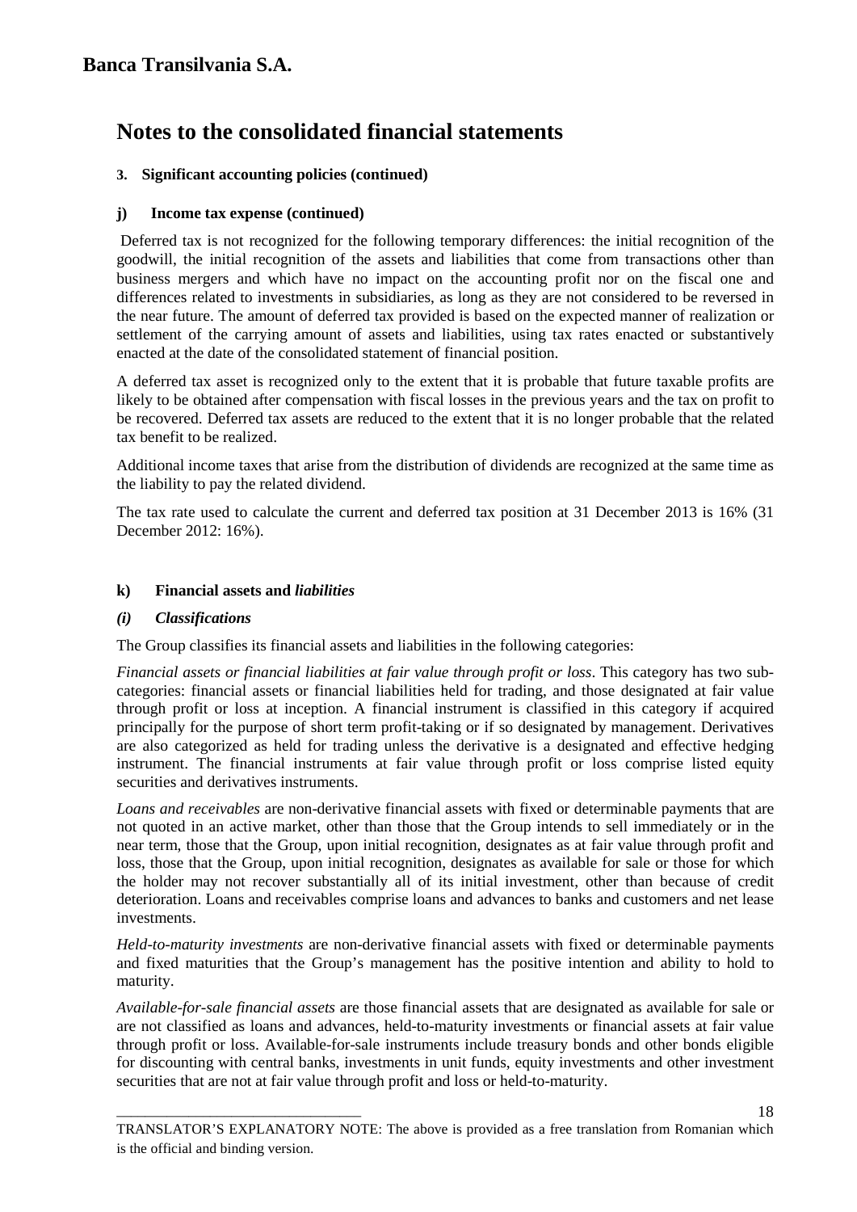# Notes to the consolidated financial statements

**3. Significant accounting policies (continued)**

**j) Income tax expense (continued)**

Deferred tax is not recognized for the following temporary differences: the initial recognition of the goodwill, the initial recognition of the assets and liabilities that come from transactions other than business mergers and which have no impact on the accounting profit nor on the fiscal one and differences related to investments in subsidiaries, as long as they are not considered to be reversed in the near future. The amount of deferred tax provided is based on the expected manner of realization or settlement of the carrying amount of assets and liabilities, using tax rates enacted or substantively enacted at the date of the consolidated statement of financial position.

A deferred tax asset is recognized only to the extent that it is probable that future taxable profits are likely to be obtained after compensation with fiscal losses in the previous years and the tax on profit to be recovered. Deferred tax assets are reduced to the extent that it is no longer probable that the related tax benefit to be realized.

Additional income taxes that arise from the distribution of dividends are recognized at the same time as the liability to pay the related dividend.

The tax rate used to calculate the current and deferred tax position at 31 December 2013 is 16% (31 December 2012: 16%).

**k) Financial assets and *liabilities***

***(i) Classifications***

The Group classifies its financial assets and liabilities in the following categories:

*Financial assets or financial liabilities at fair value through profit or loss*. This category has two sub-categories: financial assets or financial liabilities held for trading, and those designated at fair value through profit or loss at inception. A financial instrument is classified in this category if acquired principally for the purpose of short term profit-taking or if so designated by management. Derivatives are also categorized as held for trading unless the derivative is a designated and effective hedging instrument. The financial instruments at fair value through profit or loss comprise listed equity securities and derivatives instruments.

*Loans and receivables* are non-derivative financial assets with fixed or determinable payments that are not quoted in an active market, other than those that the Group intends to sell immediately or in the near term, those that the Group, upon initial recognition, designates as at fair value through profit and loss, those that the Group, upon initial recognition, designates as available for sale or those for which the holder may not recover substantially all of its initial investment, other than because of credit deterioration. Loans and receivables comprise loans and advances to banks and customers and net lease investments.

*Held-to-maturity investments* are non-derivative financial assets with fixed or determinable payments and fixed maturities that the Group's management has the positive intention and ability to hold to maturity.

*Available-for-sale financial assets* are those financial assets that are designated as available for sale or are not classified as loans and advances, held-to-maturity investments or financial assets at fair value through profit or loss. Available-for-sale instruments include treasury bonds and other bonds eligible for discounting with central banks, investments in unit funds, equity investments and other investment securities that are not at fair value through profit and loss or held-to-maturity.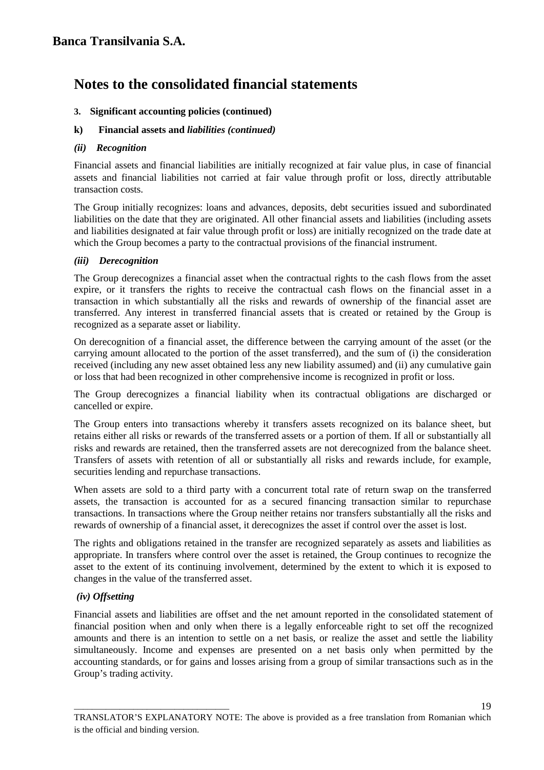# Notes to the consolidated financial statements

**3. Significant accounting policies (continued)**

**k) Financial assets and *liabilities (continued)***

***(ii) Recognition***

Financial assets and financial liabilities are initially recognized at fair value plus, in case of financial assets and financial liabilities not carried at fair value through profit or loss, directly attributable transaction costs.

The Group initially recognizes: loans and advances, deposits, debt securities issued and subordinated liabilities on the date that they are originated. All other financial assets and liabilities (including assets and liabilities designated at fair value through profit or loss) are initially recognized on the trade date at which the Group becomes a party to the contractual provisions of the financial instrument.

***(iii) Derecognition***

The Group derecognizes a financial asset when the contractual rights to the cash flows from the asset expire, or it transfers the rights to receive the contractual cash flows on the financial asset in a transaction in which substantially all the risks and rewards of ownership of the financial asset are transferred. Any interest in transferred financial assets that is created or retained by the Group is recognized as a separate asset or liability.

On derecognition of a financial asset, the difference between the carrying amount of the asset (or the carrying amount allocated to the portion of the asset transferred), and the sum of (i) the consideration received (including any new asset obtained less any new liability assumed) and (ii) any cumulative gain or loss that had been recognized in other comprehensive income is recognized in profit or loss.

The Group derecognizes a financial liability when its contractual obligations are discharged or cancelled or expire.

The Group enters into transactions whereby it transfers assets recognized on its balance sheet, but retains either all risks or rewards of the transferred assets or a portion of them. If all or substantially all risks and rewards are retained, then the transferred assets are not derecognized from the balance sheet. Transfers of assets with retention of all or substantially all risks and rewards include, for example, securities lending and repurchase transactions.

When assets are sold to a third party with a concurrent total rate of return swap on the transferred assets, the transaction is accounted for as a secured financing transaction similar to repurchase transactions. In transactions where the Group neither retains nor transfers substantially all the risks and rewards of ownership of a financial asset, it derecognizes the asset if control over the asset is lost.

The rights and obligations retained in the transfer are recognized separately as assets and liabilities as appropriate. In transfers where control over the asset is retained, the Group continues to recognize the asset to the extent of its continuing involvement, determined by the extent to which it is exposed to changes in the value of the transferred asset.

***(iv) Offsetting***

Financial assets and liabilities are offset and the net amount reported in the consolidated statement of financial position when and only when there is a legally enforceable right to set off the recognized amounts and there is an intention to settle on a net basis, or realize the asset and settle the liability simultaneously. Income and expenses are presented on a net basis only when permitted by the accounting standards, or for gains and losses arising from a group of similar transactions such as in the Group's trading activity.

TRANSLATOR'S EXPLANATORY NOTE: The above is provided as a free translation from Romanian which is the official and binding version.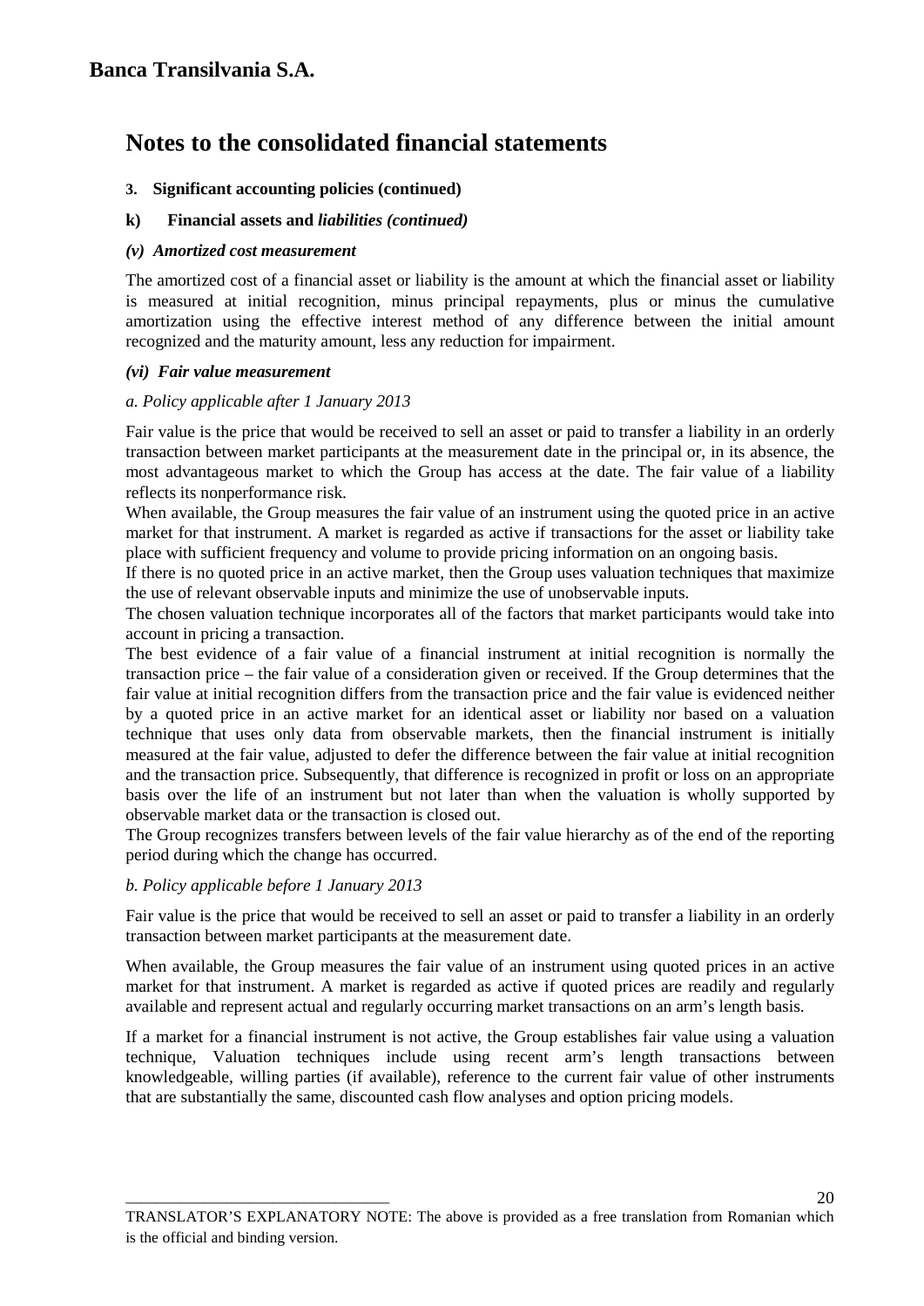# Notes to the consolidated financial statements

**3. Significant accounting policies (continued)**

**k) Financial assets and *liabilities (continued)***

***(v) Amortized cost measurement***

The amortized cost of a financial asset or liability is the amount at which the financial asset or liability is measured at initial recognition, minus principal repayments, plus or minus the cumulative amortization using the effective interest method of any difference between the initial amount recognized and the maturity amount, less any reduction for impairment.

***(vi) Fair value measurement***

*a. Policy applicable after 1 January 2013*

Fair value is the price that would be received to sell an asset or paid to transfer a liability in an orderly transaction between market participants at the measurement date in the principal or, in its absence, the most advantageous market to which the Group has access at the date. The fair value of a liability reflects its nonperformance risk.

When available, the Group measures the fair value of an instrument using the quoted price in an active market for that instrument. A market is regarded as active if transactions for the asset or liability take place with sufficient frequency and volume to provide pricing information on an ongoing basis.

If there is no quoted price in an active market, then the Group uses valuation techniques that maximize the use of relevant observable inputs and minimize the use of unobservable inputs.

The chosen valuation technique incorporates all of the factors that market participants would take into account in pricing a transaction.

The best evidence of a fair value of a financial instrument at initial recognition is normally the transaction price – the fair value of a consideration given or received. If the Group determines that the fair value at initial recognition differs from the transaction price and the fair value is evidenced neither by a quoted price in an active market for an identical asset or liability nor based on a valuation technique that uses only data from observable markets, then the financial instrument is initially measured at the fair value, adjusted to defer the difference between the fair value at initial recognition and the transaction price. Subsequently, that difference is recognized in profit or loss on an appropriate basis over the life of an instrument but not later than when the valuation is wholly supported by observable market data or the transaction is closed out.

The Group recognizes transfers between levels of the fair value hierarchy as of the end of the reporting period during which the change has occurred.

*b. Policy applicable before 1 January 2013*

Fair value is the price that would be received to sell an asset or paid to transfer a liability in an orderly transaction between market participants at the measurement date.

When available, the Group measures the fair value of an instrument using quoted prices in an active market for that instrument. A market is regarded as active if quoted prices are readily and regularly available and represent actual and regularly occurring market transactions on an arm's length basis.

If a market for a financial instrument is not active, the Group establishes fair value using a valuation technique, Valuation techniques include using recent arm's length transactions between knowledgeable, willing parties (if available), reference to the current fair value of other instruments that are substantially the same, discounted cash flow analyses and option pricing models.

TRANSLATOR'S EXPLANATORY NOTE: The above is provided as a free translation from Romanian which is the official and binding version.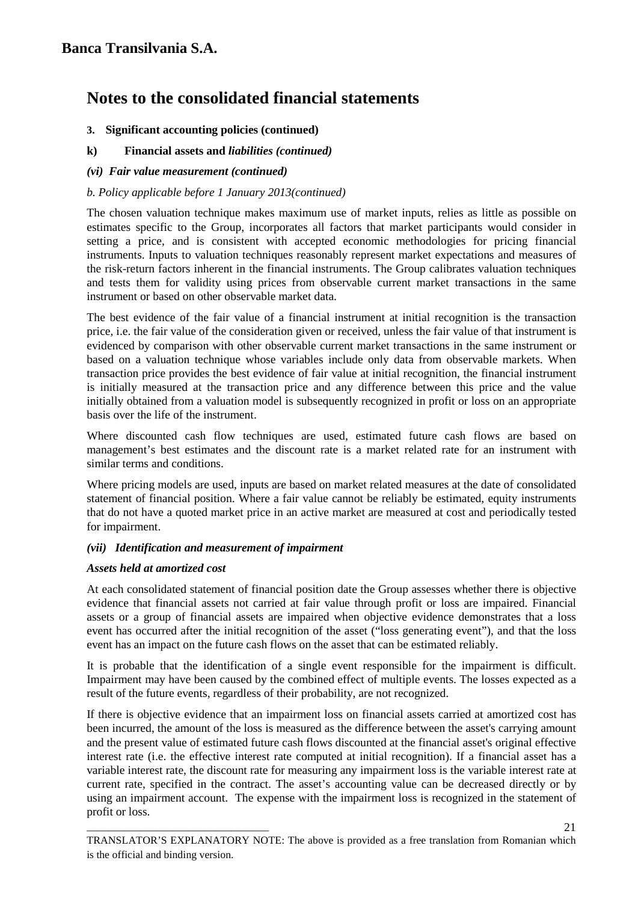# Banca Transilvania S.A.

# Notes to the consolidated financial statements

**3. Significant accounting policies (continued)**

**k) Financial assets and *liabilities (continued)***

***(vi) Fair value measurement (continued)***

*b. Policy applicable before 1 January 2013(continued)*

The chosen valuation technique makes maximum use of market inputs, relies as little as possible on estimates specific to the Group, incorporates all factors that market participants would consider in setting a price, and is consistent with accepted economic methodologies for pricing financial instruments. Inputs to valuation techniques reasonably represent market expectations and measures of the risk-return factors inherent in the financial instruments. The Group calibrates valuation techniques and tests them for validity using prices from observable current market transactions in the same instrument or based on other observable market data.

The best evidence of the fair value of a financial instrument at initial recognition is the transaction price, i.e. the fair value of the consideration given or received, unless the fair value of that instrument is evidenced by comparison with other observable current market transactions in the same instrument or based on a valuation technique whose variables include only data from observable markets. When transaction price provides the best evidence of fair value at initial recognition, the financial instrument is initially measured at the transaction price and any difference between this price and the value initially obtained from a valuation model is subsequently recognized in profit or loss on an appropriate basis over the life of the instrument.

Where discounted cash flow techniques are used, estimated future cash flows are based on management's best estimates and the discount rate is a market related rate for an instrument with similar terms and conditions.

Where pricing models are used, inputs are based on market related measures at the date of consolidated statement of financial position. Where a fair value cannot be reliably be estimated, equity instruments that do not have a quoted market price in an active market are measured at cost and periodically tested for impairment.

***(vii) Identification and measurement of impairment***

***Assets held at amortized cost***

At each consolidated statement of financial position date the Group assesses whether there is objective evidence that financial assets not carried at fair value through profit or loss are impaired. Financial assets or a group of financial assets are impaired when objective evidence demonstrates that a loss event has occurred after the initial recognition of the asset ("loss generating event"), and that the loss event has an impact on the future cash flows on the asset that can be estimated reliably.

It is probable that the identification of a single event responsible for the impairment is difficult. Impairment may have been caused by the combined effect of multiple events. The losses expected as a result of the future events, regardless of their probability, are not recognized.

If there is objective evidence that an impairment loss on financial assets carried at amortized cost has been incurred, the amount of the loss is measured as the difference between the asset's carrying amount and the present value of estimated future cash flows discounted at the financial asset's original effective interest rate (i.e. the effective interest rate computed at initial recognition). If a financial asset has a variable interest rate, the discount rate for measuring any impairment loss is the variable interest rate at current rate, specified in the contract. The asset's accounting value can be decreased directly or by using an impairment account. The expense with the impairment loss is recognized in the statement of profit or loss.

TRANSLATOR'S EXPLANATORY NOTE: The above is provided as a free translation from Romanian which is the official and binding version.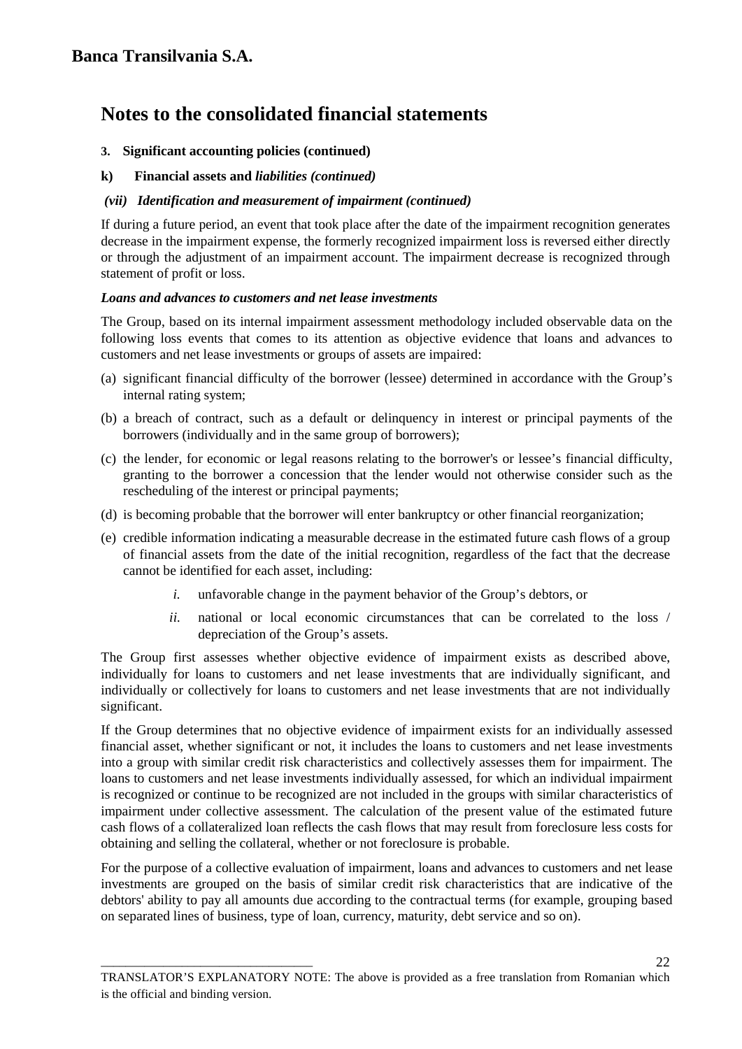# Notes to the consolidated financial statements

**3. Significant accounting policies (continued)**

**k) Financial assets and *liabilities (continued)***

***(vii) Identification and measurement of impairment (continued)***

If during a future period, an event that took place after the date of the impairment recognition generates decrease in the impairment expense, the formerly recognized impairment loss is reversed either directly or through the adjustment of an impairment account. The impairment decrease is recognized through statement of profit or loss.

***Loans and advances to customers and net lease investments***

The Group, based on its internal impairment assessment methodology included observable data on the following loss events that comes to its attention as objective evidence that loans and advances to customers and net lease investments or groups of assets are impaired:

(a) significant financial difficulty of the borrower (lessee) determined in accordance with the Group's internal rating system;

(b) a breach of contract, such as a default or delinquency in interest or principal payments of the borrowers (individually and in the same group of borrowers);

(c) the lender, for economic or legal reasons relating to the borrower's or lessee's financial difficulty, granting to the borrower a concession that the lender would not otherwise consider such as the rescheduling of the interest or principal payments;

(d) is becoming probable that the borrower will enter bankruptcy or other financial reorganization;

(e) credible information indicating a measurable decrease in the estimated future cash flows of a group of financial assets from the date of the initial recognition, regardless of the fact that the decrease cannot be identified for each asset, including:

   *i.* unfavorable change in the payment behavior of the Group's debtors, or

   *ii.* national or local economic circumstances that can be correlated to the loss / depreciation of the Group's assets.

The Group first assesses whether objective evidence of impairment exists as described above, individually for loans to customers and net lease investments that are individually significant, and individually or collectively for loans to customers and net lease investments that are not individually significant.

If the Group determines that no objective evidence of impairment exists for an individually assessed financial asset, whether significant or not, it includes the loans to customers and net lease investments into a group with similar credit risk characteristics and collectively assesses them for impairment. The loans to customers and net lease investments individually assessed, for which an individual impairment is recognized or continue to be recognized are not included in the groups with similar characteristics of impairment under collective assessment. The calculation of the present value of the estimated future cash flows of a collateralized loan reflects the cash flows that may result from foreclosure less costs for obtaining and selling the collateral, whether or not foreclosure is probable.

For the purpose of a collective evaluation of impairment, loans and advances to customers and net lease investments are grouped on the basis of similar credit risk characteristics that are indicative of the debtors' ability to pay all amounts due according to the contractual terms (for example, grouping based on separated lines of business, type of loan, currency, maturity, debt service and so on).

TRANSLATOR'S EXPLANATORY NOTE: The above is provided as a free translation from Romanian which is the official and binding version.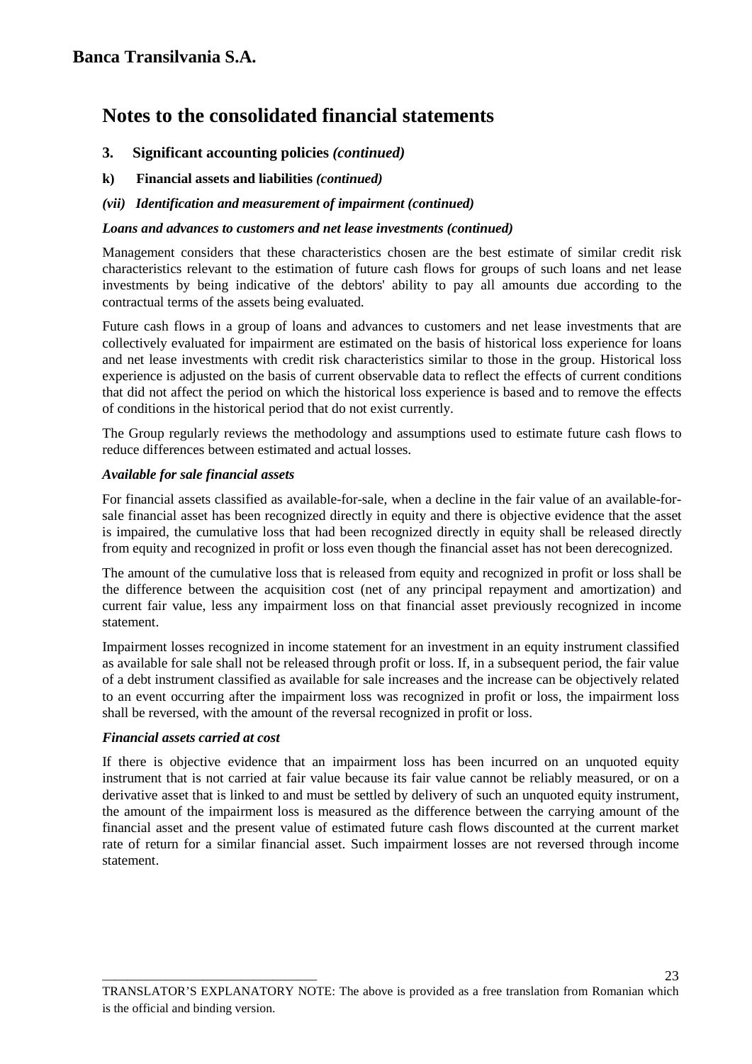# Notes to the consolidated financial statements

## 3. Significant accounting policies *(continued)*

### k) Financial assets and liabilities *(continued)*

#### *(vii) Identification and measurement of impairment (continued)*

***Loans and advances to customers and net lease investments (continued)***

Management considers that these characteristics chosen are the best estimate of similar credit risk characteristics relevant to the estimation of future cash flows for groups of such loans and net lease investments by being indicative of the debtors' ability to pay all amounts due according to the contractual terms of the assets being evaluated.

Future cash flows in a group of loans and advances to customers and net lease investments that are collectively evaluated for impairment are estimated on the basis of historical loss experience for loans and net lease investments with credit risk characteristics similar to those in the group. Historical loss experience is adjusted on the basis of current observable data to reflect the effects of current conditions that did not affect the period on which the historical loss experience is based and to remove the effects of conditions in the historical period that do not exist currently.

The Group regularly reviews the methodology and assumptions used to estimate future cash flows to reduce differences between estimated and actual losses.

***Available for sale financial assets***

For financial assets classified as available-for-sale, when a decline in the fair value of an available-for-sale financial asset has been recognized directly in equity and there is objective evidence that the asset is impaired, the cumulative loss that had been recognized directly in equity shall be released directly from equity and recognized in profit or loss even though the financial asset has not been derecognized.

The amount of the cumulative loss that is released from equity and recognized in profit or loss shall be the difference between the acquisition cost (net of any principal repayment and amortization) and current fair value, less any impairment loss on that financial asset previously recognized in income statement.

Impairment losses recognized in income statement for an investment in an equity instrument classified as available for sale shall not be released through profit or loss. If, in a subsequent period, the fair value of a debt instrument classified as available for sale increases and the increase can be objectively related to an event occurring after the impairment loss was recognized in profit or loss, the impairment loss shall be reversed, with the amount of the reversal recognized in profit or loss.

***Financial assets carried at cost***

If there is objective evidence that an impairment loss has been incurred on an unquoted equity instrument that is not carried at fair value because its fair value cannot be reliably measured, or on a derivative asset that is linked to and must be settled by delivery of such an unquoted equity instrument, the amount of the impairment loss is measured as the difference between the carrying amount of the financial asset and the present value of estimated future cash flows discounted at the current market rate of return for a similar financial asset. Such impairment losses are not reversed through income statement.

TRANSLATOR'S EXPLANATORY NOTE: The above is provided as a free translation from Romanian which is the official and binding version.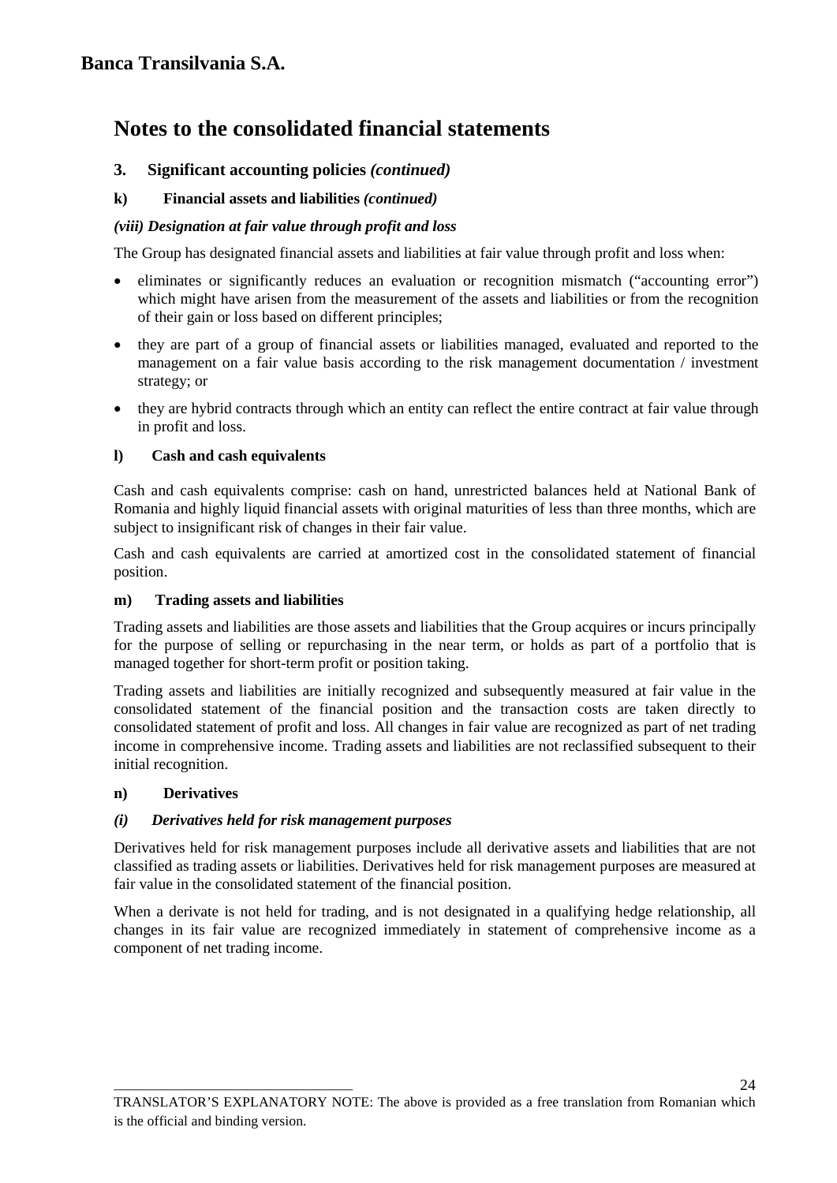# Notes to the consolidated financial statements

## 3. Significant accounting policies *(continued)*

### k) Financial assets and liabilities *(continued)*

#### *(viii) Designation at fair value through profit and loss*

The Group has designated financial assets and liabilities at fair value through profit and loss when:

- eliminates or significantly reduces an evaluation or recognition mismatch ("accounting error") which might have arisen from the measurement of the assets and liabilities or from the recognition of their gain or loss based on different principles;
- they are part of a group of financial assets or liabilities managed, evaluated and reported to the management on a fair value basis according to the risk management documentation / investment strategy; or
- they are hybrid contracts through which an entity can reflect the entire contract at fair value through in profit and loss.

### l) Cash and cash equivalents

Cash and cash equivalents comprise: cash on hand, unrestricted balances held at National Bank of Romania and highly liquid financial assets with original maturities of less than three months, which are subject to insignificant risk of changes in their fair value.

Cash and cash equivalents are carried at amortized cost in the consolidated statement of financial position.

### m) Trading assets and liabilities

Trading assets and liabilities are those assets and liabilities that the Group acquires or incurs principally for the purpose of selling or repurchasing in the near term, or holds as part of a portfolio that is managed together for short-term profit or position taking.

Trading assets and liabilities are initially recognized and subsequently measured at fair value in the consolidated statement of the financial position and the transaction costs are taken directly to consolidated statement of profit and loss. All changes in fair value are recognized as part of net trading income in comprehensive income. Trading assets and liabilities are not reclassified subsequent to their initial recognition.

### n) Derivatives

#### *(i) Derivatives held for risk management purposes*

Derivatives held for risk management purposes include all derivative assets and liabilities that are not classified as trading assets or liabilities. Derivatives held for risk management purposes are measured at fair value in the consolidated statement of the financial position.

When a derivate is not held for trading, and is not designated in a qualifying hedge relationship, all changes in its fair value are recognized immediately in statement of comprehensive income as a component of net trading income.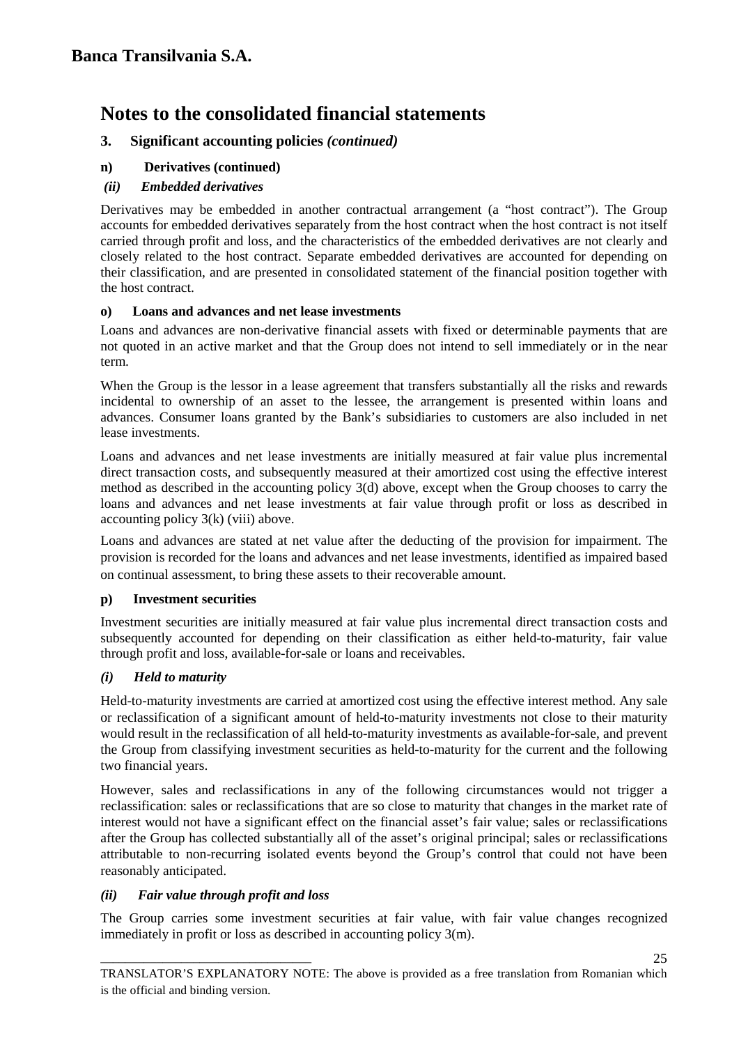# Banca Transilvania S.A.

## Notes to the consolidated financial statements

### 3. Significant accounting policies *(continued)*

#### n) Derivatives (continued)

##### *(ii) Embedded derivatives*

Derivatives may be embedded in another contractual arrangement (a "host contract"). The Group accounts for embedded derivatives separately from the host contract when the host contract is not itself carried through profit and loss, and the characteristics of the embedded derivatives are not clearly and closely related to the host contract. Separate embedded derivatives are accounted for depending on their classification, and are presented in consolidated statement of the financial position together with the host contract.

#### o) Loans and advances and net lease investments

Loans and advances are non-derivative financial assets with fixed or determinable payments that are not quoted in an active market and that the Group does not intend to sell immediately or in the near term.

When the Group is the lessor in a lease agreement that transfers substantially all the risks and rewards incidental to ownership of an asset to the lessee, the arrangement is presented within loans and advances. Consumer loans granted by the Bank's subsidiaries to customers are also included in net lease investments.

Loans and advances and net lease investments are initially measured at fair value plus incremental direct transaction costs, and subsequently measured at their amortized cost using the effective interest method as described in the accounting policy 3(d) above, except when the Group chooses to carry the loans and advances and net lease investments at fair value through profit or loss as described in accounting policy 3(k) (viii) above.

Loans and advances are stated at net value after the deducting of the provision for impairment. The provision is recorded for the loans and advances and net lease investments, identified as impaired based on continual assessment, to bring these assets to their recoverable amount.

#### p) Investment securities

Investment securities are initially measured at fair value plus incremental direct transaction costs and subsequently accounted for depending on their classification as either held-to-maturity, fair value through profit and loss, available-for-sale or loans and receivables.

##### *(i) Held to maturity*

Held-to-maturity investments are carried at amortized cost using the effective interest method. Any sale or reclassification of a significant amount of held-to-maturity investments not close to their maturity would result in the reclassification of all held-to-maturity investments as available-for-sale, and prevent the Group from classifying investment securities as held-to-maturity for the current and the following two financial years.

However, sales and reclassifications in any of the following circumstances would not trigger a reclassification: sales or reclassifications that are so close to maturity that changes in the market rate of interest would not have a significant effect on the financial asset's fair value; sales or reclassifications after the Group has collected substantially all of the asset's original principal; sales or reclassifications attributable to non-recurring isolated events beyond the Group's control that could not have been reasonably anticipated.

##### *(ii) Fair value through profit and loss*

The Group carries some investment securities at fair value, with fair value changes recognized immediately in profit or loss as described in accounting policy 3(m).

TRANSLATOR'S EXPLANATORY NOTE: The above is provided as a free translation from Romanian which is the official and binding version.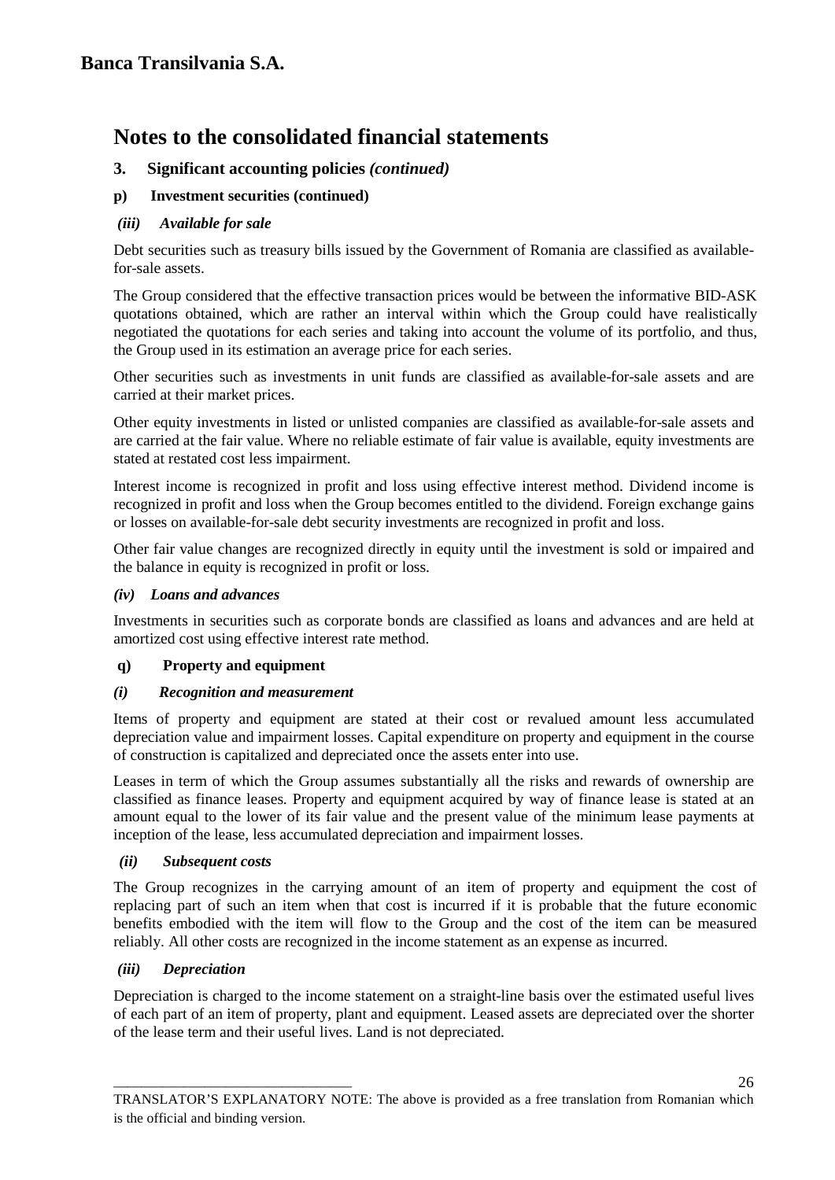# Notes to the consolidated financial statements

## 3. Significant accounting policies *(continued)*

### p) Investment securities (continued)

#### *(iii) Available for sale*

Debt securities such as treasury bills issued by the Government of Romania are classified as available-for-sale assets.

The Group considered that the effective transaction prices would be between the informative BID-ASK quotations obtained, which are rather an interval within which the Group could have realistically negotiated the quotations for each series and taking into account the volume of its portfolio, and thus, the Group used in its estimation an average price for each series.

Other securities such as investments in unit funds are classified as available-for-sale assets and are carried at their market prices.

Other equity investments in listed or unlisted companies are classified as available-for-sale assets and are carried at the fair value. Where no reliable estimate of fair value is available, equity investments are stated at restated cost less impairment.

Interest income is recognized in profit and loss using effective interest method. Dividend income is recognized in profit and loss when the Group becomes entitled to the dividend. Foreign exchange gains or losses on available-for-sale debt security investments are recognized in profit and loss.

Other fair value changes are recognized directly in equity until the investment is sold or impaired and the balance in equity is recognized in profit or loss.

#### *(iv) Loans and advances*

Investments in securities such as corporate bonds are classified as loans and advances and are held at amortized cost using effective interest rate method.

### q) Property and equipment

#### *(i) Recognition and measurement*

Items of property and equipment are stated at their cost or revalued amount less accumulated depreciation value and impairment losses. Capital expenditure on property and equipment in the course of construction is capitalized and depreciated once the assets enter into use.

Leases in term of which the Group assumes substantially all the risks and rewards of ownership are classified as finance leases. Property and equipment acquired by way of finance lease is stated at an amount equal to the lower of its fair value and the present value of the minimum lease payments at inception of the lease, less accumulated depreciation and impairment losses.

#### *(ii) Subsequent costs*

The Group recognizes in the carrying amount of an item of property and equipment the cost of replacing part of such an item when that cost is incurred if it is probable that the future economic benefits embodied with the item will flow to the Group and the cost of the item can be measured reliably. All other costs are recognized in the income statement as an expense as incurred.

#### *(iii) Depreciation*

Depreciation is charged to the income statement on a straight-line basis over the estimated useful lives of each part of an item of property, plant and equipment. Leased assets are depreciated over the shorter of the lease term and their useful lives. Land is not depreciated.

TRANSLATOR'S EXPLANATORY NOTE: The above is provided as a free translation from Romanian which is the official and binding version.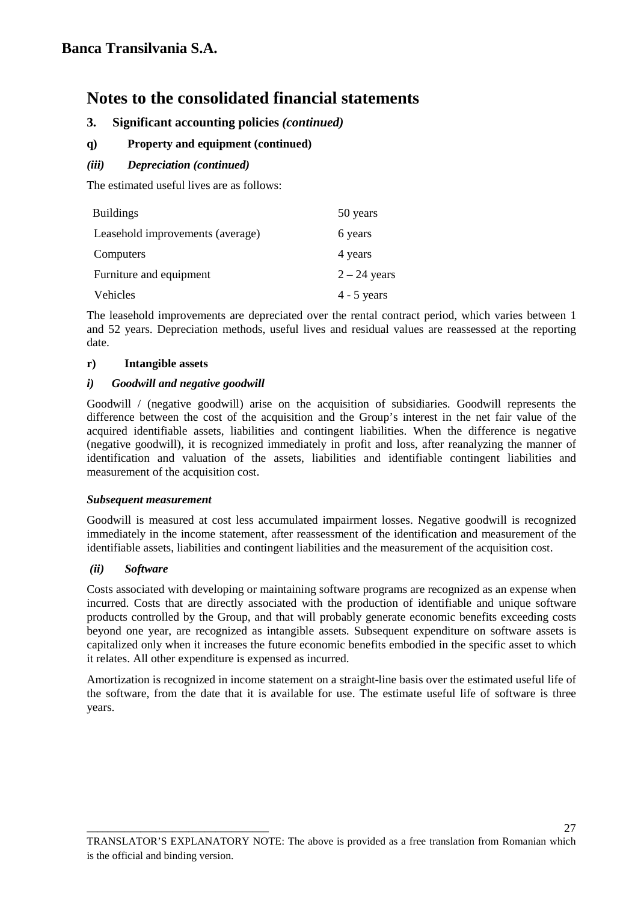# Notes to the consolidated financial statements

## 3. Significant accounting policies *(continued)*

### q) Property and equipment (continued)

#### *(iii) Depreciation (continued)*

The estimated useful lives are as follows:

| | |
|---|---|
| Buildings | 50 years |
| Leasehold improvements (average) | 6 years |
| Computers | 4 years |
| Furniture and equipment | 2 – 24 years |
| Vehicles | 4 - 5 years |

The leasehold improvements are depreciated over the rental contract period, which varies between 1 and 52 years. Depreciation methods, useful lives and residual values are reassessed at the reporting date.

### r) Intangible assets

#### *i) Goodwill and negative goodwill*

Goodwill / (negative goodwill) arise on the acquisition of subsidiaries. Goodwill represents the difference between the cost of the acquisition and the Group's interest in the net fair value of the acquired identifiable assets, liabilities and contingent liabilities. When the difference is negative (negative goodwill), it is recognized immediately in profit and loss, after reanalyzing the manner of identification and valuation of the assets, liabilities and identifiable contingent liabilities and measurement of the acquisition cost.

***Subsequent measurement***

Goodwill is measured at cost less accumulated impairment losses. Negative goodwill is recognized immediately in the income statement, after reassessment of the identification and measurement of the identifiable assets, liabilities and contingent liabilities and the measurement of the acquisition cost.

#### *(ii) Software*

Costs associated with developing or maintaining software programs are recognized as an expense when incurred. Costs that are directly associated with the production of identifiable and unique software products controlled by the Group, and that will probably generate economic benefits exceeding costs beyond one year, are recognized as intangible assets. Subsequent expenditure on software assets is capitalized only when it increases the future economic benefits embodied in the specific asset to which it relates. All other expenditure is expensed as incurred.

Amortization is recognized in income statement on a straight-line basis over the estimated useful life of the software, from the date that it is available for use. The estimate useful life of software is three years.

TRANSLATOR'S EXPLANATORY NOTE: The above is provided as a free translation from Romanian which is the official and binding version.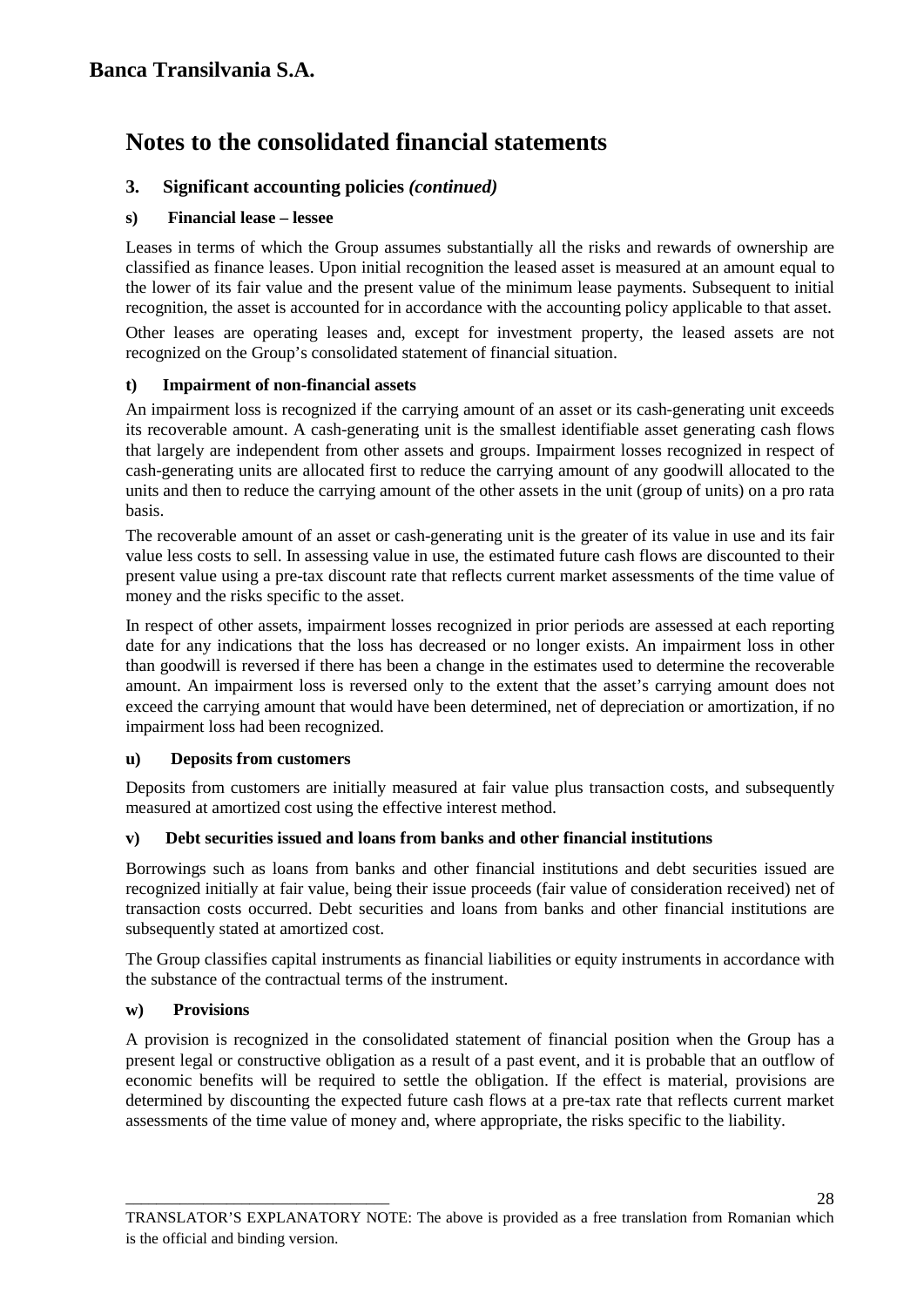# Banca Transilvania S.A.

## Notes to the consolidated financial statements

### 3. Significant accounting policies *(continued)*

#### s) Financial lease – lessee

Leases in terms of which the Group assumes substantially all the risks and rewards of ownership are classified as finance leases. Upon initial recognition the leased asset is measured at an amount equal to the lower of its fair value and the present value of the minimum lease payments. Subsequent to initial recognition, the asset is accounted for in accordance with the accounting policy applicable to that asset.

Other leases are operating leases and, except for investment property, the leased assets are not recognized on the Group's consolidated statement of financial situation.

#### t) Impairment of non-financial assets

An impairment loss is recognized if the carrying amount of an asset or its cash-generating unit exceeds its recoverable amount. A cash-generating unit is the smallest identifiable asset generating cash flows that largely are independent from other assets and groups. Impairment losses recognized in respect of cash-generating units are allocated first to reduce the carrying amount of any goodwill allocated to the units and then to reduce the carrying amount of the other assets in the unit (group of units) on a pro rata basis.

The recoverable amount of an asset or cash-generating unit is the greater of its value in use and its fair value less costs to sell. In assessing value in use, the estimated future cash flows are discounted to their present value using a pre-tax discount rate that reflects current market assessments of the time value of money and the risks specific to the asset.

In respect of other assets, impairment losses recognized in prior periods are assessed at each reporting date for any indications that the loss has decreased or no longer exists. An impairment loss in other than goodwill is reversed if there has been a change in the estimates used to determine the recoverable amount. An impairment loss is reversed only to the extent that the asset's carrying amount does not exceed the carrying amount that would have been determined, net of depreciation or amortization, if no impairment loss had been recognized.

#### u) Deposits from customers

Deposits from customers are initially measured at fair value plus transaction costs, and subsequently measured at amortized cost using the effective interest method.

#### v) Debt securities issued and loans from banks and other financial institutions

Borrowings such as loans from banks and other financial institutions and debt securities issued are recognized initially at fair value, being their issue proceeds (fair value of consideration received) net of transaction costs occurred. Debt securities and loans from banks and other financial institutions are subsequently stated at amortized cost.

The Group classifies capital instruments as financial liabilities or equity instruments in accordance with the substance of the contractual terms of the instrument.

#### w) Provisions

A provision is recognized in the consolidated statement of financial position when the Group has a present legal or constructive obligation as a result of a past event, and it is probable that an outflow of economic benefits will be required to settle the obligation. If the effect is material, provisions are determined by discounting the expected future cash flows at a pre-tax rate that reflects current market assessments of the time value of money and, where appropriate, the risks specific to the liability.

TRANSLATOR'S EXPLANATORY NOTE: The above is provided as a free translation from Romanian which is the official and binding version.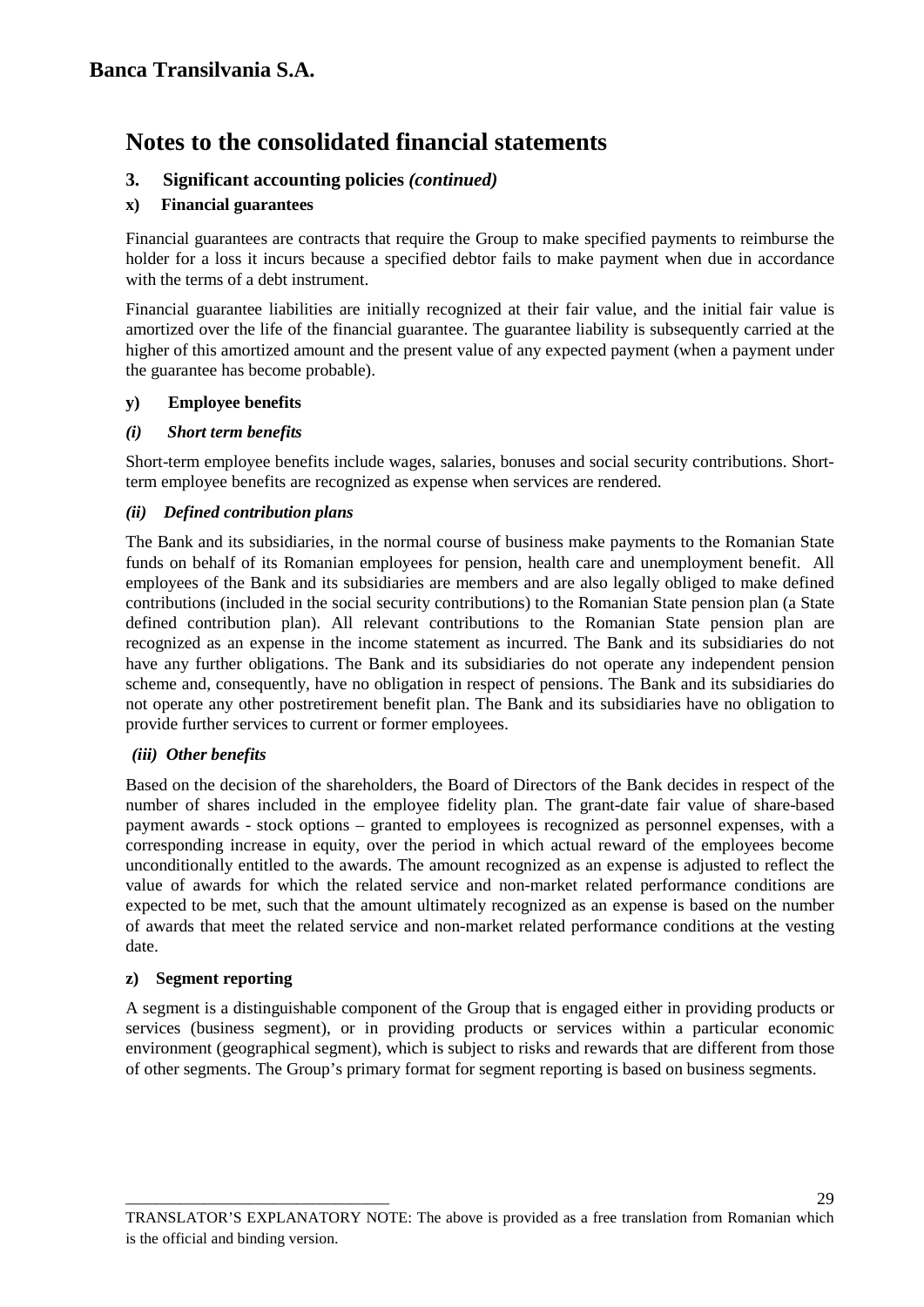# Notes to the consolidated financial statements

## 3. Significant accounting policies *(continued)*

### x) Financial guarantees

Financial guarantees are contracts that require the Group to make specified payments to reimburse the holder for a loss it incurs because a specified debtor fails to make payment when due in accordance with the terms of a debt instrument.

Financial guarantee liabilities are initially recognized at their fair value, and the initial fair value is amortized over the life of the financial guarantee. The guarantee liability is subsequently carried at the higher of this amortized amount and the present value of any expected payment (when a payment under the guarantee has become probable).

### y) Employee benefits

#### *(i) Short term benefits*

Short-term employee benefits include wages, salaries, bonuses and social security contributions. Short-term employee benefits are recognized as expense when services are rendered.

#### *(ii) Defined contribution plans*

The Bank and its subsidiaries, in the normal course of business make payments to the Romanian State funds on behalf of its Romanian employees for pension, health care and unemployment benefit. All employees of the Bank and its subsidiaries are members and are also legally obliged to make defined contributions (included in the social security contributions) to the Romanian State pension plan (a State defined contribution plan). All relevant contributions to the Romanian State pension plan are recognized as an expense in the income statement as incurred. The Bank and its subsidiaries do not have any further obligations. The Bank and its subsidiaries do not operate any independent pension scheme and, consequently, have no obligation in respect of pensions. The Bank and its subsidiaries do not operate any other postretirement benefit plan. The Bank and its subsidiaries have no obligation to provide further services to current or former employees.

#### *(iii) Other benefits*

Based on the decision of the shareholders, the Board of Directors of the Bank decides in respect of the number of shares included in the employee fidelity plan. The grant-date fair value of share-based payment awards - stock options – granted to employees is recognized as personnel expenses, with a corresponding increase in equity, over the period in which actual reward of the employees become unconditionally entitled to the awards. The amount recognized as an expense is adjusted to reflect the value of awards for which the related service and non-market related performance conditions are expected to be met, such that the amount ultimately recognized as an expense is based on the number of awards that meet the related service and non-market related performance conditions at the vesting date.

### z) Segment reporting

A segment is a distinguishable component of the Group that is engaged either in providing products or services (business segment), or in providing products or services within a particular economic environment (geographical segment), which is subject to risks and rewards that are different from those of other segments. The Group's primary format for segment reporting is based on business segments.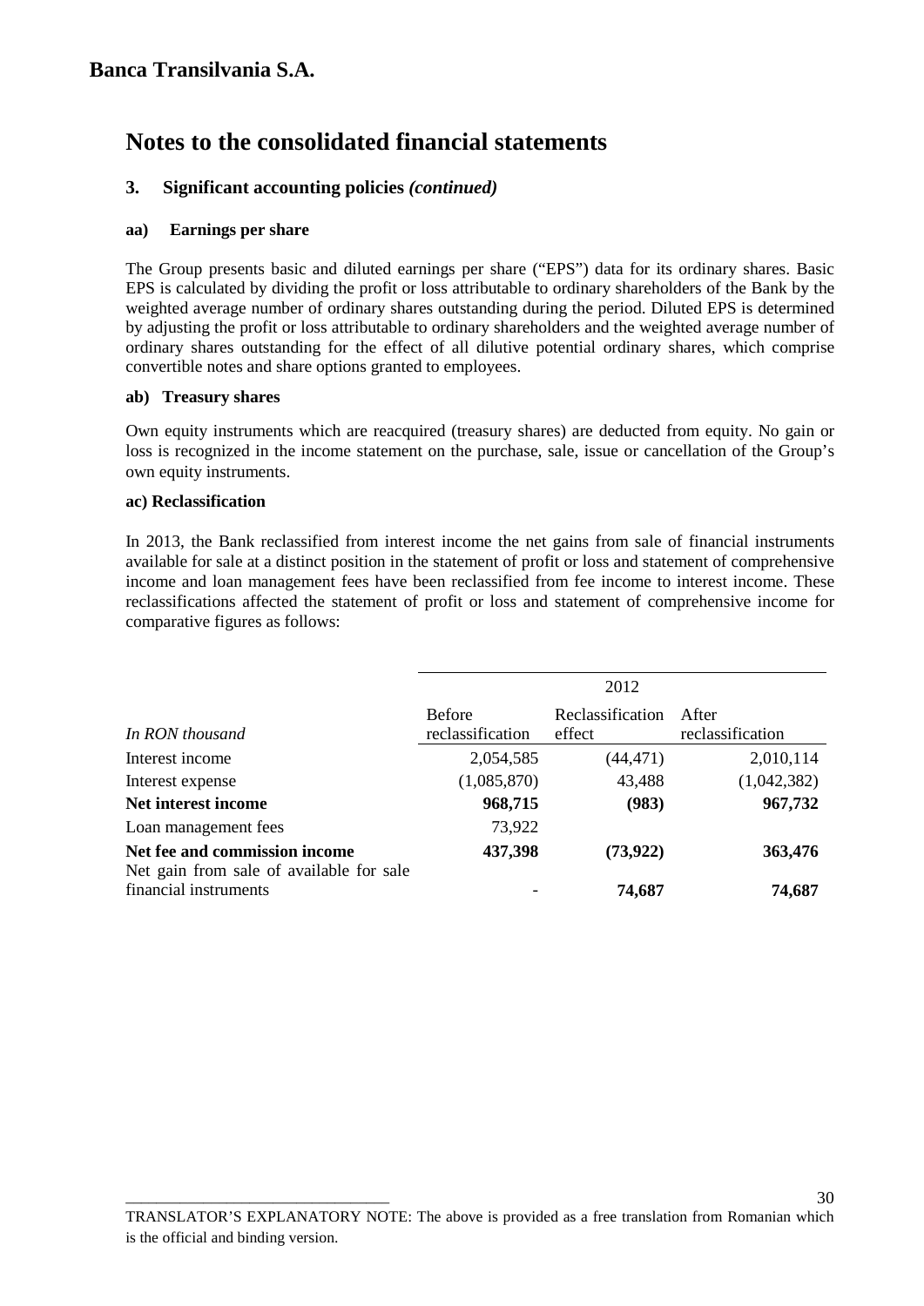**Banca Transilvania S.A.**

# Notes to the consolidated financial statements

## 3. Significant accounting policies *(continued)*

### aa) Earnings per share

The Group presents basic and diluted earnings per share ("EPS") data for its ordinary shares. Basic EPS is calculated by dividing the profit or loss attributable to ordinary shareholders of the Bank by the weighted average number of ordinary shares outstanding during the period. Diluted EPS is determined by adjusting the profit or loss attributable to ordinary shareholders and the weighted average number of ordinary shares outstanding for the effect of all dilutive potential ordinary shares, which comprise convertible notes and share options granted to employees.

### ab) Treasury shares

Own equity instruments which are reacquired (treasury shares) are deducted from equity. No gain or loss is recognized in the income statement on the purchase, sale, issue or cancellation of the Group's own equity instruments.

### ac) Reclassification

In 2013, the Bank reclassified from interest income the net gains from sale of financial instruments available for sale at a distinct position in the statement of profit or loss and statement of comprehensive income and loan management fees have been reclassified from fee income to interest income. These reclassifications affected the statement of profit or loss and statement of comprehensive income for comparative figures as follows:

| | 2012 | | |
|---|---|---|---|
| *In RON thousand* | Before reclassification | Reclassification effect | After reclassification |
| Interest income | 2,054,585 | (44,471) | 2,010,114 |
| Interest expense | (1,085,870) | 43,488 | (1,042,382) |
| **Net interest income** | **968,715** | **(983)** | **967,732** |
| Loan management fees | 73,922 | | |
| **Net fee and commission income** | **437,398** | **(73,922)** | **363,476** |
| Net gain from sale of available for sale financial instruments | - | **74,687** | **74,687** |

TRANSLATOR'S EXPLANATORY NOTE: The above is provided as a free translation from Romanian which is the official and binding version.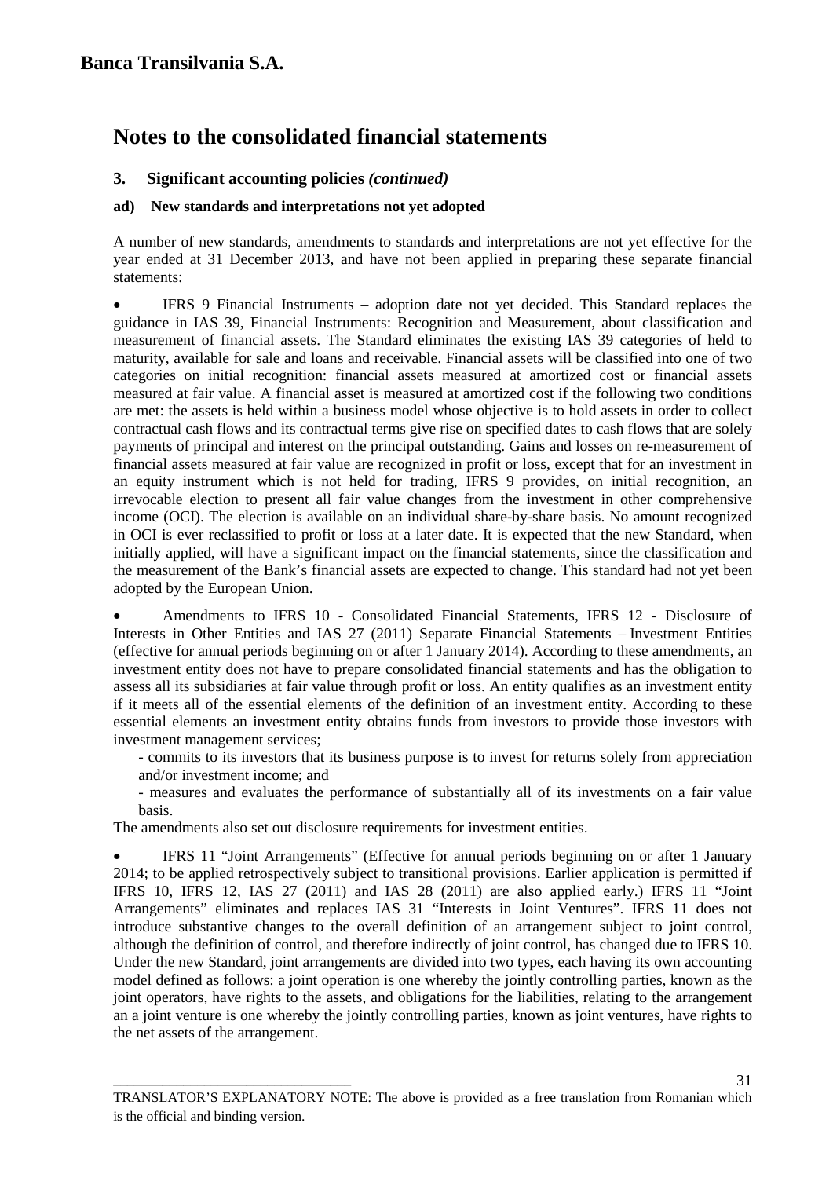**Banca Transilvania S.A.**

# Notes to the consolidated financial statements

## 3. Significant accounting policies *(continued)*

### ad) New standards and interpretations not yet adopted

A number of new standards, amendments to standards and interpretations are not yet effective for the year ended at 31 December 2013, and have not been applied in preparing these separate financial statements:

- IFRS 9 Financial Instruments – adoption date not yet decided. This Standard replaces the guidance in IAS 39, Financial Instruments: Recognition and Measurement, about classification and measurement of financial assets. The Standard eliminates the existing IAS 39 categories of held to maturity, available for sale and loans and receivable. Financial assets will be classified into one of two categories on initial recognition: financial assets measured at amortized cost or financial assets measured at fair value. A financial asset is measured at amortized cost if the following two conditions are met: the assets is held within a business model whose objective is to hold assets in order to collect contractual cash flows and its contractual terms give rise on specified dates to cash flows that are solely payments of principal and interest on the principal outstanding. Gains and losses on re-measurement of financial assets measured at fair value are recognized in profit or loss, except that for an investment in an equity instrument which is not held for trading, IFRS 9 provides, on initial recognition, an irrevocable election to present all fair value changes from the investment in other comprehensive income (OCI). The election is available on an individual share-by-share basis. No amount recognized in OCI is ever reclassified to profit or loss at a later date. It is expected that the new Standard, when initially applied, will have a significant impact on the financial statements, since the classification and the measurement of the Bank's financial assets are expected to change. This standard had not yet been adopted by the European Union.

- Amendments to IFRS 10 - Consolidated Financial Statements, IFRS 12 - Disclosure of Interests in Other Entities and IAS 27 (2011) Separate Financial Statements – Investment Entities (effective for annual periods beginning on or after 1 January 2014). According to these amendments, an investment entity does not have to prepare consolidated financial statements and has the obligation to assess all its subsidiaries at fair value through profit or loss. An entity qualifies as an investment entity if it meets all of the essential elements of the definition of an investment entity. According to these essential elements an investment entity obtains funds from investors to provide those investors with investment management services;
  - commits to its investors that its business purpose is to invest for returns solely from appreciation and/or investment income; and
  - measures and evaluates the performance of substantially all of its investments on a fair value basis.

  The amendments also set out disclosure requirements for investment entities.

- IFRS 11 "Joint Arrangements" (Effective for annual periods beginning on or after 1 January 2014; to be applied retrospectively subject to transitional provisions. Earlier application is permitted if IFRS 10, IFRS 12, IAS 27 (2011) and IAS 28 (2011) are also applied early.) IFRS 11 "Joint Arrangements" eliminates and replaces IAS 31 "Interests in Joint Ventures". IFRS 11 does not introduce substantive changes to the overall definition of an arrangement subject to joint control, although the definition of control, and therefore indirectly of joint control, has changed due to IFRS 10. Under the new Standard, joint arrangements are divided into two types, each having its own accounting model defined as follows: a joint operation is one whereby the jointly controlling parties, known as the joint operators, have rights to the assets, and obligations for the liabilities, relating to the arrangement an a joint venture is one whereby the jointly controlling parties, known as joint ventures, have rights to the net assets of the arrangement.

TRANSLATOR'S EXPLANATORY NOTE: The above is provided as a free translation from Romanian which is the official and binding version.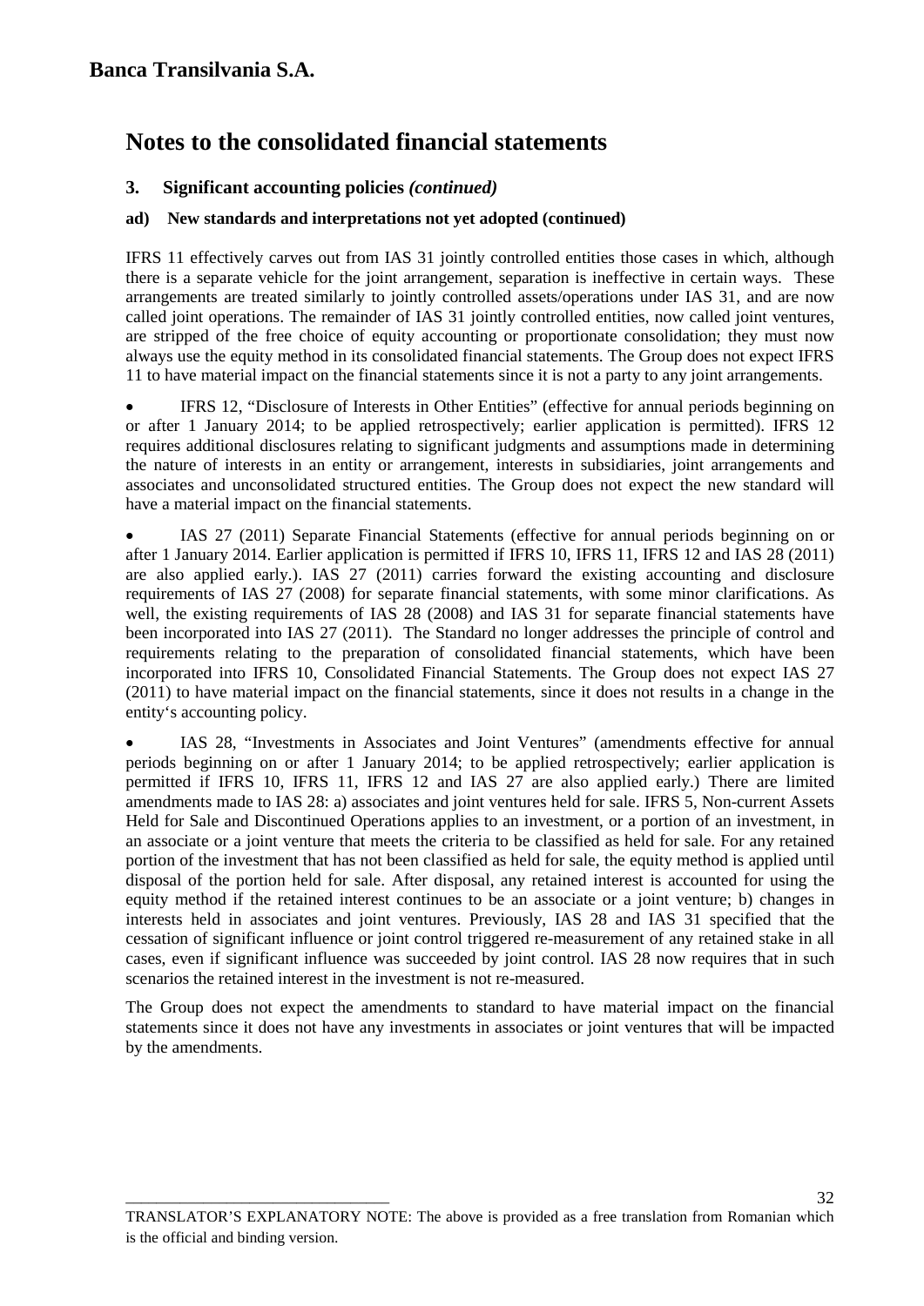# Banca Transilvania S.A.

## Notes to the consolidated financial statements

### 3. Significant accounting policies *(continued)*

#### ad) New standards and interpretations not yet adopted (continued)

IFRS 11 effectively carves out from IAS 31 jointly controlled entities those cases in which, although there is a separate vehicle for the joint arrangement, separation is ineffective in certain ways. These arrangements are treated similarly to jointly controlled assets/operations under IAS 31, and are now called joint operations. The remainder of IAS 31 jointly controlled entities, now called joint ventures, are stripped of the free choice of equity accounting or proportionate consolidation; they must now always use the equity method in its consolidated financial statements. The Group does not expect IFRS 11 to have material impact on the financial statements since it is not a party to any joint arrangements.

- IFRS 12, "Disclosure of Interests in Other Entities" (effective for annual periods beginning on or after 1 January 2014; to be applied retrospectively; earlier application is permitted). IFRS 12 requires additional disclosures relating to significant judgments and assumptions made in determining the nature of interests in an entity or arrangement, interests in subsidiaries, joint arrangements and associates and unconsolidated structured entities. The Group does not expect the new standard will have a material impact on the financial statements.

- IAS 27 (2011) Separate Financial Statements (effective for annual periods beginning on or after 1 January 2014. Earlier application is permitted if IFRS 10, IFRS 11, IFRS 12 and IAS 28 (2011) are also applied early.). IAS 27 (2011) carries forward the existing accounting and disclosure requirements of IAS 27 (2008) for separate financial statements, with some minor clarifications. As well, the existing requirements of IAS 28 (2008) and IAS 31 for separate financial statements have been incorporated into IAS 27 (2011). The Standard no longer addresses the principle of control and requirements relating to the preparation of consolidated financial statements, which have been incorporated into IFRS 10, Consolidated Financial Statements. The Group does not expect IAS 27 (2011) to have material impact on the financial statements, since it does not results in a change in the entity's accounting policy.

- IAS 28, "Investments in Associates and Joint Ventures" (amendments effective for annual periods beginning on or after 1 January 2014; to be applied retrospectively; earlier application is permitted if IFRS 10, IFRS 11, IFRS 12 and IAS 27 are also applied early.) There are limited amendments made to IAS 28: a) associates and joint ventures held for sale. IFRS 5, Non-current Assets Held for Sale and Discontinued Operations applies to an investment, or a portion of an investment, in an associate or a joint venture that meets the criteria to be classified as held for sale. For any retained portion of the investment that has not been classified as held for sale, the equity method is applied until disposal of the portion held for sale. After disposal, any retained interest is accounted for using the equity method if the retained interest continues to be an associate or a joint venture; b) changes in interests held in associates and joint ventures. Previously, IAS 28 and IAS 31 specified that the cessation of significant influence or joint control triggered re-measurement of any retained stake in all cases, even if significant influence was succeeded by joint control. IAS 28 now requires that in such scenarios the retained interest in the investment is not re-measured.

The Group does not expect the amendments to standard to have material impact on the financial statements since it does not have any investments in associates or joint ventures that will be impacted by the amendments.

TRANSLATOR'S EXPLANATORY NOTE: The above is provided as a free translation from Romanian which is the official and binding version.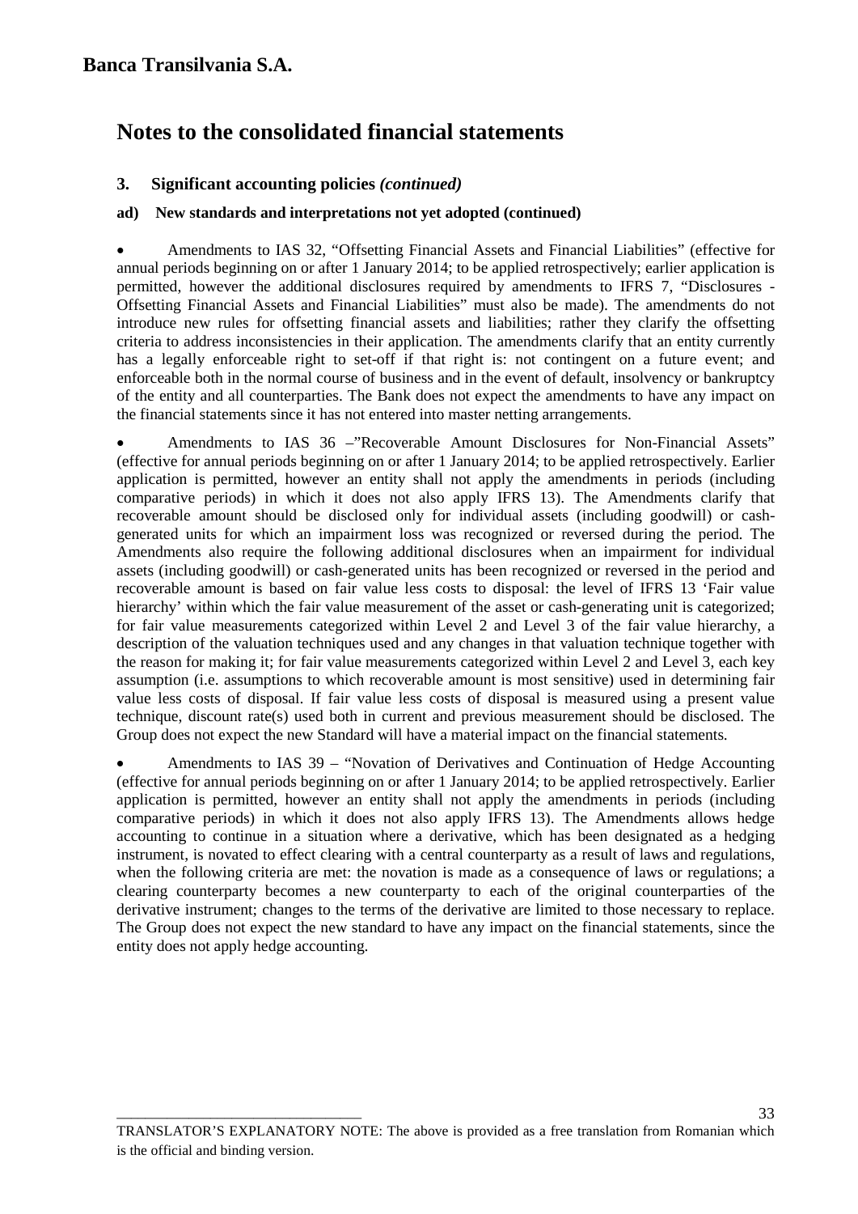## Banca Transilvania S.A.

# Notes to the consolidated financial statements

### 3. Significant accounting policies *(continued)*

#### ad) New standards and interpretations not yet adopted (continued)

- Amendments to IAS 32, "Offsetting Financial Assets and Financial Liabilities" (effective for annual periods beginning on or after 1 January 2014; to be applied retrospectively; earlier application is permitted, however the additional disclosures required by amendments to IFRS 7, "Disclosures - Offsetting Financial Assets and Financial Liabilities" must also be made). The amendments do not introduce new rules for offsetting financial assets and liabilities; rather they clarify the offsetting criteria to address inconsistencies in their application. The amendments clarify that an entity currently has a legally enforceable right to set-off if that right is: not contingent on a future event; and enforceable both in the normal course of business and in the event of default, insolvency or bankruptcy of the entity and all counterparties. The Bank does not expect the amendments to have any impact on the financial statements since it has not entered into master netting arrangements.

- Amendments to IAS 36 –"Recoverable Amount Disclosures for Non-Financial Assets" (effective for annual periods beginning on or after 1 January 2014; to be applied retrospectively. Earlier application is permitted, however an entity shall not apply the amendments in periods (including comparative periods) in which it does not also apply IFRS 13). The Amendments clarify that recoverable amount should be disclosed only for individual assets (including goodwill) or cash-generated units for which an impairment loss was recognized or reversed during the period. The Amendments also require the following additional disclosures when an impairment for individual assets (including goodwill) or cash-generated units has been recognized or reversed in the period and recoverable amount is based on fair value less costs to disposal: the level of IFRS 13 'Fair value hierarchy' within which the fair value measurement of the asset or cash-generating unit is categorized; for fair value measurements categorized within Level 2 and Level 3 of the fair value hierarchy, a description of the valuation techniques used and any changes in that valuation technique together with the reason for making it; for fair value measurements categorized within Level 2 and Level 3, each key assumption (i.e. assumptions to which recoverable amount is most sensitive) used in determining fair value less costs of disposal. If fair value less costs of disposal is measured using a present value technique, discount rate(s) used both in current and previous measurement should be disclosed. The Group does not expect the new Standard will have a material impact on the financial statements.

- Amendments to IAS 39 – "Novation of Derivatives and Continuation of Hedge Accounting (effective for annual periods beginning on or after 1 January 2014; to be applied retrospectively. Earlier application is permitted, however an entity shall not apply the amendments in periods (including comparative periods) in which it does not also apply IFRS 13). The Amendments allows hedge accounting to continue in a situation where a derivative, which has been designated as a hedging instrument, is novated to effect clearing with a central counterparty as a result of laws and regulations, when the following criteria are met: the novation is made as a consequence of laws or regulations; a clearing counterparty becomes a new counterparty to each of the original counterparties of the derivative instrument; changes to the terms of the derivative are limited to those necessary to replace. The Group does not expect the new standard to have any impact on the financial statements, since the entity does not apply hedge accounting.

TRANSLATOR'S EXPLANATORY NOTE: The above is provided as a free translation from Romanian which is the official and binding version.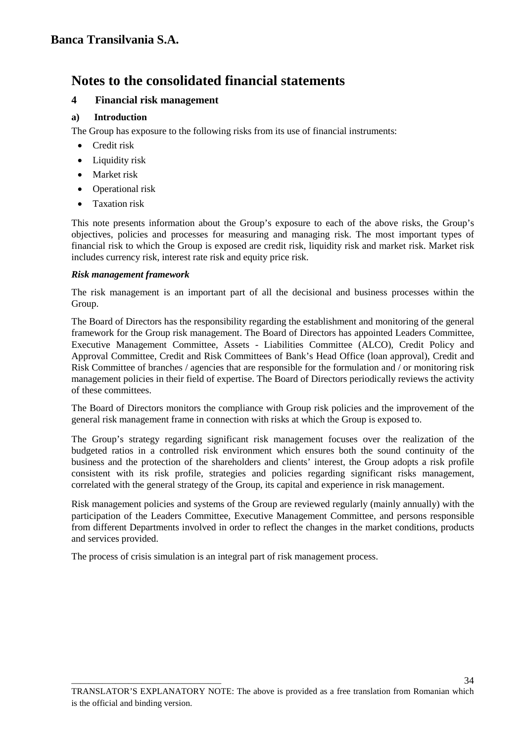# Notes to the consolidated financial statements

## 4 Financial risk management

### a) Introduction

The Group has exposure to the following risks from its use of financial instruments:

- Credit risk
- Liquidity risk
- Market risk
- Operational risk
- Taxation risk

This note presents information about the Group's exposure to each of the above risks, the Group's objectives, policies and processes for measuring and managing risk. The most important types of financial risk to which the Group is exposed are credit risk, liquidity risk and market risk. Market risk includes currency risk, interest rate risk and equity price risk.

***Risk management framework***

The risk management is an important part of all the decisional and business processes within the Group.

The Board of Directors has the responsibility regarding the establishment and monitoring of the general framework for the Group risk management. The Board of Directors has appointed Leaders Committee, Executive Management Committee, Assets - Liabilities Committee (ALCO), Credit Policy and Approval Committee, Credit and Risk Committees of Bank's Head Office (loan approval), Credit and Risk Committee of branches / agencies that are responsible for the formulation and / or monitoring risk management policies in their field of expertise. The Board of Directors periodically reviews the activity of these committees.

The Board of Directors monitors the compliance with Group risk policies and the improvement of the general risk management frame in connection with risks at which the Group is exposed to.

The Group's strategy regarding significant risk management focuses over the realization of the budgeted ratios in a controlled risk environment which ensures both the sound continuity of the business and the protection of the shareholders and clients' interest, the Group adopts a risk profile consistent with its risk profile, strategies and policies regarding significant risks management, correlated with the general strategy of the Group, its capital and experience in risk management.

Risk management policies and systems of the Group are reviewed regularly (mainly annually) with the participation of the Leaders Committee, Executive Management Committee, and persons responsible from different Departments involved in order to reflect the changes in the market conditions, products and services provided.

The process of crisis simulation is an integral part of risk management process.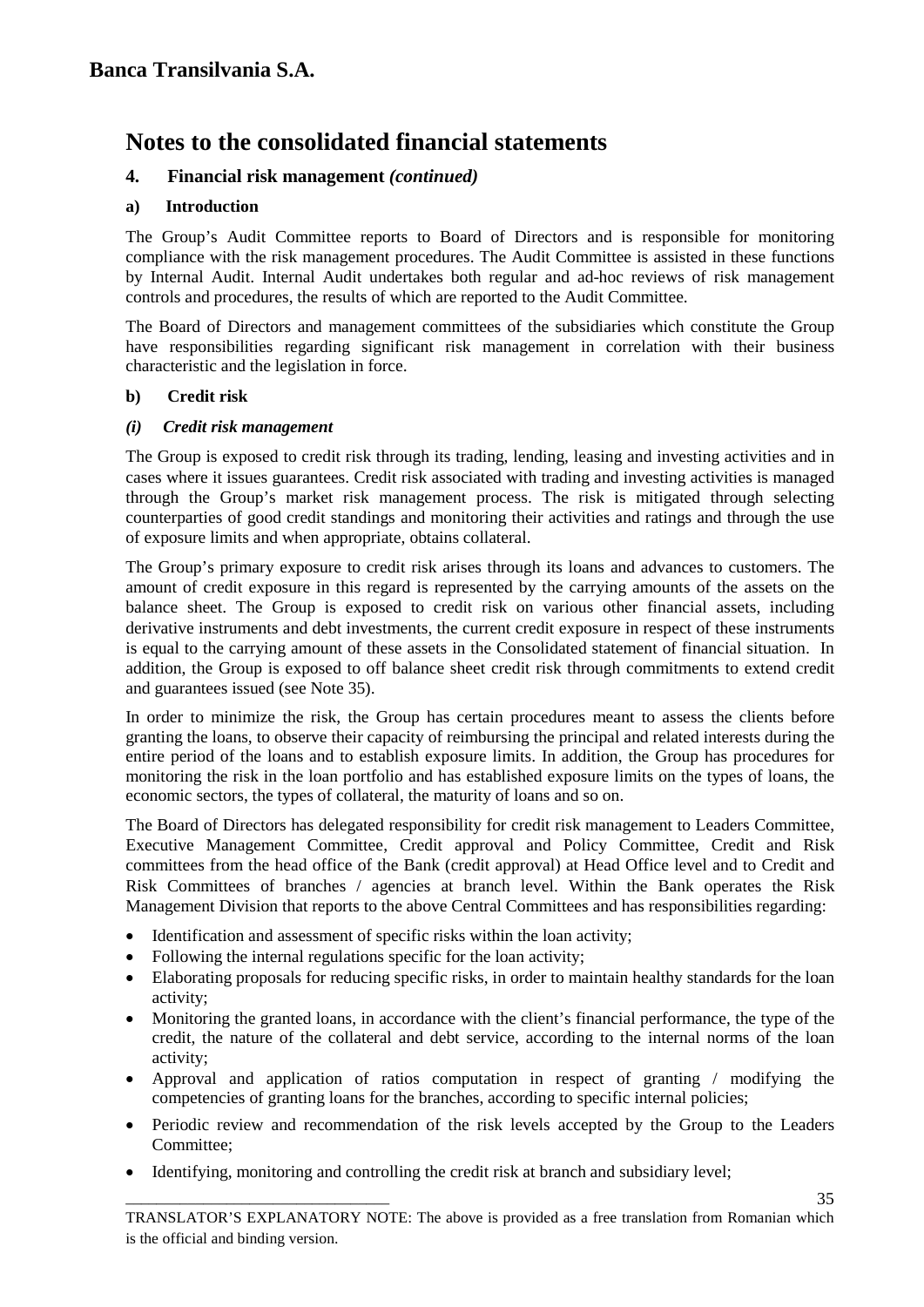# Notes to the consolidated financial statements

## 4. Financial risk management *(continued)*

### a) Introduction

The Group's Audit Committee reports to Board of Directors and is responsible for monitoring compliance with the risk management procedures. The Audit Committee is assisted in these functions by Internal Audit. Internal Audit undertakes both regular and ad-hoc reviews of risk management controls and procedures, the results of which are reported to the Audit Committee.

The Board of Directors and management committees of the subsidiaries which constitute the Group have responsibilities regarding significant risk management in correlation with their business characteristic and the legislation in force.

### b) Credit risk

#### *(i) Credit risk management*

The Group is exposed to credit risk through its trading, lending, leasing and investing activities and in cases where it issues guarantees. Credit risk associated with trading and investing activities is managed through the Group's market risk management process. The risk is mitigated through selecting counterparties of good credit standings and monitoring their activities and ratings and through the use of exposure limits and when appropriate, obtains collateral.

The Group's primary exposure to credit risk arises through its loans and advances to customers. The amount of credit exposure in this regard is represented by the carrying amounts of the assets on the balance sheet. The Group is exposed to credit risk on various other financial assets, including derivative instruments and debt investments, the current credit exposure in respect of these instruments is equal to the carrying amount of these assets in the Consolidated statement of financial situation. In addition, the Group is exposed to off balance sheet credit risk through commitments to extend credit and guarantees issued (see Note 35).

In order to minimize the risk, the Group has certain procedures meant to assess the clients before granting the loans, to observe their capacity of reimbursing the principal and related interests during the entire period of the loans and to establish exposure limits. In addition, the Group has procedures for monitoring the risk in the loan portfolio and has established exposure limits on the types of loans, the economic sectors, the types of collateral, the maturity of loans and so on.

The Board of Directors has delegated responsibility for credit risk management to Leaders Committee, Executive Management Committee, Credit approval and Policy Committee, Credit and Risk committees from the head office of the Bank (credit approval) at Head Office level and to Credit and Risk Committees of branches / agencies at branch level. Within the Bank operates the Risk Management Division that reports to the above Central Committees and has responsibilities regarding:

- Identification and assessment of specific risks within the loan activity;
- Following the internal regulations specific for the loan activity;
- Elaborating proposals for reducing specific risks, in order to maintain healthy standards for the loan activity;
- Monitoring the granted loans, in accordance with the client's financial performance, the type of the credit, the nature of the collateral and debt service, according to the internal norms of the loan activity;
- Approval and application of ratios computation in respect of granting / modifying the competencies of granting loans for the branches, according to specific internal policies;
- Periodic review and recommendation of the risk levels accepted by the Group to the Leaders Committee;
- Identifying, monitoring and controlling the credit risk at branch and subsidiary level;

TRANSLATOR'S EXPLANATORY NOTE: The above is provided as a free translation from Romanian which is the official and binding version.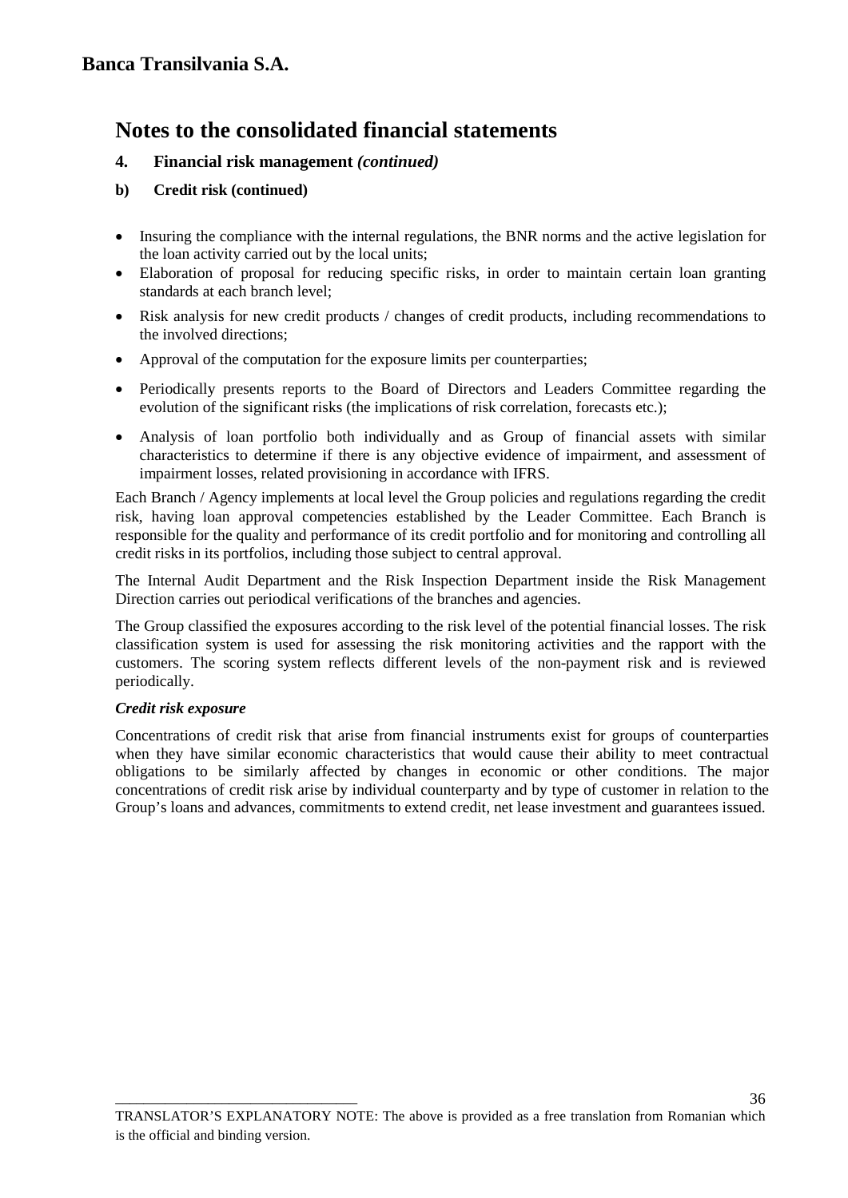# Notes to the consolidated financial statements

## 4. Financial risk management *(continued)*

### b) Credit risk (continued)

- Insuring the compliance with the internal regulations, the BNR norms and the active legislation for the loan activity carried out by the local units;
- Elaboration of proposal for reducing specific risks, in order to maintain certain loan granting standards at each branch level;
- Risk analysis for new credit products / changes of credit products, including recommendations to the involved directions;
- Approval of the computation for the exposure limits per counterparties;
- Periodically presents reports to the Board of Directors and Leaders Committee regarding the evolution of the significant risks (the implications of risk correlation, forecasts etc.);
- Analysis of loan portfolio both individually and as Group of financial assets with similar characteristics to determine if there is any objective evidence of impairment, and assessment of impairment losses, related provisioning in accordance with IFRS.

Each Branch / Agency implements at local level the Group policies and regulations regarding the credit risk, having loan approval competencies established by the Leader Committee. Each Branch is responsible for the quality and performance of its credit portfolio and for monitoring and controlling all credit risks in its portfolios, including those subject to central approval.

The Internal Audit Department and the Risk Inspection Department inside the Risk Management Direction carries out periodical verifications of the branches and agencies.

The Group classified the exposures according to the risk level of the potential financial losses. The risk classification system is used for assessing the risk monitoring activities and the rapport with the customers. The scoring system reflects different levels of the non-payment risk and is reviewed periodically.

***Credit risk exposure***

Concentrations of credit risk that arise from financial instruments exist for groups of counterparties when they have similar economic characteristics that would cause their ability to meet contractual obligations to be similarly affected by changes in economic or other conditions. The major concentrations of credit risk arise by individual counterparty and by type of customer in relation to the Group's loans and advances, commitments to extend credit, net lease investment and guarantees issued.

TRANSLATOR'S EXPLANATORY NOTE: The above is provided as a free translation from Romanian which is the official and binding version.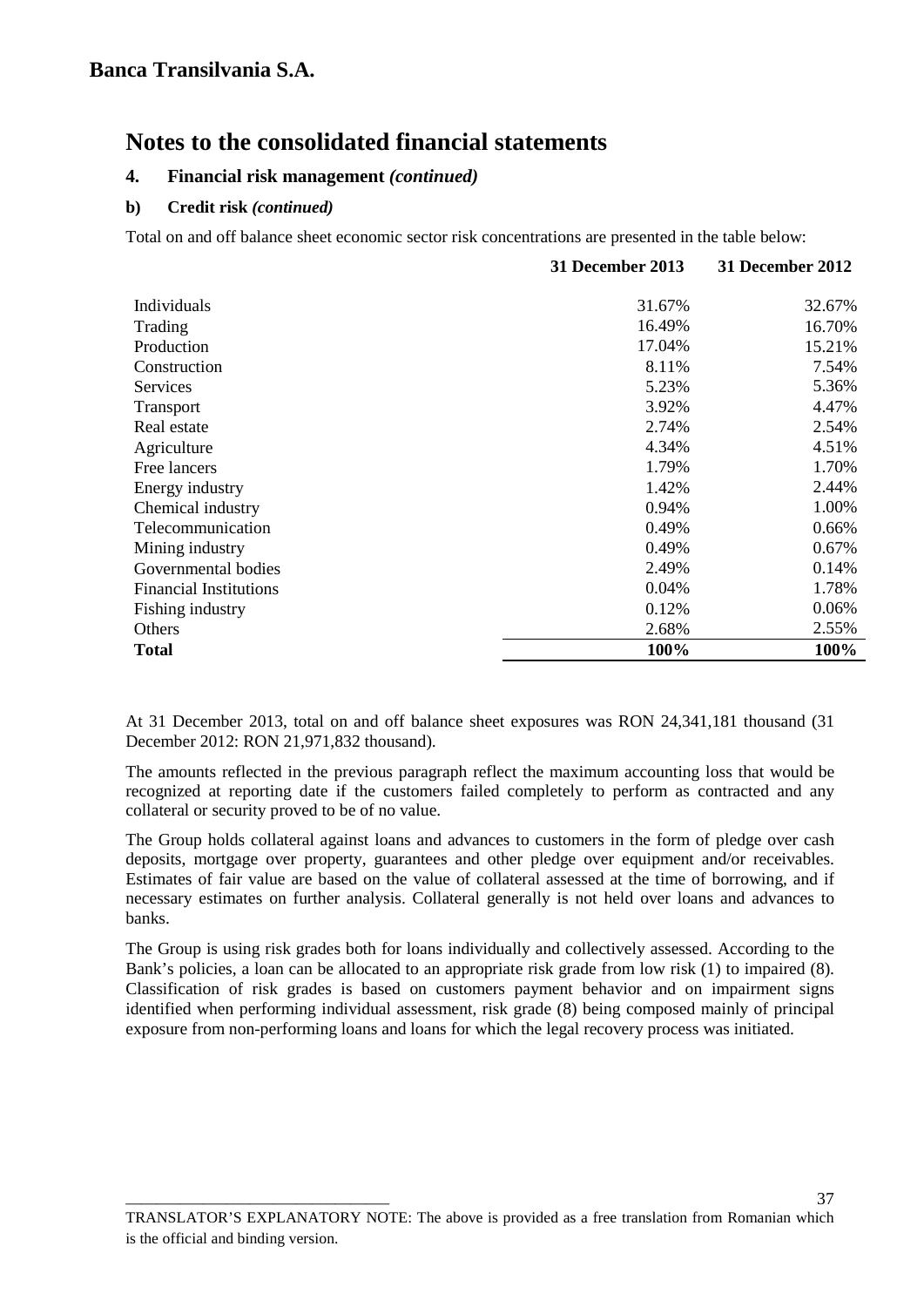## Banca Transilvania S.A.

# Notes to the consolidated financial statements

### 4. Financial risk management *(continued)*

### b) Credit risk *(continued)*

Total on and off balance sheet economic sector risk concentrations are presented in the table below:

| | 31 December 2013 | 31 December 2012 |
|---|---|---|
| Individuals | 31.67% | 32.67% |
| Trading | 16.49% | 16.70% |
| Production | 17.04% | 15.21% |
| Construction | 8.11% | 7.54% |
| Services | 5.23% | 5.36% |
| Transport | 3.92% | 4.47% |
| Real estate | 2.74% | 2.54% |
| Agriculture | 4.34% | 4.51% |
| Free lancers | 1.79% | 1.70% |
| Energy industry | 1.42% | 2.44% |
| Chemical industry | 0.94% | 1.00% |
| Telecommunication | 0.49% | 0.66% |
| Mining industry | 0.49% | 0.67% |
| Governmental bodies | 2.49% | 0.14% |
| Financial Institutions | 0.04% | 1.78% |
| Fishing industry | 0.12% | 0.06% |
| Others | 2.68% | 2.55% |
| **Total** | **100%** | **100%** |

At 31 December 2013, total on and off balance sheet exposures was RON 24,341,181 thousand (31 December 2012: RON 21,971,832 thousand).

The amounts reflected in the previous paragraph reflect the maximum accounting loss that would be recognized at reporting date if the customers failed completely to perform as contracted and any collateral or security proved to be of no value.

The Group holds collateral against loans and advances to customers in the form of pledge over cash deposits, mortgage over property, guarantees and other pledge over equipment and/or receivables. Estimates of fair value are based on the value of collateral assessed at the time of borrowing, and if necessary estimates on further analysis. Collateral generally is not held over loans and advances to banks.

The Group is using risk grades both for loans individually and collectively assessed. According to the Bank's policies, a loan can be allocated to an appropriate risk grade from low risk (1) to impaired (8). Classification of risk grades is based on customers payment behavior and on impairment signs identified when performing individual assessment, risk grade (8) being composed mainly of principal exposure from non-performing loans and loans for which the legal recovery process was initiated.

TRANSLATOR'S EXPLANATORY NOTE: The above is provided as a free translation from Romanian which is the official and binding version.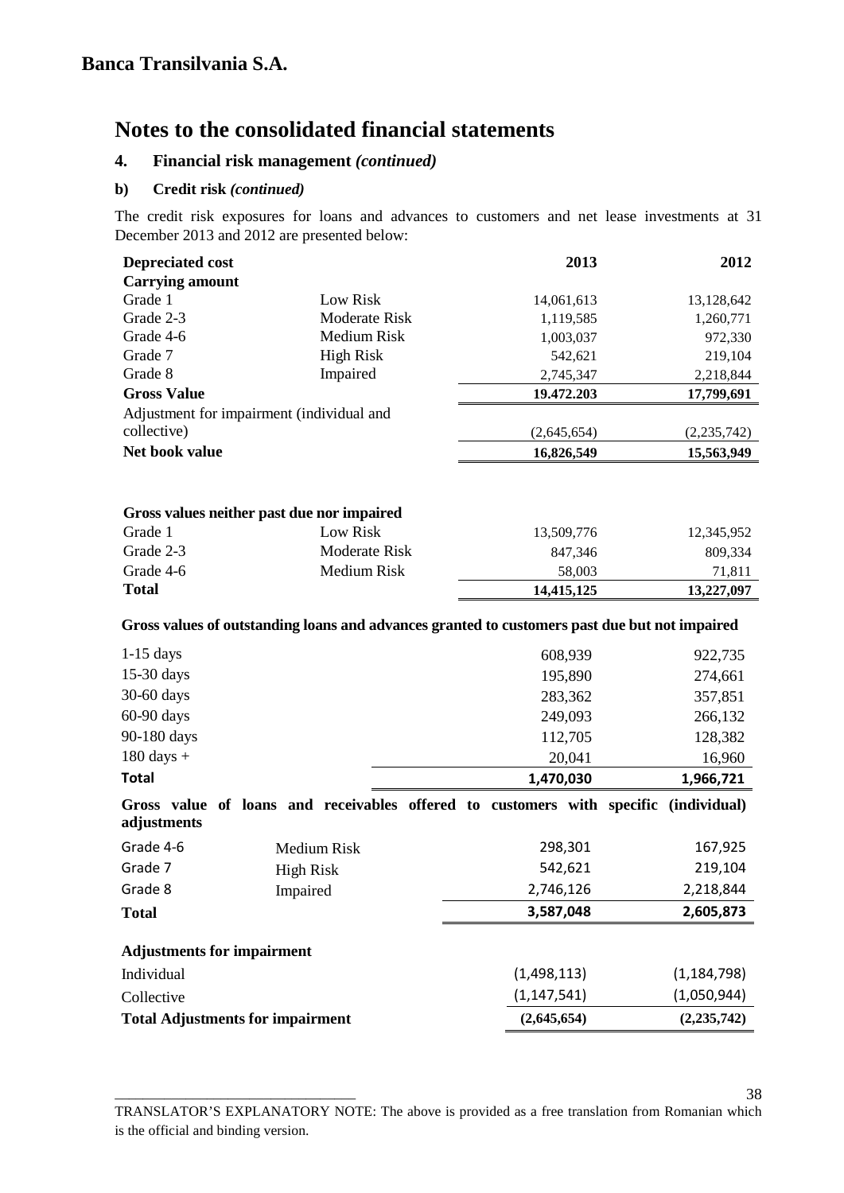# Banca Transilvania S.A.

## Notes to the consolidated financial statements

### 4. Financial risk management *(continued)*

#### b) Credit risk *(continued)*

The credit risk exposures for loans and advances to customers and net lease investments at 31 December 2013 and 2012 are presented below:

| **Depreciated cost** | | **2013** | **2012** |
|---|---|---|---|
| **Carrying amount** | | | |
| Grade 1 | Low Risk | 14,061,613 | 13,128,642 |
| Grade 2-3 | Moderate Risk | 1,119,585 | 1,260,771 |
| Grade 4-6 | Medium Risk | 1,003,037 | 972,330 |
| Grade 7 | High Risk | 542,621 | 219,104 |
| Grade 8 | Impaired | 2,745,347 | 2,218,844 |
| **Gross Value** | | **19.472.203** | **17,799,691** |
| Adjustment for impairment (individual and collective) | | (2,645,654) | (2,235,742) |
| **Net book value** | | **16,826,549** | **15,563,949** |

| **Gross values neither past due nor impaired** | | **2013** | **2012** |
|---|---|---|---|
| Grade 1 | Low Risk | 13,509,776 | 12,345,952 |
| Grade 2-3 | Moderate Risk | 847,346 | 809,334 |
| Grade 4-6 | Medium Risk | 58,003 | 71,811 |
| **Total** | | **14,415,125** | **13,227,097** |

**Gross values of outstanding loans and advances granted to customers past due but not impaired**

| | **2013** | **2012** |
|---|---|---|
| 1-15 days | 608,939 | 922,735 |
| 15-30 days | 195,890 | 274,661 |
| 30-60 days | 283,362 | 357,851 |
| 60-90 days | 249,093 | 266,132 |
| 90-180 days | 112,705 | 128,382 |
| 180 days + | 20,041 | 16,960 |
| **Total** | **1,470,030** | **1,966,721** |

**Gross value of loans and receivables offered to customers with specific (individual) adjustments**

| | | **2013** | **2012** |
|---|---|---|---|
| Grade 4-6 | Medium Risk | 298,301 | 167,925 |
| Grade 7 | High Risk | 542,621 | 219,104 |
| Grade 8 | Impaired | 2,746,126 | 2,218,844 |
| **Total** | | **3,587,048** | **2,605,873** |

| **Adjustments for impairment** | **2013** | **2012** |
|---|---|---|
| Individual | (1,498,113) | (1,184,798) |
| Collective | (1,147,541) | (1,050,944) |
| **Total Adjustments for impairment** | **(2,645,654)** | **(2,235,742)** |

TRANSLATOR'S EXPLANATORY NOTE: The above is provided as a free translation from Romanian which is the official and binding version.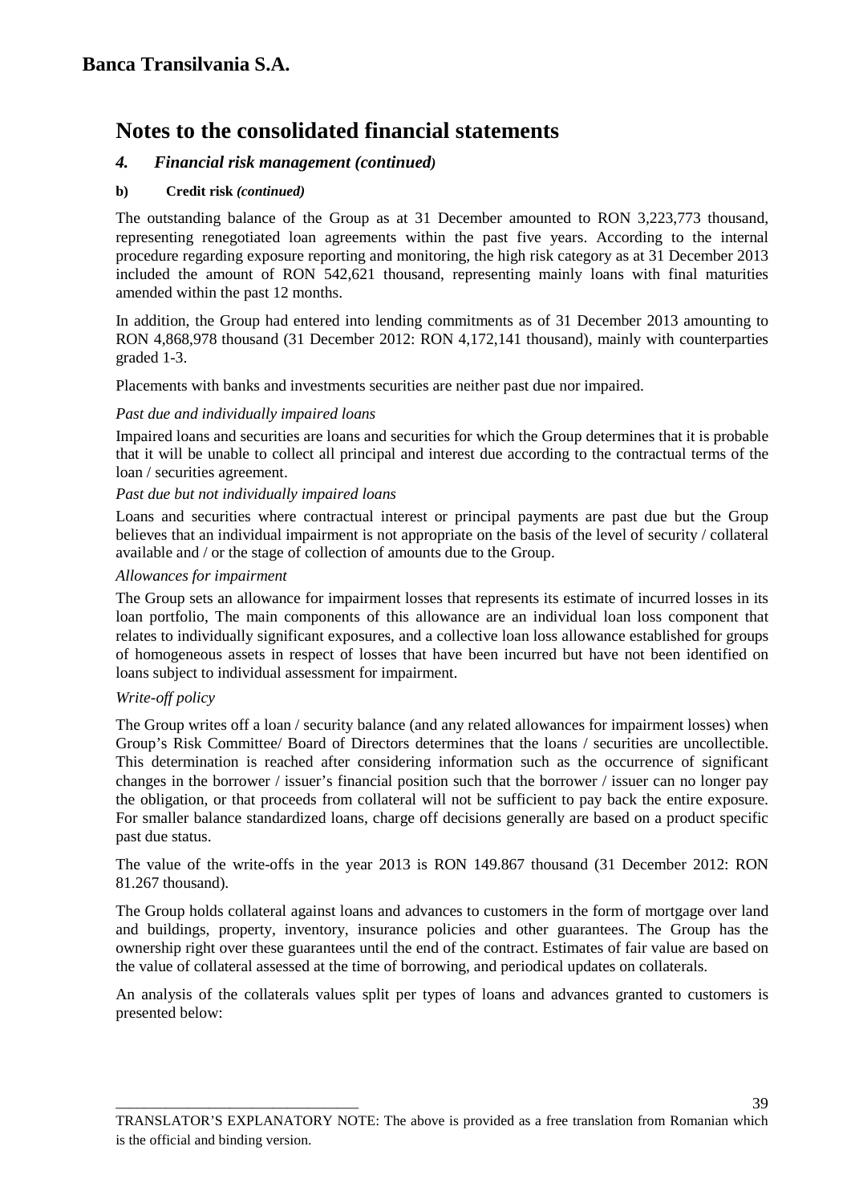# Banca Transilvania S.A.

## Notes to the consolidated financial statements

### *4. Financial risk management (continued)*

#### b) Credit risk *(continued)*

The outstanding balance of the Group as at 31 December amounted to RON 3,223,773 thousand, representing renegotiated loan agreements within the past five years. According to the internal procedure regarding exposure reporting and monitoring, the high risk category as at 31 December 2013 included the amount of RON 542,621 thousand, representing mainly loans with final maturities amended within the past 12 months.

In addition, the Group had entered into lending commitments as of 31 December 2013 amounting to RON 4,868,978 thousand (31 December 2012: RON 4,172,141 thousand), mainly with counterparties graded 1-3.

Placements with banks and investments securities are neither past due nor impaired.

*Past due and individually impaired loans*

Impaired loans and securities are loans and securities for which the Group determines that it is probable that it will be unable to collect all principal and interest due according to the contractual terms of the loan / securities agreement.

*Past due but not individually impaired loans*

Loans and securities where contractual interest or principal payments are past due but the Group believes that an individual impairment is not appropriate on the basis of the level of security / collateral available and / or the stage of collection of amounts due to the Group.

*Allowances for impairment*

The Group sets an allowance for impairment losses that represents its estimate of incurred losses in its loan portfolio, The main components of this allowance are an individual loan loss component that relates to individually significant exposures, and a collective loan loss allowance established for groups of homogeneous assets in respect of losses that have been incurred but have not been identified on loans subject to individual assessment for impairment.

*Write-off policy*

The Group writes off a loan / security balance (and any related allowances for impairment losses) when Group's Risk Committee/ Board of Directors determines that the loans / securities are uncollectible. This determination is reached after considering information such as the occurrence of significant changes in the borrower / issuer's financial position such that the borrower / issuer can no longer pay the obligation, or that proceeds from collateral will not be sufficient to pay back the entire exposure. For smaller balance standardized loans, charge off decisions generally are based on a product specific past due status.

The value of the write-offs in the year 2013 is RON 149.867 thousand (31 December 2012: RON 81.267 thousand).

The Group holds collateral against loans and advances to customers in the form of mortgage over land and buildings, property, inventory, insurance policies and other guarantees. The Group has the ownership right over these guarantees until the end of the contract. Estimates of fair value are based on the value of collateral assessed at the time of borrowing, and periodical updates on collaterals.

An analysis of the collaterals values split per types of loans and advances granted to customers is presented below:

TRANSLATOR'S EXPLANATORY NOTE: The above is provided as a free translation from Romanian which is the official and binding version.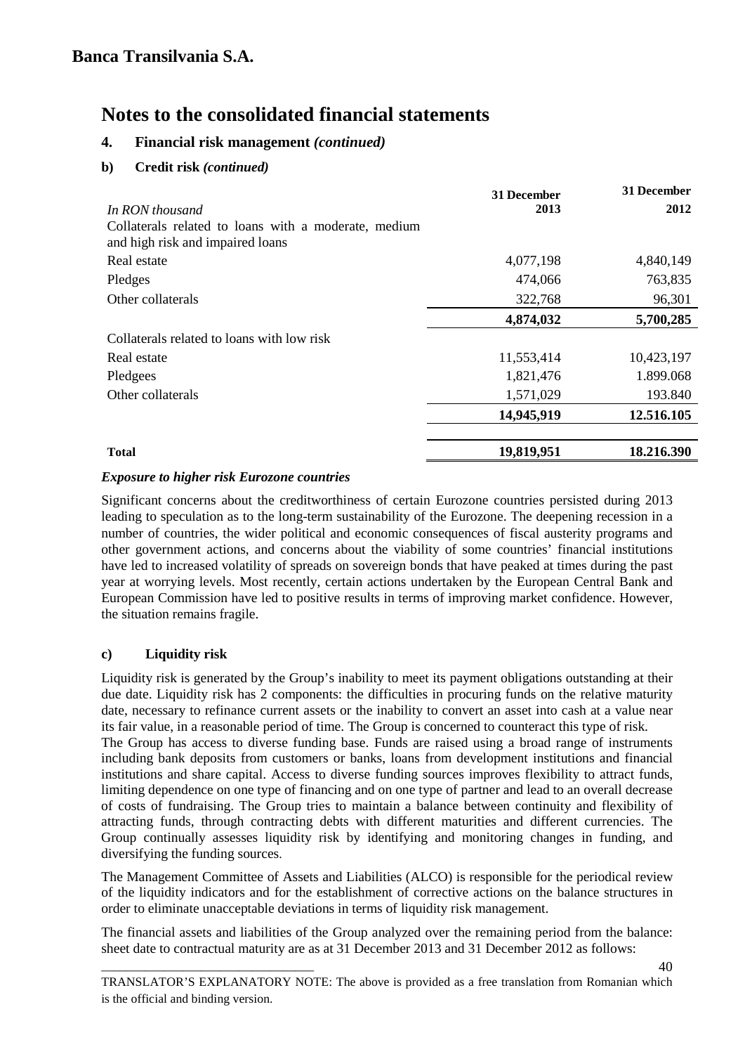# Banca Transilvania S.A.

# Notes to the consolidated financial statements

## 4. Financial risk management *(continued)*

### b) Credit risk *(continued)*

| *In RON thousand* | 31 December 2013 | 31 December 2012 |
|---|---|---|
| Collaterals related to loans with a moderate, medium and high risk and impaired loans | | |
| Real estate | 4,077,198 | 4,840,149 |
| Pledges | 474,066 | 763,835 |
| Other collaterals | 322,768 | 96,301 |
| | **4,874,032** | **5,700,285** |
| Collaterals related to loans with low risk | | |
| Real estate | 11,553,414 | 10,423,197 |
| Pledgees | 1,821,476 | 1.899.068 |
| Other collaterals | 1,571,029 | 193.840 |
| | **14,945,919** | **12.516.105** |
| **Total** | **19,819,951** | **18.216.390** |

***Exposure to higher risk Eurozone countries***

Significant concerns about the creditworthiness of certain Eurozone countries persisted during 2013 leading to speculation as to the long-term sustainability of the Eurozone. The deepening recession in a number of countries, the wider political and economic consequences of fiscal austerity programs and other government actions, and concerns about the viability of some countries' financial institutions have led to increased volatility of spreads on sovereign bonds that have peaked at times during the past year at worrying levels. Most recently, certain actions undertaken by the European Central Bank and European Commission have led to positive results in terms of improving market confidence. However, the situation remains fragile.

### c) Liquidity risk

Liquidity risk is generated by the Group's inability to meet its payment obligations outstanding at their due date. Liquidity risk has 2 components: the difficulties in procuring funds on the relative maturity date, necessary to refinance current assets or the inability to convert an asset into cash at a value near its fair value, in a reasonable period of time. The Group is concerned to counteract this type of risk.
The Group has access to diverse funding base. Funds are raised using a broad range of instruments including bank deposits from customers or banks, loans from development institutions and financial institutions and share capital. Access to diverse funding sources improves flexibility to attract funds, limiting dependence on one type of financing and on one type of partner and lead to an overall decrease of costs of fundraising. The Group tries to maintain a balance between continuity and flexibility of attracting funds, through contracting debts with different maturities and different currencies. The Group continually assesses liquidity risk by identifying and monitoring changes in funding, and diversifying the funding sources.

The Management Committee of Assets and Liabilities (ALCO) is responsible for the periodical review of the liquidity indicators and for the establishment of corrective actions on the balance structures in order to eliminate unacceptable deviations in terms of liquidity risk management.

The financial assets and liabilities of the Group analyzed over the remaining period from the balance: sheet date to contractual maturity are as at 31 December 2013 and 31 December 2012 as follows:

TRANSLATOR'S EXPLANATORY NOTE: The above is provided as a free translation from Romanian which is the official and binding version.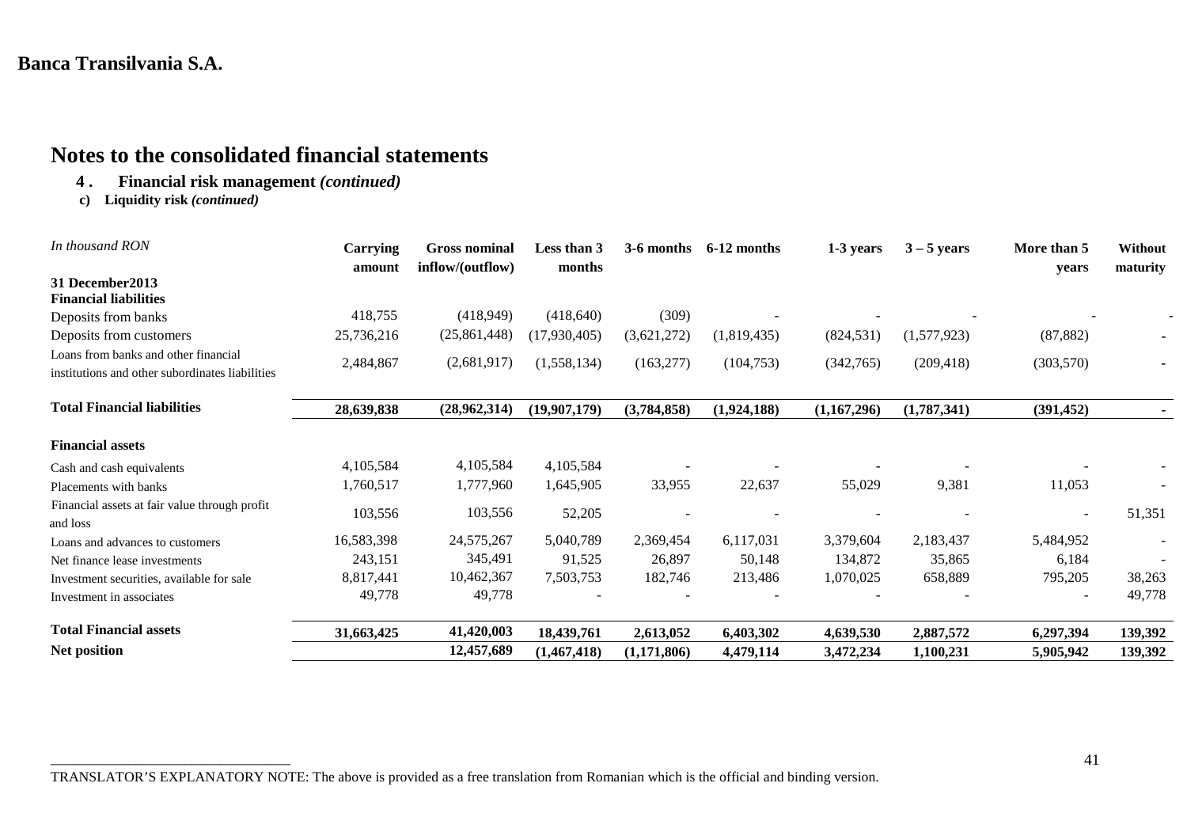**Banca Transilvania S.A.**

# Notes to the consolidated financial statements

**4. Financial risk management *(continued)***

**c) Liquidity risk *(continued)***

| *In thousand RON* | Carrying amount | Gross nominal inflow/(outflow) | Less than 3 months | 3-6 months | 6-12 months | 1-3 years | 3 – 5 years | More than 5 years | Without maturity |
|---|---|---|---|---|---|---|---|---|---|
| **31 December2013** | | | | | | | | | |
| **Financial liabilities** | | | | | | | | | |
| Deposits from banks | 418,755 | (418,949) | (418,640) | (309) | - | - | - | - | - |
| Deposits from customers | 25,736,216 | (25,861,448) | (17,930,405) | (3,621,272) | (1,819,435) | (824,531) | (1,577,923) | (87,882) | - |
| Loans from banks and other financial institutions and other subordinates liabilities | 2,484,867 | (2,681,917) | (1,558,134) | (163,277) | (104,753) | (342,765) | (209,418) | (303,570) | - |
| **Total Financial liabilities** | **28,639,838** | **(28,962,314)** | **(19,907,179)** | **(3,784,858)** | **(1,924,188)** | **(1,167,296)** | **(1,787,341)** | **(391,452)** | **-** |
| **Financial assets** | | | | | | | | | |
| Cash and cash equivalents | 4,105,584 | 4,105,584 | 4,105,584 | - | - | - | - | - | - |
| Placements with banks | 1,760,517 | 1,777,960 | 1,645,905 | 33,955 | 22,637 | 55,029 | 9,381 | 11,053 | - |
| Financial assets at fair value through profit and loss | 103,556 | 103,556 | 52,205 | - | - | - | - | - | 51,351 |
| Loans and advances to customers | 16,583,398 | 24,575,267 | 5,040,789 | 2,369,454 | 6,117,031 | 3,379,604 | 2,183,437 | 5,484,952 | - |
| Net finance lease investments | 243,151 | 345,491 | 91,525 | 26,897 | 50,148 | 134,872 | 35,865 | 6,184 | - |
| Investment securities, available for sale | 8,817,441 | 10,462,367 | 7,503,753 | 182,746 | 213,486 | 1,070,025 | 658,889 | 795,205 | 38,263 |
| Investment in associates | 49,778 | 49,778 | - | - | - | - | - | - | 49,778 |
| **Total Financial assets** | **31,663,425** | **41,420,003** | **18,439,761** | **2,613,052** | **6,403,302** | **4,639,530** | **2,887,572** | **6,297,394** | **139,392** |
| **Net position** | | **12,457,689** | **(1,467,418)** | **(1,171,806)** | **4,479,114** | **3,472,234** | **1,100,231** | **5,905,942** | **139,392** |

TRANSLATOR'S EXPLANATORY NOTE: The above is provided as a free translation from Romanian which is the official and binding version.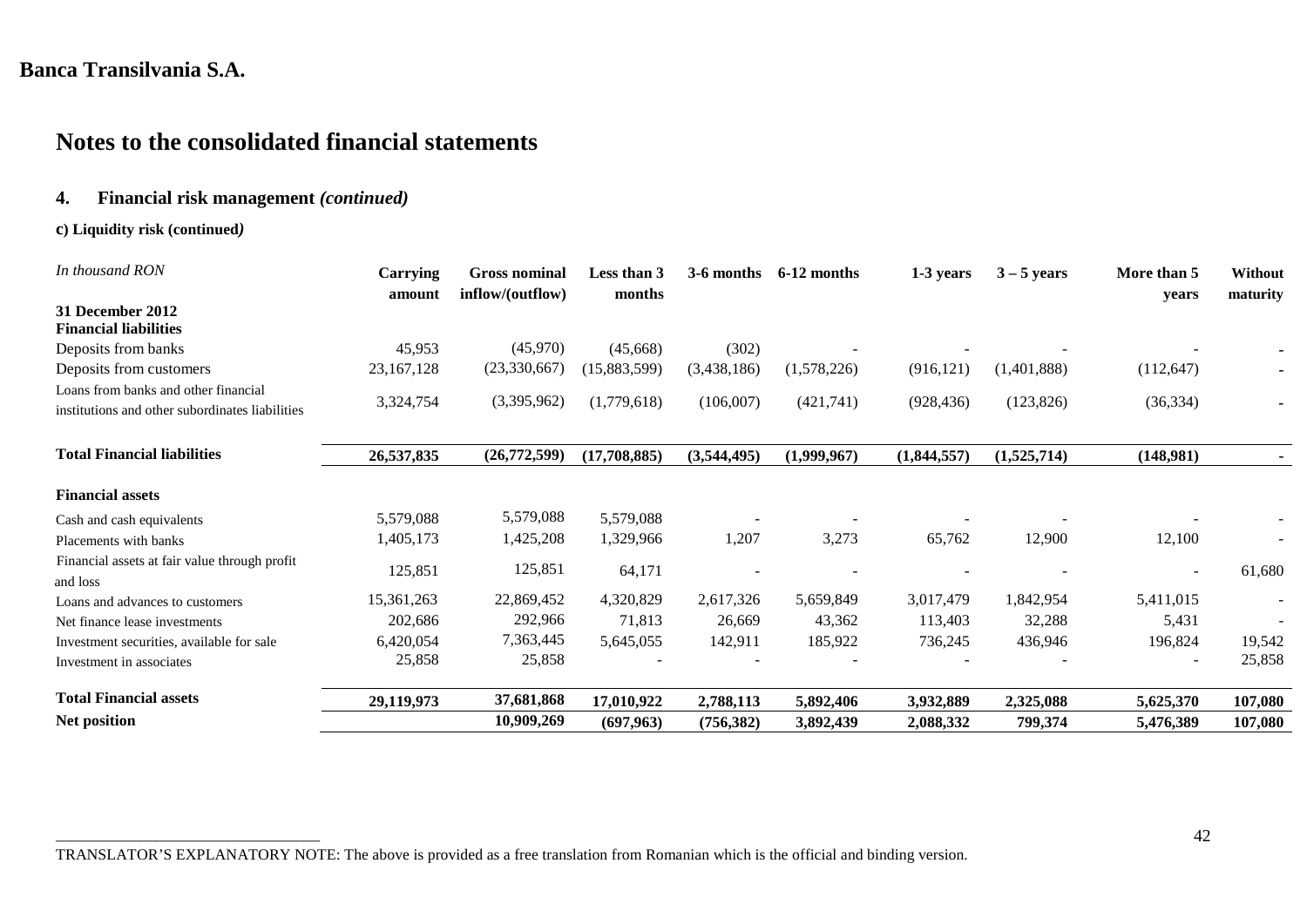Banca Transilvania S.A.

# Notes to the consolidated financial statements

## 4. Financial risk management *(continued)*

### c) Liquidity risk (continued*)*

| *In thousand RON* | Carrying amount | Gross nominal inflow/(outflow) | Less than 3 months | 3-6 months | 6-12 months | 1-3 years | 3 – 5 years | More than 5 years | Without maturity |
|---|---|---|---|---|---|---|---|---|---|
| **31 December 2012** | | | | | | | | | |
| **Financial liabilities** | | | | | | | | | |
| Deposits from banks | 45,953 | (45,970) | (45,668) | (302) | - | - | - | - | - |
| Deposits from customers | 23,167,128 | (23,330,667) | (15,883,599) | (3,438,186) | (1,578,226) | (916,121) | (1,401,888) | (112,647) | - |
| Loans from banks and other financial institutions and other subordinates liabilities | 3,324,754 | (3,395,962) | (1,779,618) | (106,007) | (421,741) | (928,436) | (123,826) | (36,334) | - |
| **Total Financial liabilities** | **26,537,835** | **(26,772,599)** | **(17,708,885)** | **(3,544,495)** | **(1,999,967)** | **(1,844,557)** | **(1,525,714)** | **(148,981)** | **-** |
| **Financial assets** | | | | | | | | | |
| Cash and cash equivalents | 5,579,088 | 5,579,088 | 5,579,088 | - | - | - | - | - | - |
| Placements with banks | 1,405,173 | 1,425,208 | 1,329,966 | 1,207 | 3,273 | 65,762 | 12,900 | 12,100 | - |
| Financial assets at fair value through profit and loss | 125,851 | 125,851 | 64,171 | - | - | - | - | - | 61,680 |
| Loans and advances to customers | 15,361,263 | 22,869,452 | 4,320,829 | 2,617,326 | 5,659,849 | 3,017,479 | 1,842,954 | 5,411,015 | - |
| Net finance lease investments | 202,686 | 292,966 | 71,813 | 26,669 | 43,362 | 113,403 | 32,288 | 5,431 | - |
| Investment securities, available for sale | 6,420,054 | 7,363,445 | 5,645,055 | 142,911 | 185,922 | 736,245 | 436,946 | 196,824 | 19,542 |
| Investment in associates | 25,858 | 25,858 | - | - | - | - | - | - | 25,858 |
| **Total Financial assets** | **29,119,973** | **37,681,868** | **17,010,922** | **2,788,113** | **5,892,406** | **3,932,889** | **2,325,088** | **5,625,370** | **107,080** |
| **Net position** | | **10,909,269** | **(697,963)** | **(756,382)** | **3,892,439** | **2,088,332** | **799,374** | **5,476,389** | **107,080** |

TRANSLATOR'S EXPLANATORY NOTE: The above is provided as a free translation from Romanian which is the official and binding version.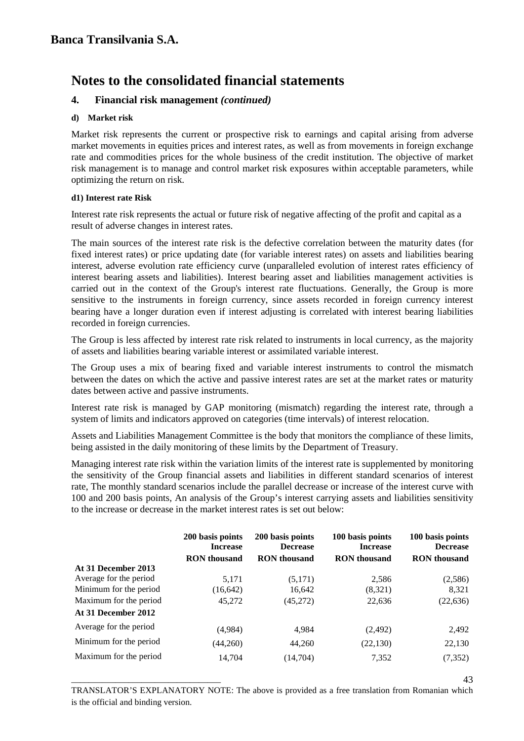# Banca Transilvania S.A.

# Notes to the consolidated financial statements

## 4. Financial risk management *(continued)*

### d) Market risk

Market risk represents the current or prospective risk to earnings and capital arising from adverse market movements in equities prices and interest rates, as well as from movements in foreign exchange rate and commodities prices for the whole business of the credit institution. The objective of market risk management is to manage and control market risk exposures within acceptable parameters, while optimizing the return on risk.

#### d1) Interest rate Risk

Interest rate risk represents the actual or future risk of negative affecting of the profit and capital as a result of adverse changes in interest rates.

The main sources of the interest rate risk is the defective correlation between the maturity dates (for fixed interest rates) or price updating date (for variable interest rates) on assets and liabilities bearing interest, adverse evolution rate efficiency curve (unparalleled evolution of interest rates efficiency of interest bearing assets and liabilities). Interest bearing asset and liabilities management activities is carried out in the context of the Group's interest rate fluctuations. Generally, the Group is more sensitive to the instruments in foreign currency, since assets recorded in foreign currency interest bearing have a longer duration even if interest adjusting is correlated with interest bearing liabilities recorded in foreign currencies.

The Group is less affected by interest rate risk related to instruments in local currency, as the majority of assets and liabilities bearing variable interest or assimilated variable interest.

The Group uses a mix of bearing fixed and variable interest instruments to control the mismatch between the dates on which the active and passive interest rates are set at the market rates or maturity dates between active and passive instruments.

Interest rate risk is managed by GAP monitoring (mismatch) regarding the interest rate, through a system of limits and indicators approved on categories (time intervals) of interest relocation.

Assets and Liabilities Management Committee is the body that monitors the compliance of these limits, being assisted in the daily monitoring of these limits by the Department of Treasury.

Managing interest rate risk within the variation limits of the interest rate is supplemented by monitoring the sensitivity of the Group financial assets and liabilities in different standard scenarios of interest rate, The monthly standard scenarios include the parallel decrease or increase of the interest curve with 100 and 200 basis points, An analysis of the Group's interest carrying assets and liabilities sensitivity to the increase or decrease in the market interest rates is set out below:

| | 200 basis points Increase | 200 basis points Decrease | 100 basis points Increase | 100 basis points Decrease |
|---|---|---|---|---|
| | RON thousand | RON thousand | RON thousand | RON thousand |
| **At 31 December 2013** | | | | |
| Average for the period | 5,171 | (5,171) | 2,586 | (2,586) |
| Minimum for the period | (16,642) | 16,642 | (8,321) | 8,321 |
| Maximum for the period | 45,272 | (45,272) | 22,636 | (22,636) |
| **At 31 December 2012** | | | | |
| Average for the period | (4,984) | 4,984 | (2,492) | 2,492 |
| Minimum for the period | (44,260) | 44,260 | (22,130) | 22,130 |
| Maximum for the period | 14,704 | (14,704) | 7,352 | (7,352) |

TRANSLATOR'S EXPLANATORY NOTE: The above is provided as a free translation from Romanian which is the official and binding version.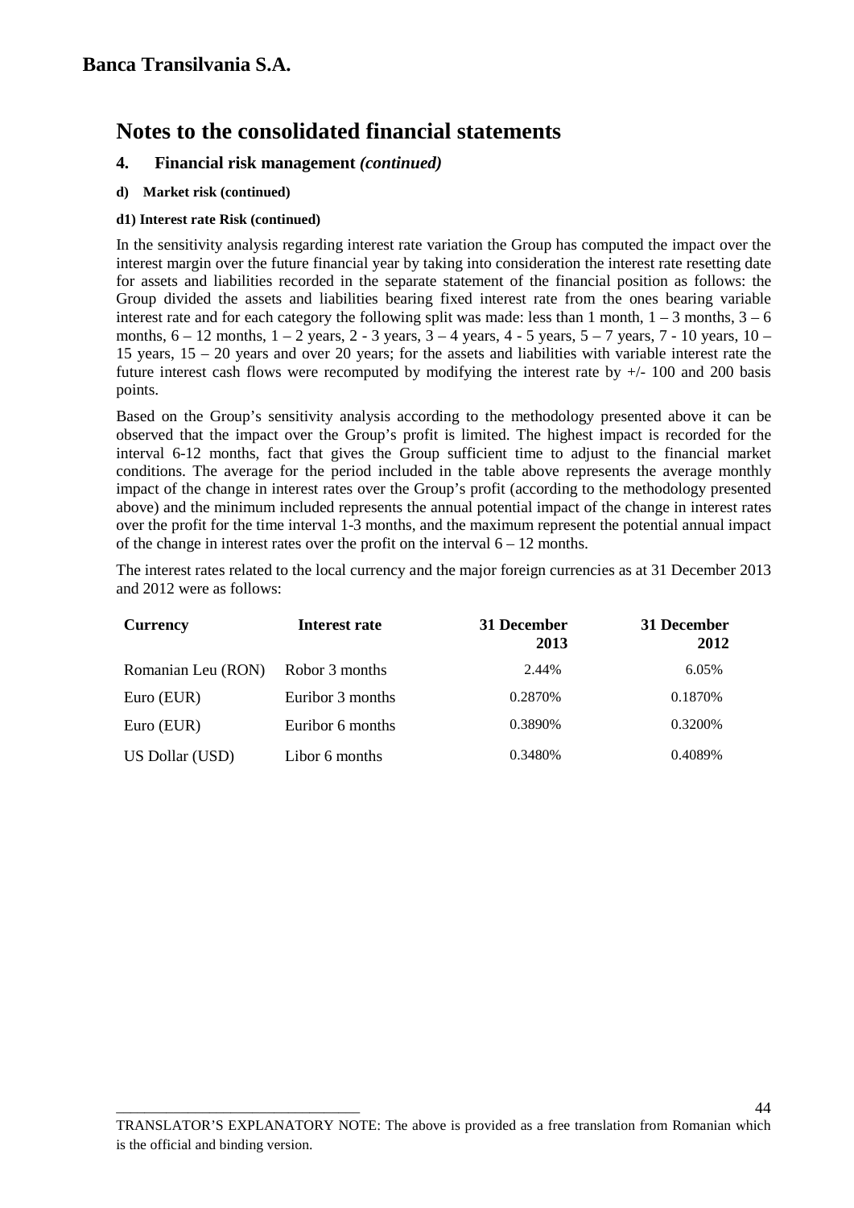**Banca Transilvania S.A.**

# Notes to the consolidated financial statements

## 4. Financial risk management *(continued)*

**d) Market risk (continued)**

**d1) Interest rate Risk (continued)**

In the sensitivity analysis regarding interest rate variation the Group has computed the impact over the interest margin over the future financial year by taking into consideration the interest rate resetting date for assets and liabilities recorded in the separate statement of the financial position as follows: the Group divided the assets and liabilities bearing fixed interest rate from the ones bearing variable interest rate and for each category the following split was made: less than 1 month, 1 – 3 months, 3 – 6 months, 6 – 12 months, 1 – 2 years, 2 - 3 years, 3 – 4 years, 4 - 5 years, 5 – 7 years, 7 - 10 years, 10 – 15 years, 15 – 20 years and over 20 years; for the assets and liabilities with variable interest rate the future interest cash flows were recomputed by modifying the interest rate by +/- 100 and 200 basis points.

Based on the Group's sensitivity analysis according to the methodology presented above it can be observed that the impact over the Group's profit is limited. The highest impact is recorded for the interval 6-12 months, fact that gives the Group sufficient time to adjust to the financial market conditions. The average for the period included in the table above represents the average monthly impact of the change in interest rates over the Group's profit (according to the methodology presented above) and the minimum included represents the annual potential impact of the change in interest rates over the profit for the time interval 1-3 months, and the maximum represent the potential annual impact of the change in interest rates over the profit on the interval 6 – 12 months.

The interest rates related to the local currency and the major foreign currencies as at 31 December 2013 and 2012 were as follows:

| Currency | Interest rate | 31 December 2013 | 31 December 2012 |
|---|---|---|---|
| Romanian Leu (RON) | Robor 3 months | 2.44% | 6.05% |
| Euro (EUR) | Euribor 3 months | 0.2870% | 0.1870% |
| Euro (EUR) | Euribor 6 months | 0.3890% | 0.3200% |
| US Dollar (USD) | Libor 6 months | 0.3480% | 0.4089% |

TRANSLATOR'S EXPLANATORY NOTE: The above is provided as a free translation from Romanian which is the official and binding version.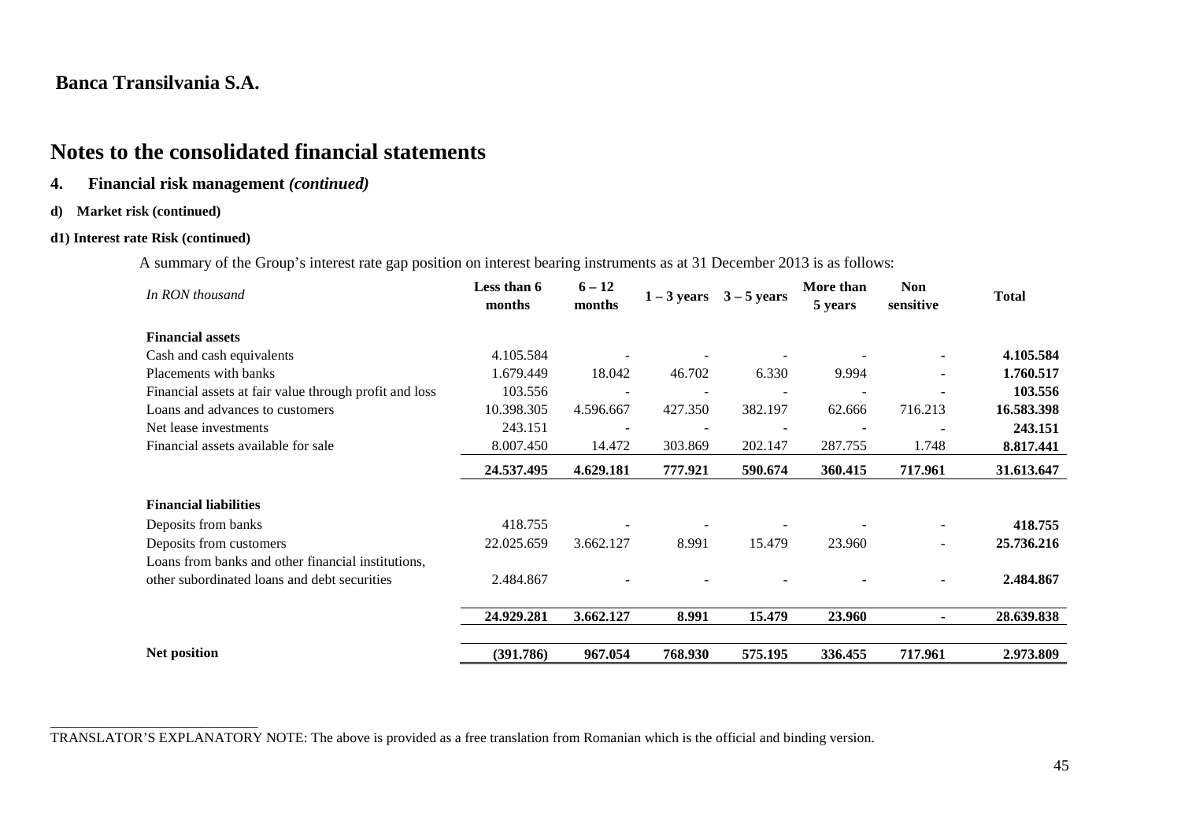**Banca Transilvania S.A.**

# Notes to the consolidated financial statements

## 4. Financial risk management *(continued)*

**d) Market risk (continued)**

**d1) Interest rate Risk (continued)**

A summary of the Group's interest rate gap position on interest bearing instruments as at 31 December 2013 is as follows:

| *In RON thousand* | Less than 6 months | 6 – 12 months | 1 – 3 years | 3 – 5 years | More than 5 years | Non sensitive | Total |
|---|---|---|---|---|---|---|---|
| **Financial assets** | | | | | | | |
| Cash and cash equivalents | 4.105.584 | - | - | - | - | - | **4.105.584** |
| Placements with banks | 1.679.449 | 18.042 | 46.702 | 6.330 | 9.994 | - | **1.760.517** |
| Financial assets at fair value through profit and loss | 103.556 | - | - | - | - | - | **103.556** |
| Loans and advances to customers | 10.398.305 | 4.596.667 | 427.350 | 382.197 | 62.666 | 716.213 | **16.583.398** |
| Net lease investments | 243.151 | - | - | - | - | - | **243.151** |
| Financial assets available for sale | 8.007.450 | 14.472 | 303.869 | 202.147 | 287.755 | 1.748 | **8.817.441** |
| | **24.537.495** | **4.629.181** | **777.921** | **590.674** | **360.415** | **717.961** | **31.613.647** |
| **Financial liabilities** | | | | | | | |
| Deposits from banks | 418.755 | - | - | - | - | - | **418.755** |
| Deposits from customers | 22.025.659 | 3.662.127 | 8.991 | 15.479 | 23.960 | - | **25.736.216** |
| Loans from banks and other financial institutions, other subordinated loans and debt securities | 2.484.867 | - | - | - | - | - | **2.484.867** |
| | **24.929.281** | **3.662.127** | **8.991** | **15.479** | **23.960** | **-** | **28.639.838** |
| **Net position** | **(391.786)** | **967.054** | **768.930** | **575.195** | **336.455** | **717.961** | **2.973.809** |

TRANSLATOR'S EXPLANATORY NOTE: The above is provided as a free translation from Romanian which is the official and binding version.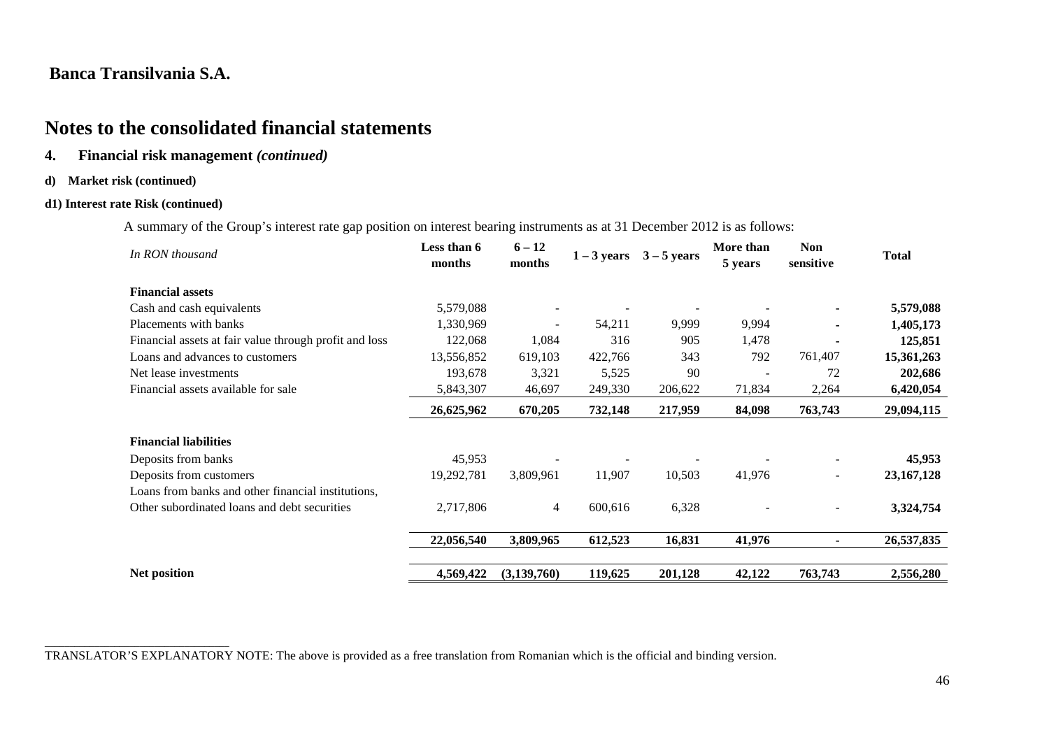**Banca Transilvania S.A.**

# Notes to the consolidated financial statements

## 4. Financial risk management *(continued)*

### d) Market risk (continued)

#### d1) Interest rate Risk (continued)

A summary of the Group's interest rate gap position on interest bearing instruments as at 31 December 2012 is as follows:

| *In RON thousand* | Less than 6 months | 6 – 12 months | 1 – 3 years | 3 – 5 years | More than 5 years | Non sensitive | Total |
|---|---|---|---|---|---|---|---|
| **Financial assets** | | | | | | | |
| Cash and cash equivalents | 5,579,088 | - | - | - | - | - | **5,579,088** |
| Placements with banks | 1,330,969 | - | 54,211 | 9,999 | 9,994 | - | **1,405,173** |
| Financial assets at fair value through profit and loss | 122,068 | 1,084 | 316 | 905 | 1,478 | - | **125,851** |
| Loans and advances to customers | 13,556,852 | 619,103 | 422,766 | 343 | 792 | 761,407 | **15,361,263** |
| Net lease investments | 193,678 | 3,321 | 5,525 | 90 | - | 72 | **202,686** |
| Financial assets available for sale | 5,843,307 | 46,697 | 249,330 | 206,622 | 71,834 | 2,264 | **6,420,054** |
| | **26,625,962** | **670,205** | **732,148** | **217,959** | **84,098** | **763,743** | **29,094,115** |
| **Financial liabilities** | | | | | | | |
| Deposits from banks | 45,953 | - | - | - | - | - | **45,953** |
| Deposits from customers | 19,292,781 | 3,809,961 | 11,907 | 10,503 | 41,976 | - | **23,167,128** |
| Loans from banks and other financial institutions, Other subordinated loans and debt securities | 2,717,806 | 4 | 600,616 | 6,328 | - | - | **3,324,754** |
| | **22,056,540** | **3,809,965** | **612,523** | **16,831** | **41,976** | **-** | **26,537,835** |
| **Net position** | **4,569,422** | **(3,139,760)** | **119,625** | **201,128** | **42,122** | **763,743** | **2,556,280** |

TRANSLATOR'S EXPLANATORY NOTE: The above is provided as a free translation from Romanian which is the official and binding version.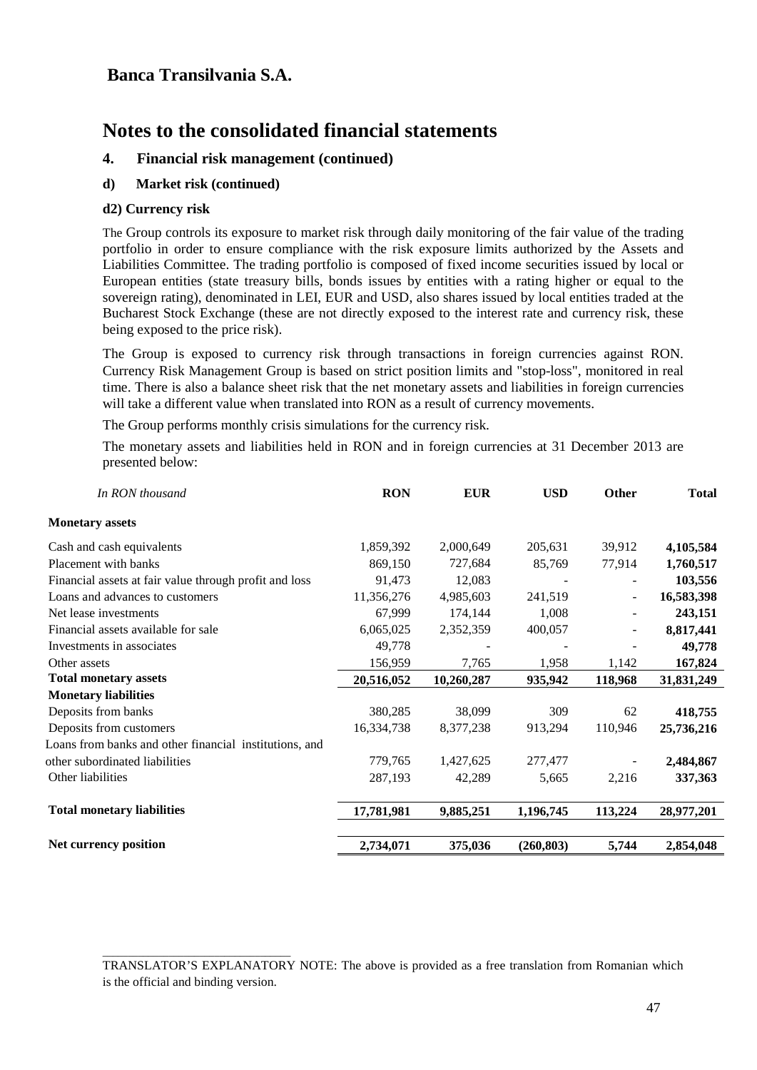## Banca Transilvania S.A.

# Notes to the consolidated financial statements

### 4. Financial risk management (continued)

#### d) Market risk (continued)

#### d2) Currency risk

The Group controls its exposure to market risk through daily monitoring of the fair value of the trading portfolio in order to ensure compliance with the risk exposure limits authorized by the Assets and Liabilities Committee. The trading portfolio is composed of fixed income securities issued by local or European entities (state treasury bills, bonds issues by entities with a rating higher or equal to the sovereign rating), denominated in LEI, EUR and USD, also shares issued by local entities traded at the Bucharest Stock Exchange (these are not directly exposed to the interest rate and currency risk, these being exposed to the price risk).

The Group is exposed to currency risk through transactions in foreign currencies against RON. Currency Risk Management Group is based on strict position limits and "stop-loss", monitored in real time. There is also a balance sheet risk that the net monetary assets and liabilities in foreign currencies will take a different value when translated into RON as a result of currency movements.

The Group performs monthly crisis simulations for the currency risk.

The monetary assets and liabilities held in RON and in foreign currencies at 31 December 2013 are presented below:

| *In RON thousand* | **RON** | **EUR** | **USD** | **Other** | **Total** |
|---|---|---|---|---|---|
| **Monetary assets** | | | | | |
| Cash and cash equivalents | 1,859,392 | 2,000,649 | 205,631 | 39,912 | **4,105,584** |
| Placement with banks | 869,150 | 727,684 | 85,769 | 77,914 | **1,760,517** |
| Financial assets at fair value through profit and loss | 91,473 | 12,083 | - | - | **103,556** |
| Loans and advances to customers | 11,356,276 | 4,985,603 | 241,519 | - | **16,583,398** |
| Net lease investments | 67,999 | 174,144 | 1,008 | - | **243,151** |
| Financial assets available for sale | 6,065,025 | 2,352,359 | 400,057 | - | **8,817,441** |
| Investments in associates | 49,778 | - | - | - | **49,778** |
| Other assets | 156,959 | 7,765 | 1,958 | 1,142 | **167,824** |
| **Total monetary assets** | **20,516,052** | **10,260,287** | **935,942** | **118,968** | **31,831,249** |
| **Monetary liabilities** | | | | | |
| Deposits from banks | 380,285 | 38,099 | 309 | 62 | **418,755** |
| Deposits from customers | 16,334,738 | 8,377,238 | 913,294 | 110,946 | **25,736,216** |
| Loans from banks and other financial institutions, and other subordinated liabilities | 779,765 | 1,427,625 | 277,477 | - | **2,484,867** |
| Other liabilities | 287,193 | 42,289 | 5,665 | 2,216 | **337,363** |
| **Total monetary liabilities** | **17,781,981** | **9,885,251** | **1,196,745** | **113,224** | **28,977,201** |
| **Net currency position** | **2,734,071** | **375,036** | **(260,803)** | **5,744** | **2,854,048** |

TRANSLATOR'S EXPLANATORY NOTE: The above is provided as a free translation from Romanian which is the official and binding version.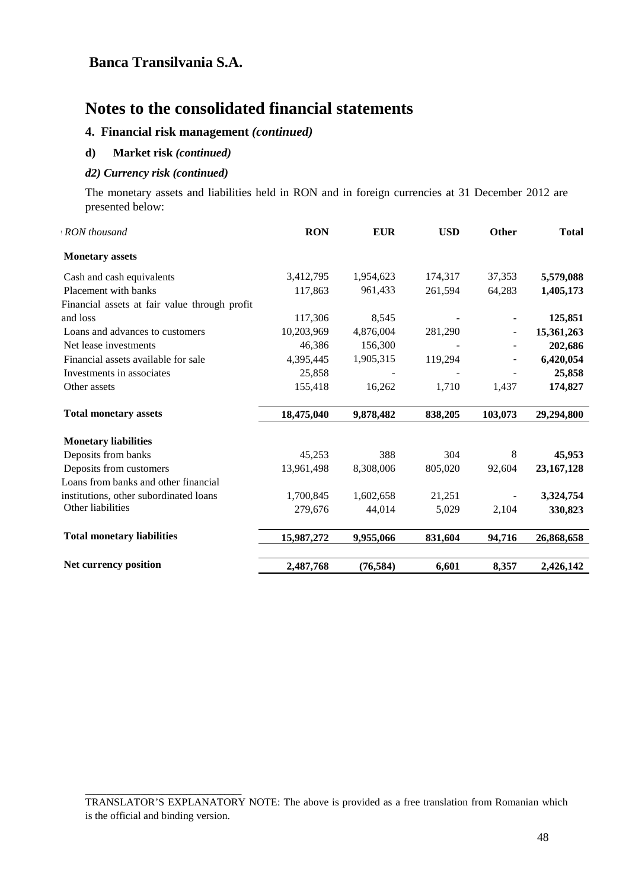# Banca Transilvania S.A.

# Notes to the consolidated financial statements

## 4. Financial risk management *(continued)*

### d) Market risk *(continued)*

#### *d2) Currency risk (continued)*

The monetary assets and liabilities held in RON and in foreign currencies at 31 December 2012 are presented below:

| *RON thousand* | **RON** | **EUR** | **USD** | **Other** | **Total** |
|---|---|---|---|---|---|
| **Monetary assets** | | | | | |
| Cash and cash equivalents | 3,412,795 | 1,954,623 | 174,317 | 37,353 | **5,579,088** |
| Placement with banks | 117,863 | 961,433 | 261,594 | 64,283 | **1,405,173** |
| Financial assets at fair value through profit and loss | 117,306 | 8,545 | - | - | **125,851** |
| Loans and advances to customers | 10,203,969 | 4,876,004 | 281,290 | - | **15,361,263** |
| Net lease investments | 46,386 | 156,300 | - | - | **202,686** |
| Financial assets available for sale | 4,395,445 | 1,905,315 | 119,294 | - | **6,420,054** |
| Investments in associates | 25,858 | - | - | - | **25,858** |
| Other assets | 155,418 | 16,262 | 1,710 | 1,437 | **174,827** |
| **Total monetary assets** | **18,475,040** | **9,878,482** | **838,205** | **103,073** | **29,294,800** |
| **Monetary liabilities** | | | | | |
| Deposits from banks | 45,253 | 388 | 304 | 8 | **45,953** |
| Deposits from customers | 13,961,498 | 8,308,006 | 805,020 | 92,604 | **23,167,128** |
| Loans from banks and other financial institutions, other subordinated loans | 1,700,845 | 1,602,658 | 21,251 | - | **3,324,754** |
| Other liabilities | 279,676 | 44,014 | 5,029 | 2,104 | **330,823** |
| **Total monetary liabilities** | **15,987,272** | **9,955,066** | **831,604** | **94,716** | **26,868,658** |
| **Net currency position** | **2,487,768** | **(76,584)** | **6,601** | **8,357** | **2,426,142** |

TRANSLATOR'S EXPLANATORY NOTE: The above is provided as a free translation from Romanian which is the official and binding version.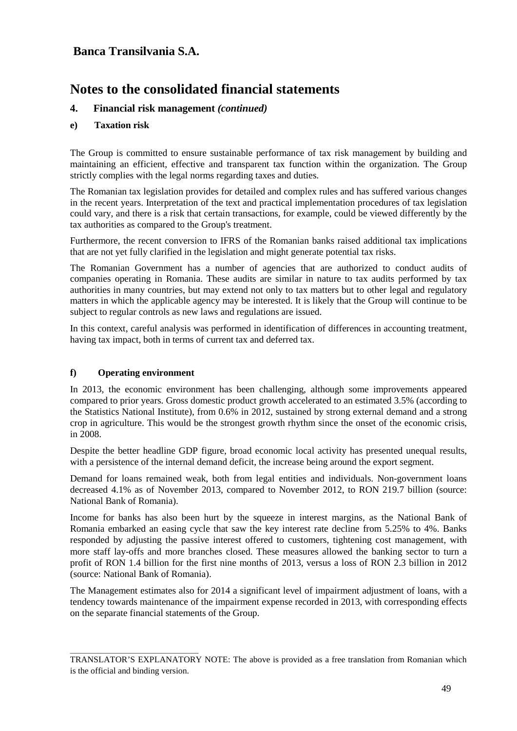**Banca Transilvania S.A.**

# Notes to the consolidated financial statements

## 4. Financial risk management *(continued)*

### e) Taxation risk

The Group is committed to ensure sustainable performance of tax risk management by building and maintaining an efficient, effective and transparent tax function within the organization. The Group strictly complies with the legal norms regarding taxes and duties.

The Romanian tax legislation provides for detailed and complex rules and has suffered various changes in the recent years. Interpretation of the text and practical implementation procedures of tax legislation could vary, and there is a risk that certain transactions, for example, could be viewed differently by the tax authorities as compared to the Group's treatment.

Furthermore, the recent conversion to IFRS of the Romanian banks raised additional tax implications that are not yet fully clarified in the legislation and might generate potential tax risks.

The Romanian Government has a number of agencies that are authorized to conduct audits of companies operating in Romania. These audits are similar in nature to tax audits performed by tax authorities in many countries, but may extend not only to tax matters but to other legal and regulatory matters in which the applicable agency may be interested. It is likely that the Group will continue to be subject to regular controls as new laws and regulations are issued.

In this context, careful analysis was performed in identification of differences in accounting treatment, having tax impact, both in terms of current tax and deferred tax.

### f) Operating environment

In 2013, the economic environment has been challenging, although some improvements appeared compared to prior years. Gross domestic product growth accelerated to an estimated 3.5% (according to the Statistics National Institute), from 0.6% in 2012, sustained by strong external demand and a strong crop in agriculture. This would be the strongest growth rhythm since the onset of the economic crisis, in 2008.

Despite the better headline GDP figure, broad economic local activity has presented unequal results, with a persistence of the internal demand deficit, the increase being around the export segment.

Demand for loans remained weak, both from legal entities and individuals. Non-government loans decreased 4.1% as of November 2013, compared to November 2012, to RON 219.7 billion (source: National Bank of Romania).

Income for banks has also been hurt by the squeeze in interest margins, as the National Bank of Romania embarked an easing cycle that saw the key interest rate decline from 5.25% to 4%. Banks responded by adjusting the passive interest offered to customers, tightening cost management, with more staff lay-offs and more branches closed. These measures allowed the banking sector to turn a profit of RON 1.4 billion for the first nine months of 2013, versus a loss of RON 2.3 billion in 2012 (source: National Bank of Romania).

The Management estimates also for 2014 a significant level of impairment adjustment of loans, with a tendency towards maintenance of the impairment expense recorded in 2013, with corresponding effects on the separate financial statements of the Group.

---

TRANSLATOR'S EXPLANATORY NOTE: The above is provided as a free translation from Romanian which is the official and binding version.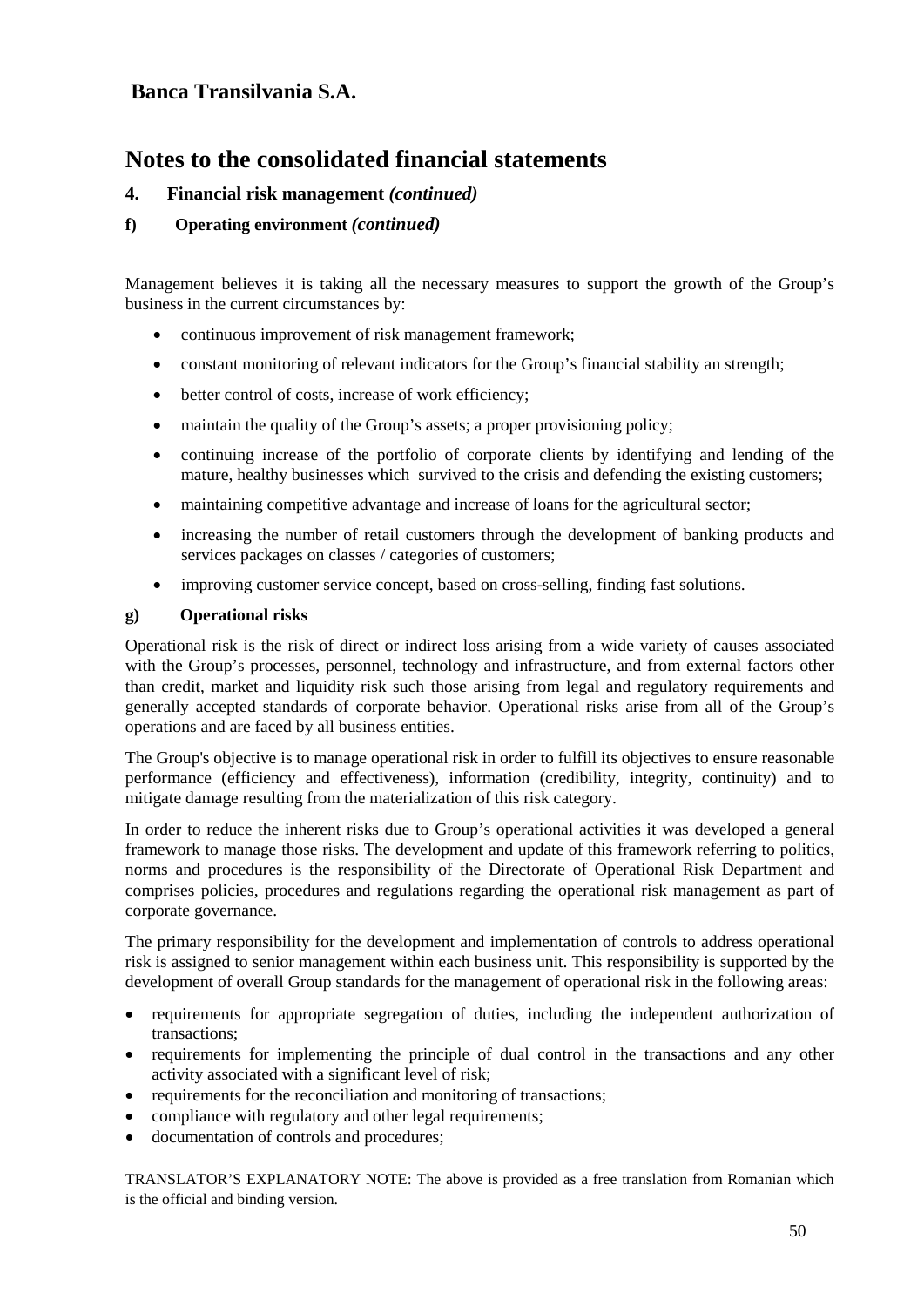**Banca Transilvania S.A.**

# Notes to the consolidated financial statements

## 4. Financial risk management *(continued)*

### f) Operating environment *(continued)*

Management believes it is taking all the necessary measures to support the growth of the Group's business in the current circumstances by:

- continuous improvement of risk management framework;
- constant monitoring of relevant indicators for the Group's financial stability an strength;
- better control of costs, increase of work efficiency;
- maintain the quality of the Group's assets; a proper provisioning policy;
- continuing increase of the portfolio of corporate clients by identifying and lending of the mature, healthy businesses which survived to the crisis and defending the existing customers;
- maintaining competitive advantage and increase of loans for the agricultural sector;
- increasing the number of retail customers through the development of banking products and services packages on classes / categories of customers;
- improving customer service concept, based on cross-selling, finding fast solutions.

### g) Operational risks

Operational risk is the risk of direct or indirect loss arising from a wide variety of causes associated with the Group's processes, personnel, technology and infrastructure, and from external factors other than credit, market and liquidity risk such those arising from legal and regulatory requirements and generally accepted standards of corporate behavior. Operational risks arise from all of the Group's operations and are faced by all business entities.

The Group's objective is to manage operational risk in order to fulfill its objectives to ensure reasonable performance (efficiency and effectiveness), information (credibility, integrity, continuity) and to mitigate damage resulting from the materialization of this risk category.

In order to reduce the inherent risks due to Group's operational activities it was developed a general framework to manage those risks. The development and update of this framework referring to politics, norms and procedures is the responsibility of the Directorate of Operational Risk Department and comprises policies, procedures and regulations regarding the operational risk management as part of corporate governance.

The primary responsibility for the development and implementation of controls to address operational risk is assigned to senior management within each business unit. This responsibility is supported by the development of overall Group standards for the management of operational risk in the following areas:

- requirements for appropriate segregation of duties, including the independent authorization of transactions;
- requirements for implementing the principle of dual control in the transactions and any other activity associated with a significant level of risk;
- requirements for the reconciliation and monitoring of transactions;
- compliance with regulatory and other legal requirements;
- documentation of controls and procedures;

TRANSLATOR'S EXPLANATORY NOTE: The above is provided as a free translation from Romanian which is the official and binding version.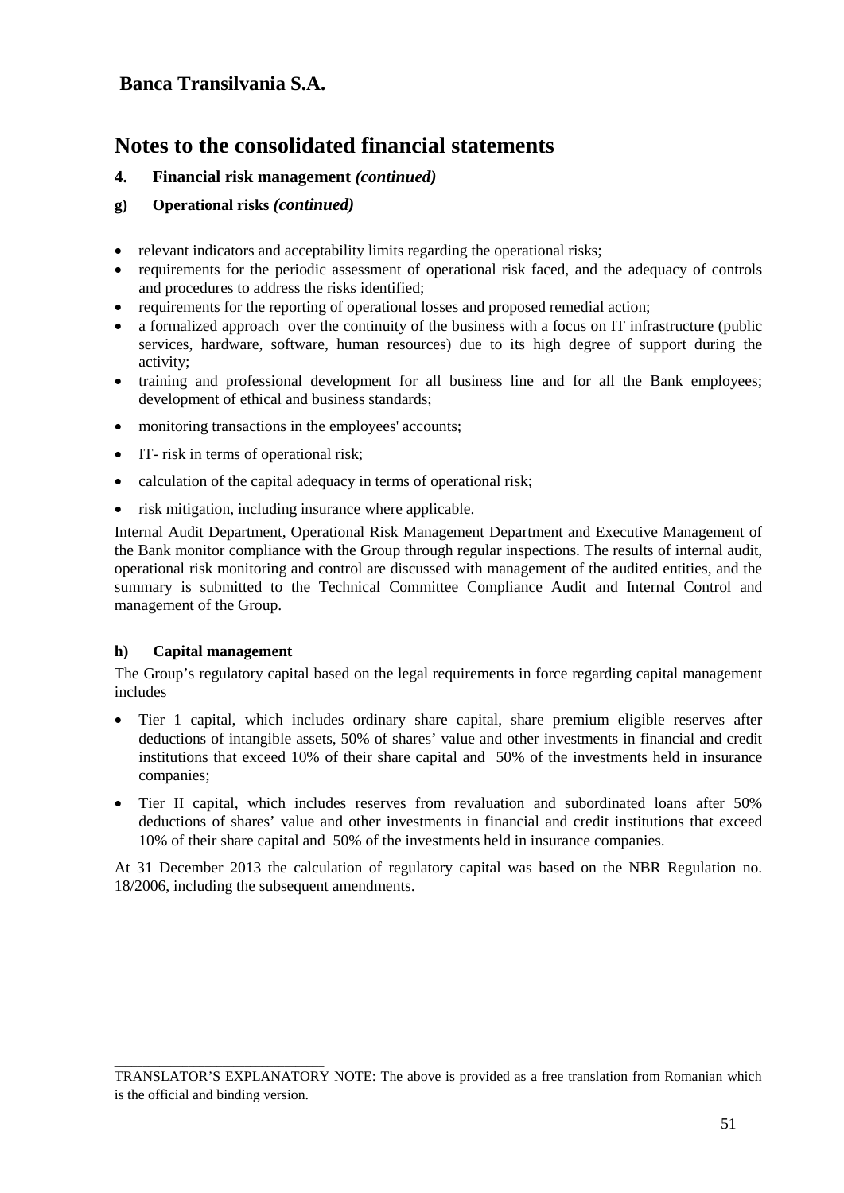## Banca Transilvania S.A.

# Notes to the consolidated financial statements

### 4. Financial risk management *(continued)*

#### g) Operational risks *(continued)*

- relevant indicators and acceptability limits regarding the operational risks;
- requirements for the periodic assessment of operational risk faced, and the adequacy of controls and procedures to address the risks identified;
- requirements for the reporting of operational losses and proposed remedial action;
- a formalized approach over the continuity of the business with a focus on IT infrastructure (public services, hardware, software, human resources) due to its high degree of support during the activity;
- training and professional development for all business line and for all the Bank employees; development of ethical and business standards;
- monitoring transactions in the employees' accounts;
- IT- risk in terms of operational risk;
- calculation of the capital adequacy in terms of operational risk;
- risk mitigation, including insurance where applicable.

Internal Audit Department, Operational Risk Management Department and Executive Management of the Bank monitor compliance with the Group through regular inspections. The results of internal audit, operational risk monitoring and control are discussed with management of the audited entities, and the summary is submitted to the Technical Committee Compliance Audit and Internal Control and management of the Group.

#### h) Capital management

The Group's regulatory capital based on the legal requirements in force regarding capital management includes

- Tier 1 capital, which includes ordinary share capital, share premium eligible reserves after deductions of intangible assets, 50% of shares' value and other investments in financial and credit institutions that exceed 10% of their share capital and 50% of the investments held in insurance companies;
- Tier II capital, which includes reserves from revaluation and subordinated loans after 50% deductions of shares' value and other investments in financial and credit institutions that exceed 10% of their share capital and 50% of the investments held in insurance companies.

At 31 December 2013 the calculation of regulatory capital was based on the NBR Regulation no. 18/2006, including the subsequent amendments.

TRANSLATOR'S EXPLANATORY NOTE: The above is provided as a free translation from Romanian which is the official and binding version.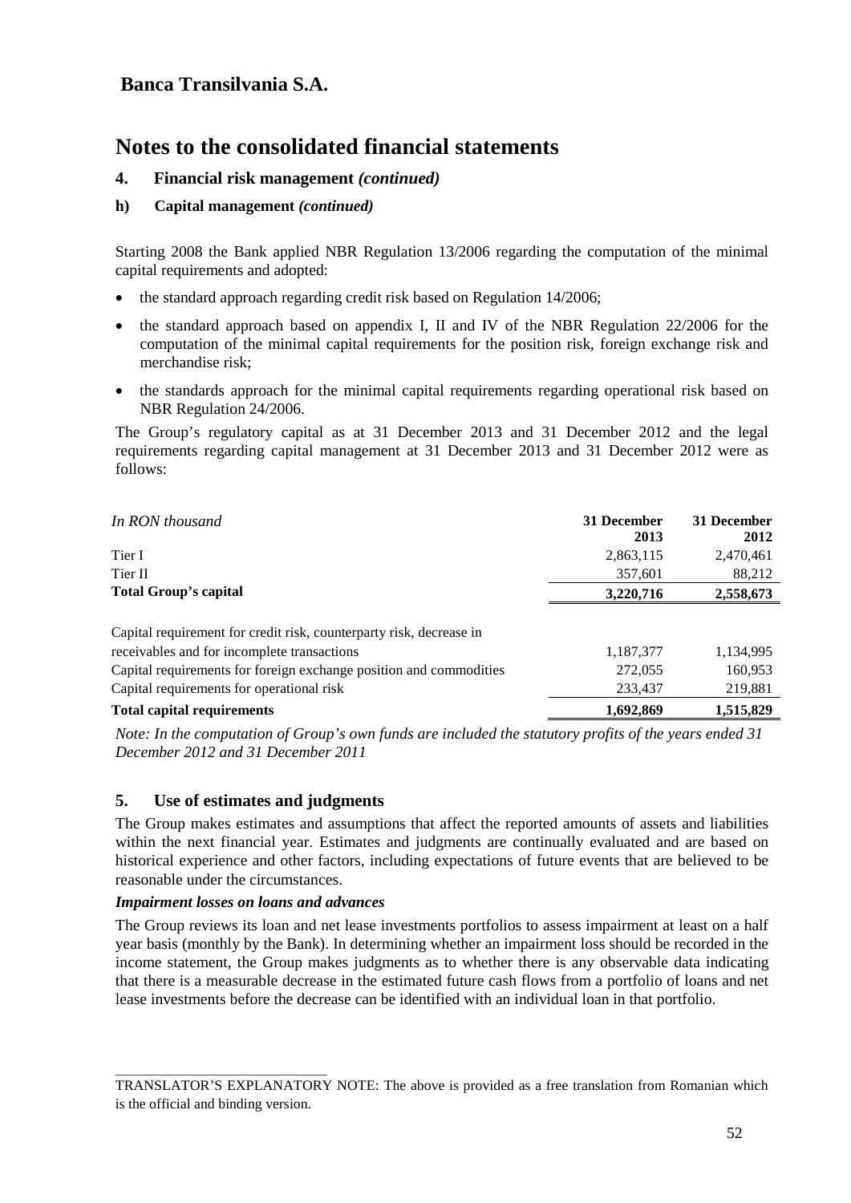# Notes to the consolidated financial statements

## 4. Financial risk management *(continued)*

### h) Capital management *(continued)*

Starting 2008 the Bank applied NBR Regulation 13/2006 regarding the computation of the minimal capital requirements and adopted:

- the standard approach regarding credit risk based on Regulation 14/2006;
- the standard approach based on appendix I, II and IV of the NBR Regulation 22/2006 for the computation of the minimal capital requirements for the position risk, foreign exchange risk and merchandise risk;
- the standards approach for the minimal capital requirements regarding operational risk based on NBR Regulation 24/2006.

The Group's regulatory capital as at 31 December 2013 and 31 December 2012 and the legal requirements regarding capital management at 31 December 2013 and 31 December 2012 were as follows:

| *In RON thousand* | **31 December 2013** | **31 December 2012** |
|---|---|---|
| Tier I | 2,863,115 | 2,470,461 |
| Tier II | 357,601 | 88,212 |
| **Total Group's capital** | **3,220,716** | **2,558,673** |
| | | |
| Capital requirement for credit risk, counterparty risk, decrease in receivables and for incomplete transactions | 1,187,377 | 1,134,995 |
| Capital requirements for foreign exchange position and commodities | 272,055 | 160,953 |
| Capital requirements for operational risk | 233,437 | 219,881 |
| **Total capital requirements** | **1,692,869** | **1,515,829** |

*Note: In the computation of Group's own funds are included the statutory profits of the years ended 31 December 2012 and 31 December 2011*

## 5. Use of estimates and judgments

The Group makes estimates and assumptions that affect the reported amounts of assets and liabilities within the next financial year. Estimates and judgments are continually evaluated and are based on historical experience and other factors, including expectations of future events that are believed to be reasonable under the circumstances.

***Impairment losses on loans and advances***

The Group reviews its loan and net lease investments portfolios to assess impairment at least on a half year basis (monthly by the Bank). In determining whether an impairment loss should be recorded in the income statement, the Group makes judgments as to whether there is any observable data indicating that there is a measurable decrease in the estimated future cash flows from a portfolio of loans and net lease investments before the decrease can be identified with an individual loan in that portfolio.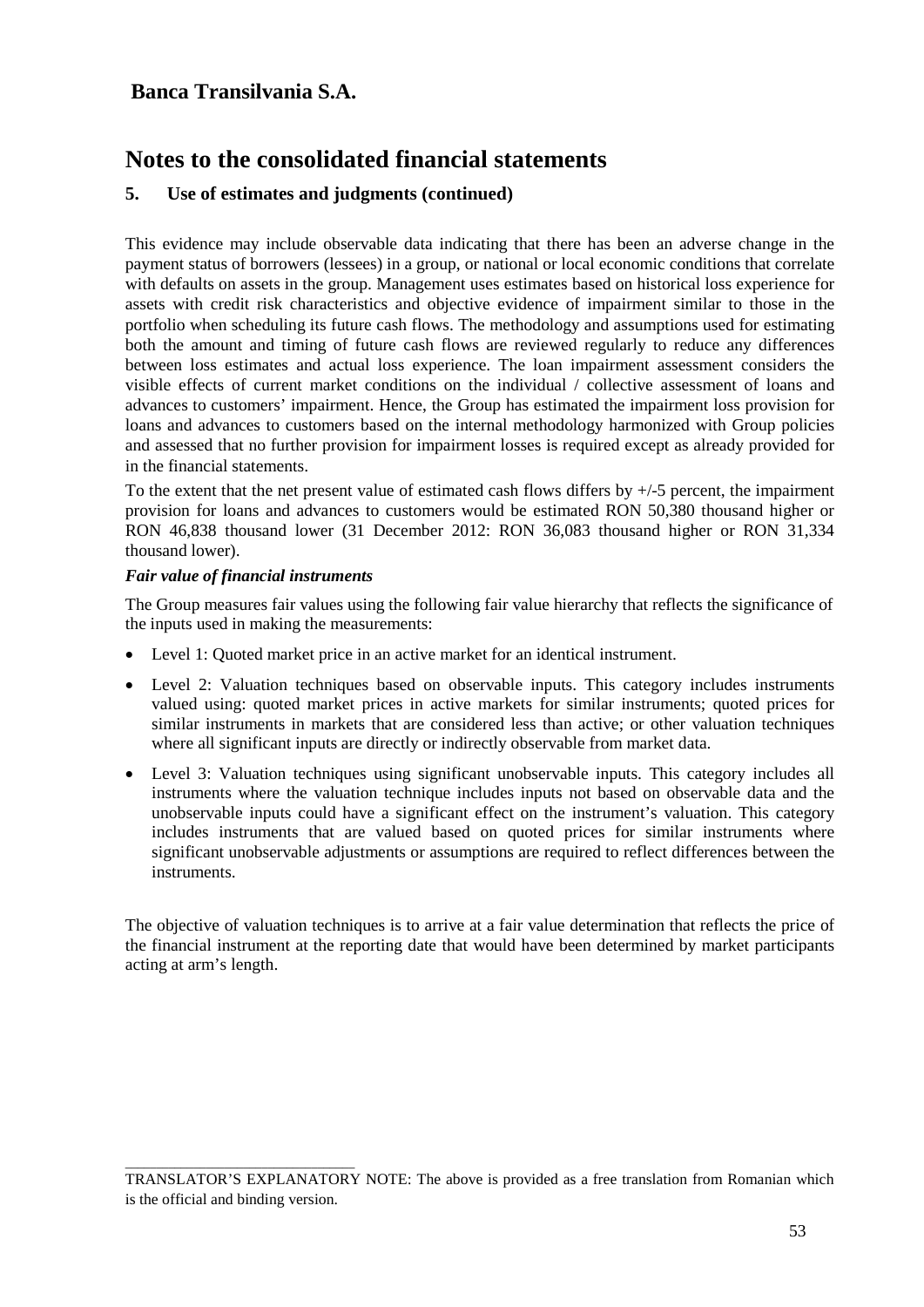**Banca Transilvania S.A.**

# Notes to the consolidated financial statements

## 5. Use of estimates and judgments (continued)

This evidence may include observable data indicating that there has been an adverse change in the payment status of borrowers (lessees) in a group, or national or local economic conditions that correlate with defaults on assets in the group. Management uses estimates based on historical loss experience for assets with credit risk characteristics and objective evidence of impairment similar to those in the portfolio when scheduling its future cash flows. The methodology and assumptions used for estimating both the amount and timing of future cash flows are reviewed regularly to reduce any differences between loss estimates and actual loss experience. The loan impairment assessment considers the visible effects of current market conditions on the individual / collective assessment of loans and advances to customers' impairment. Hence, the Group has estimated the impairment loss provision for loans and advances to customers based on the internal methodology harmonized with Group policies and assessed that no further provision for impairment losses is required except as already provided for in the financial statements.

To the extent that the net present value of estimated cash flows differs by +/-5 percent, the impairment provision for loans and advances to customers would be estimated RON 50,380 thousand higher or RON 46,838 thousand lower (31 December 2012: RON 36,083 thousand higher or RON 31,334 thousand lower).

***Fair value of financial instruments***

The Group measures fair values using the following fair value hierarchy that reflects the significance of the inputs used in making the measurements:

- Level 1: Quoted market price in an active market for an identical instrument.
- Level 2: Valuation techniques based on observable inputs. This category includes instruments valued using: quoted market prices in active markets for similar instruments; quoted prices for similar instruments in markets that are considered less than active; or other valuation techniques where all significant inputs are directly or indirectly observable from market data.
- Level 3: Valuation techniques using significant unobservable inputs. This category includes all instruments where the valuation technique includes inputs not based on observable data and the unobservable inputs could have a significant effect on the instrument's valuation. This category includes instruments that are valued based on quoted prices for similar instruments where significant unobservable adjustments or assumptions are required to reflect differences between the instruments.

The objective of valuation techniques is to arrive at a fair value determination that reflects the price of the financial instrument at the reporting date that would have been determined by market participants acting at arm's length.

TRANSLATOR'S EXPLANATORY NOTE: The above is provided as a free translation from Romanian which is the official and binding version.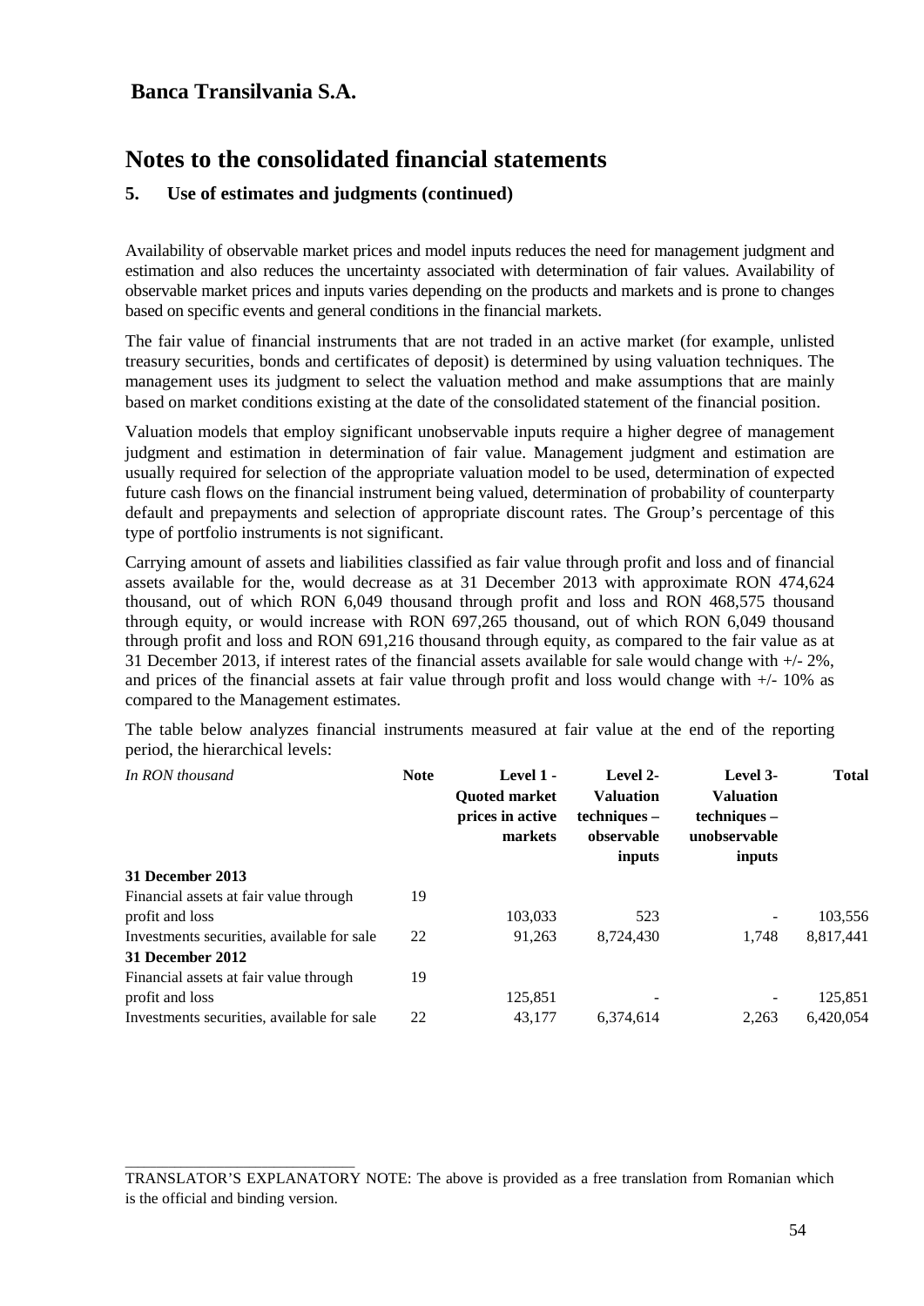## Banca Transilvania S.A.

# Notes to the consolidated financial statements

### 5. Use of estimates and judgments (continued)

Availability of observable market prices and model inputs reduces the need for management judgment and estimation and also reduces the uncertainty associated with determination of fair values. Availability of observable market prices and inputs varies depending on the products and markets and is prone to changes based on specific events and general conditions in the financial markets.

The fair value of financial instruments that are not traded in an active market (for example, unlisted treasury securities, bonds and certificates of deposit) is determined by using valuation techniques. The management uses its judgment to select the valuation method and make assumptions that are mainly based on market conditions existing at the date of the consolidated statement of the financial position.

Valuation models that employ significant unobservable inputs require a higher degree of management judgment and estimation in determination of fair value. Management judgment and estimation are usually required for selection of the appropriate valuation model to be used, determination of expected future cash flows on the financial instrument being valued, determination of probability of counterparty default and prepayments and selection of appropriate discount rates. The Group's percentage of this type of portfolio instruments is not significant.

Carrying amount of assets and liabilities classified as fair value through profit and loss and of financial assets available for the, would decrease as at 31 December 2013 with approximate RON 474,624 thousand, out of which RON 6,049 thousand through profit and loss and RON 468,575 thousand through equity, or would increase with RON 697,265 thousand, out of which RON 6,049 thousand through profit and loss and RON 691,216 thousand through equity, as compared to the fair value as at 31 December 2013, if interest rates of the financial assets available for sale would change with +/- 2%, and prices of the financial assets at fair value through profit and loss would change with +/- 10% as compared to the Management estimates.

The table below analyzes financial instruments measured at fair value at the end of the reporting period, the hierarchical levels:

| *In RON thousand* | Note | Level 1 - Quoted market prices in active markets | Level 2- Valuation techniques – observable inputs | Level 3- Valuation techniques – unobservable inputs | Total |
|---|---|---|---|---|---|
| **31 December 2013** | | | | | |
| Financial assets at fair value through profit and loss | 19 | 103,033 | 523 | - | 103,556 |
| Investments securities, available for sale | 22 | 91,263 | 8,724,430 | 1,748 | 8,817,441 |
| **31 December 2012** | | | | | |
| Financial assets at fair value through profit and loss | 19 | 125,851 | - | - | 125,851 |
| Investments securities, available for sale | 22 | 43,177 | 6,374,614 | 2,263 | 6,420,054 |

TRANSLATOR'S EXPLANATORY NOTE: The above is provided as a free translation from Romanian which is the official and binding version.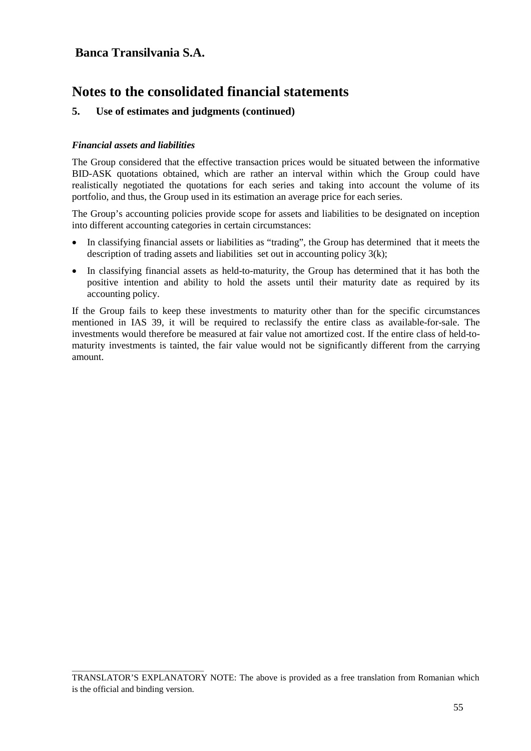**Banca Transilvania S.A.**

# Notes to the consolidated financial statements

## 5. Use of estimates and judgments (continued)

***Financial assets and liabilities***

The Group considered that the effective transaction prices would be situated between the informative BID-ASK quotations obtained, which are rather an interval within which the Group could have realistically negotiated the quotations for each series and taking into account the volume of its portfolio, and thus, the Group used in its estimation an average price for each series.

The Group's accounting policies provide scope for assets and liabilities to be designated on inception into different accounting categories in certain circumstances:

- In classifying financial assets or liabilities as "trading", the Group has determined that it meets the description of trading assets and liabilities set out in accounting policy 3(k);
- In classifying financial assets as held-to-maturity, the Group has determined that it has both the positive intention and ability to hold the assets until their maturity date as required by its accounting policy.

If the Group fails to keep these investments to maturity other than for the specific circumstances mentioned in IAS 39, it will be required to reclassify the entire class as available-for-sale. The investments would therefore be measured at fair value not amortized cost. If the entire class of held-to-maturity investments is tainted, the fair value would not be significantly different from the carrying amount.

TRANSLATOR'S EXPLANATORY NOTE: The above is provided as a free translation from Romanian which is the official and binding version.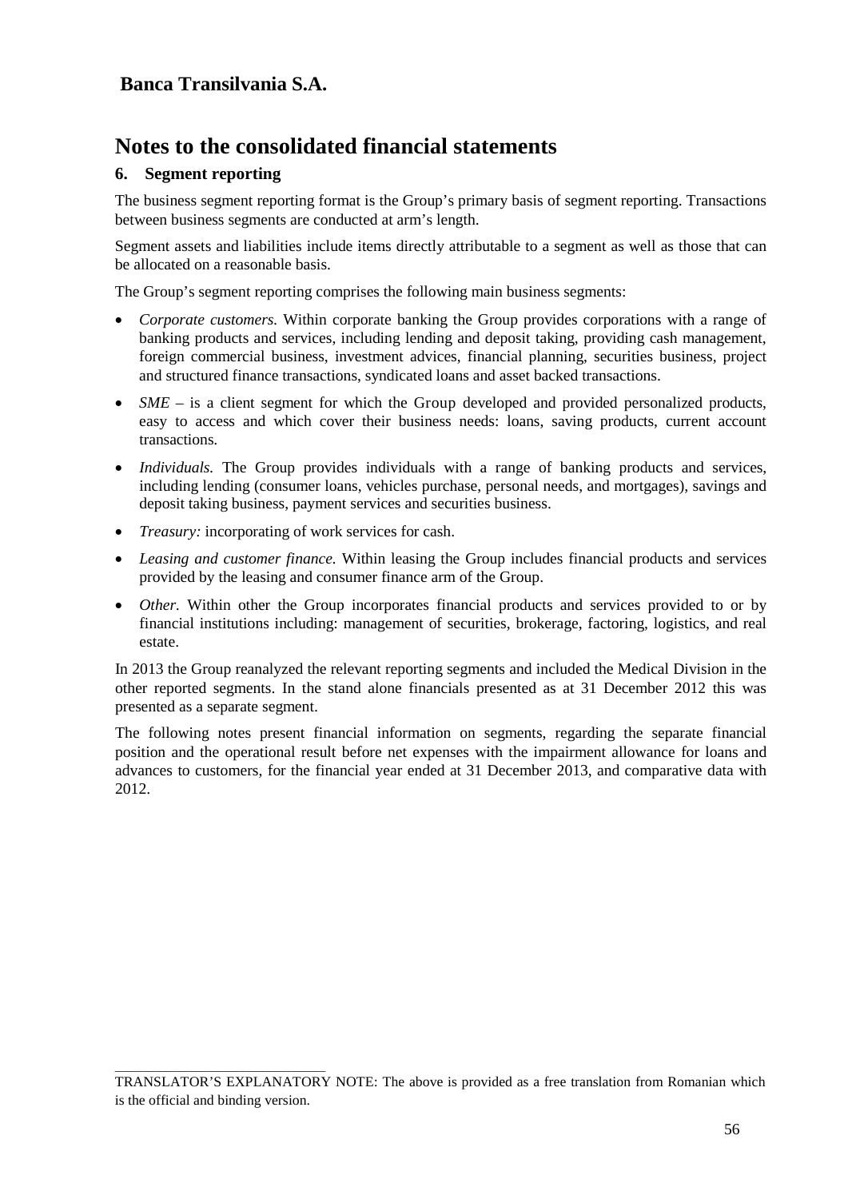## Banca Transilvania S.A.

# Notes to the consolidated financial statements

### 6. Segment reporting

The business segment reporting format is the Group's primary basis of segment reporting. Transactions between business segments are conducted at arm's length.

Segment assets and liabilities include items directly attributable to a segment as well as those that can be allocated on a reasonable basis.

The Group's segment reporting comprises the following main business segments:

- *Corporate customers.* Within corporate banking the Group provides corporations with a range of banking products and services, including lending and deposit taking, providing cash management, foreign commercial business, investment advices, financial planning, securities business, project and structured finance transactions, syndicated loans and asset backed transactions.
- *SME* – is a client segment for which the Group developed and provided personalized products, easy to access and which cover their business needs: loans, saving products, current account transactions.
- *Individuals.* The Group provides individuals with a range of banking products and services, including lending (consumer loans, vehicles purchase, personal needs, and mortgages), savings and deposit taking business, payment services and securities business.
- *Treasury:* incorporating of work services for cash.
- *Leasing and customer finance.* Within leasing the Group includes financial products and services provided by the leasing and consumer finance arm of the Group.
- *Other.* Within other the Group incorporates financial products and services provided to or by financial institutions including: management of securities, brokerage, factoring, logistics, and real estate.

In 2013 the Group reanalyzed the relevant reporting segments and included the Medical Division in the other reported segments. In the stand alone financials presented as at 31 December 2012 this was presented as a separate segment.

The following notes present financial information on segments, regarding the separate financial position and the operational result before net expenses with the impairment allowance for loans and advances to customers, for the financial year ended at 31 December 2013, and comparative data with 2012.

TRANSLATOR'S EXPLANATORY NOTE: The above is provided as a free translation from Romanian which is the official and binding version.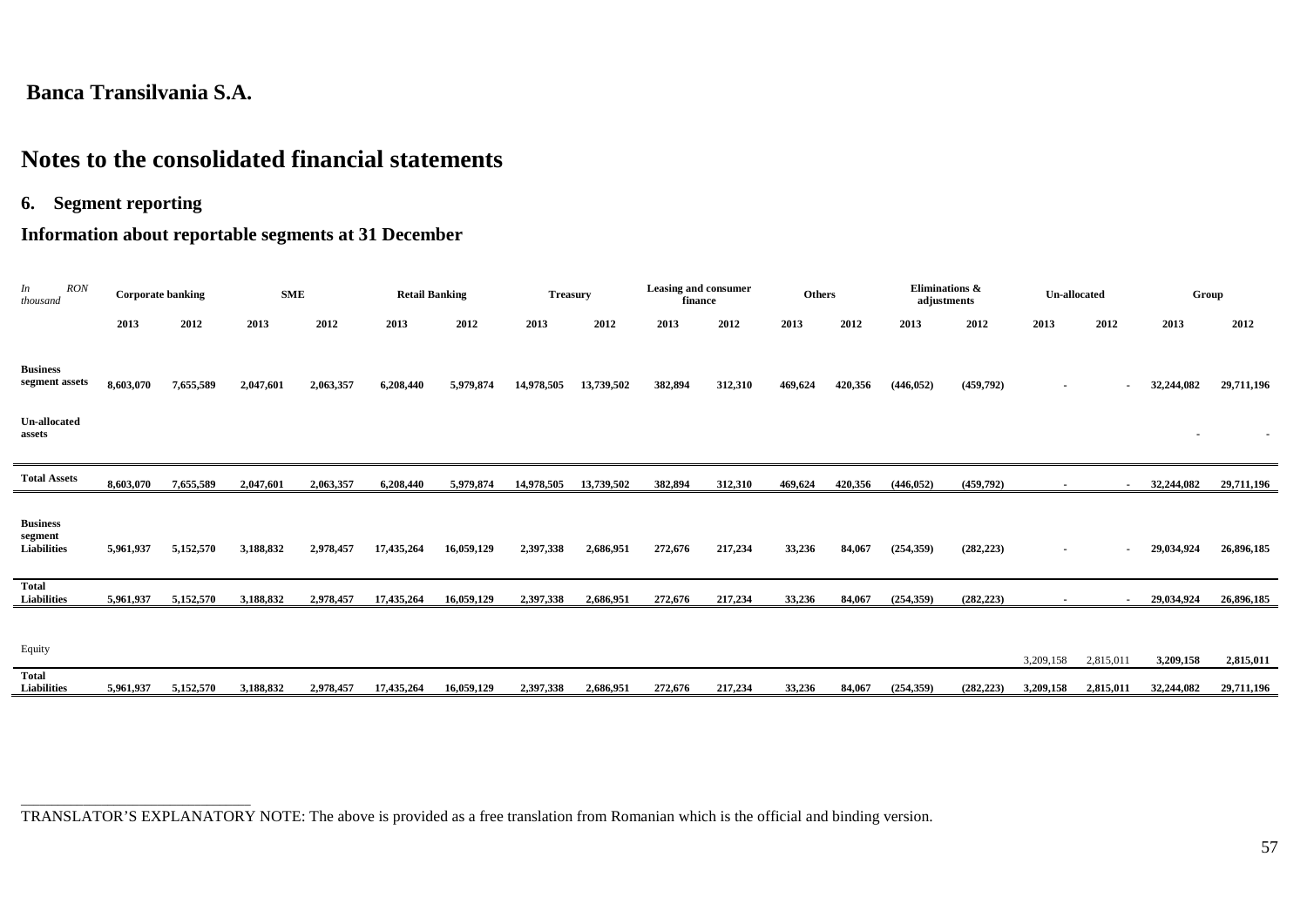# Banca Transilvania S.A.

# Notes to the consolidated financial statements

### 6. Segment reporting

### Information about reportable segments at 31 December

| *In RON thousand* | Corporate banking | | SME | | Retail Banking | | Treasury | | Leasing and consumer finance | | Others | | Eliminations & adjustments | | Un-allocated | | Group | |
|---|---|---|---|---|---|---|---|---|---|---|---|---|---|---|---|---|---|---|
| | **2013** | **2012** | **2013** | **2012** | **2013** | **2012** | **2013** | **2012** | **2013** | **2012** | **2013** | **2012** | **2013** | **2012** | **2013** | **2012** | **2013** | **2012** |
| **Business segment assets** | **8,603,070** | **7,655,589** | **2,047,601** | **2,063,357** | **6,208,440** | **5,979,874** | **14,978,505** | **13,739,502** | **382,894** | **312,310** | **469,624** | **420,356** | **(446,052)** | **(459,792)** | **-** | **-** | **32,244,082** | **29,711,196** |
| **Un-allocated assets** | | | | | | | | | | | | | | | | | - | - |
| **Total Assets** | **8,603,070** | **7,655,589** | **2,047,601** | **2,063,357** | **6,208,440** | **5,979,874** | **14,978,505** | **13,739,502** | **382,894** | **312,310** | **469,624** | **420,356** | **(446,052)** | **(459,792)** | **-** | **-** | **32,244,082** | **29,711,196** |
| **Business segment Liabilities** | **5,961,937** | **5,152,570** | **3,188,832** | **2,978,457** | **17,435,264** | **16,059,129** | **2,397,338** | **2,686,951** | **272,676** | **217,234** | **33,236** | **84,067** | **(254,359)** | **(282,223)** | **-** | **-** | **29,034,924** | **26,896,185** |
| **Total Liabilities** | **5,961,937** | **5,152,570** | **3,188,832** | **2,978,457** | **17,435,264** | **16,059,129** | **2,397,338** | **2,686,951** | **272,676** | **217,234** | **33,236** | **84,067** | **(254,359)** | **(282,223)** | **-** | **-** | **29,034,924** | **26,896,185** |
| Equity | | | | | | | | | | | | | | | 3,209,158 | 2,815,011 | **3,209,158** | **2,815,011** |
| **Total Liabilities** | **5,961,937** | **5,152,570** | **3,188,832** | **2,978,457** | **17,435,264** | **16,059,129** | **2,397,338** | **2,686,951** | **272,676** | **217,234** | **33,236** | **84,067** | **(254,359)** | **(282,223)** | **3,209,158** | **2,815,011** | **32,244,082** | **29,711,196** |

TRANSLATOR'S EXPLANATORY NOTE: The above is provided as a free translation from Romanian which is the official and binding version.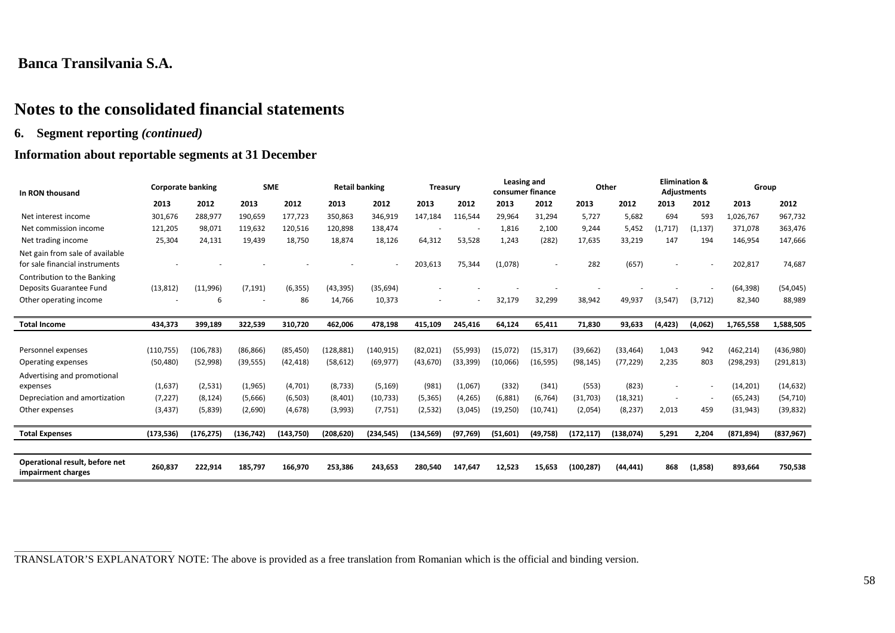**Banca Transilvania S.A.**

# Notes to the consolidated financial statements

## 6. Segment reporting *(continued)*

## Information about reportable segments at 31 December

| In RON thousand | Corporate banking | | SME | | Retail banking | | Treasury | | Leasing and consumer finance | | Other | | Elimination & Adjustments | | Group | |
|---|---|---|---|---|---|---|---|---|---|---|---|---|---|---|---|---|
| | 2013 | 2012 | 2013 | 2012 | 2013 | 2012 | 2013 | 2012 | 2013 | 2012 | 2013 | 2012 | 2013 | 2012 | 2013 | 2012 |
| Net interest income | 301,676 | 288,977 | 190,659 | 177,723 | 350,863 | 346,919 | 147,184 | 116,544 | 29,964 | 31,294 | 5,727 | 5,682 | 694 | 593 | 1,026,767 | 967,732 |
| Net commission income | 121,205 | 98,071 | 119,632 | 120,516 | 120,898 | 138,474 | - | - | 1,816 | 2,100 | 9,244 | 5,452 | (1,717) | (1,137) | 371,078 | 363,476 |
| Net trading income | 25,304 | 24,131 | 19,439 | 18,750 | 18,874 | 18,126 | 64,312 | 53,528 | 1,243 | (282) | 17,635 | 33,219 | 147 | 194 | 146,954 | 147,666 |
| Net gain from sale of available for sale financial instruments | - | - | - | - | - | - | 203,613 | 75,344 | (1,078) | - | 282 | (657) | - | - | 202,817 | 74,687 |
| Contribution to the Banking Deposits Guarantee Fund | (13,812) | (11,996) | (7,191) | (6,355) | (43,395) | (35,694) | - | - | - | - | - | - | - | - | (64,398) | (54,045) |
| Other operating income | - | 6 | - | 86 | 14,766 | 10,373 | - | - | 32,179 | 32,299 | 38,942 | 49,937 | (3,547) | (3,712) | 82,340 | 88,989 |
| **Total Income** | **434,373** | **399,189** | **322,539** | **310,720** | **462,006** | **478,198** | **415,109** | **245,416** | **64,124** | **65,411** | **71,830** | **93,633** | **(4,423)** | **(4,062)** | **1,765,558** | **1,588,505** |
| Personnel expenses | (110,755) | (106,783) | (86,866) | (85,450) | (128,881) | (140,915) | (82,021) | (55,993) | (15,072) | (15,317) | (39,662) | (33,464) | 1,043 | 942 | (462,214) | (436,980) |
| Operating expenses | (50,480) | (52,998) | (39,555) | (42,418) | (58,612) | (69,977) | (43,670) | (33,399) | (10,066) | (16,595) | (98,145) | (77,229) | 2,235 | 803 | (298,293) | (291,813) |
| Advertising and promotional expenses | (1,637) | (2,531) | (1,965) | (4,701) | (8,733) | (5,169) | (981) | (1,067) | (332) | (341) | (553) | (823) | - | - | (14,201) | (14,632) |
| Depreciation and amortization | (7,227) | (8,124) | (5,666) | (6,503) | (8,401) | (10,733) | (5,365) | (4,265) | (6,881) | (6,764) | (31,703) | (18,321) | - | - | (65,243) | (54,710) |
| Other expenses | (3,437) | (5,839) | (2,690) | (4,678) | (3,993) | (7,751) | (2,532) | (3,045) | (19,250) | (10,741) | (2,054) | (8,237) | 2,013 | 459 | (31,943) | (39,832) |
| **Total Expenses** | **(173,536)** | **(176,275)** | **(136,742)** | **(143,750)** | **(208,620)** | **(234,545)** | **(134,569)** | **(97,769)** | **(51,601)** | **(49,758)** | **(172,117)** | **(138,074)** | **5,291** | **2,204** | **(871,894)** | **(837,967)** |
| **Operational result, before net impairment charges** | **260,837** | **222,914** | **185,797** | **166,970** | **253,386** | **243,653** | **280,540** | **147,647** | **12,523** | **15,653** | **(100,287)** | **(44,441)** | **868** | **(1,858)** | **893,664** | **750,538** |

TRANSLATOR'S EXPLANATORY NOTE: The above is provided as a free translation from Romanian which is the official and binding version.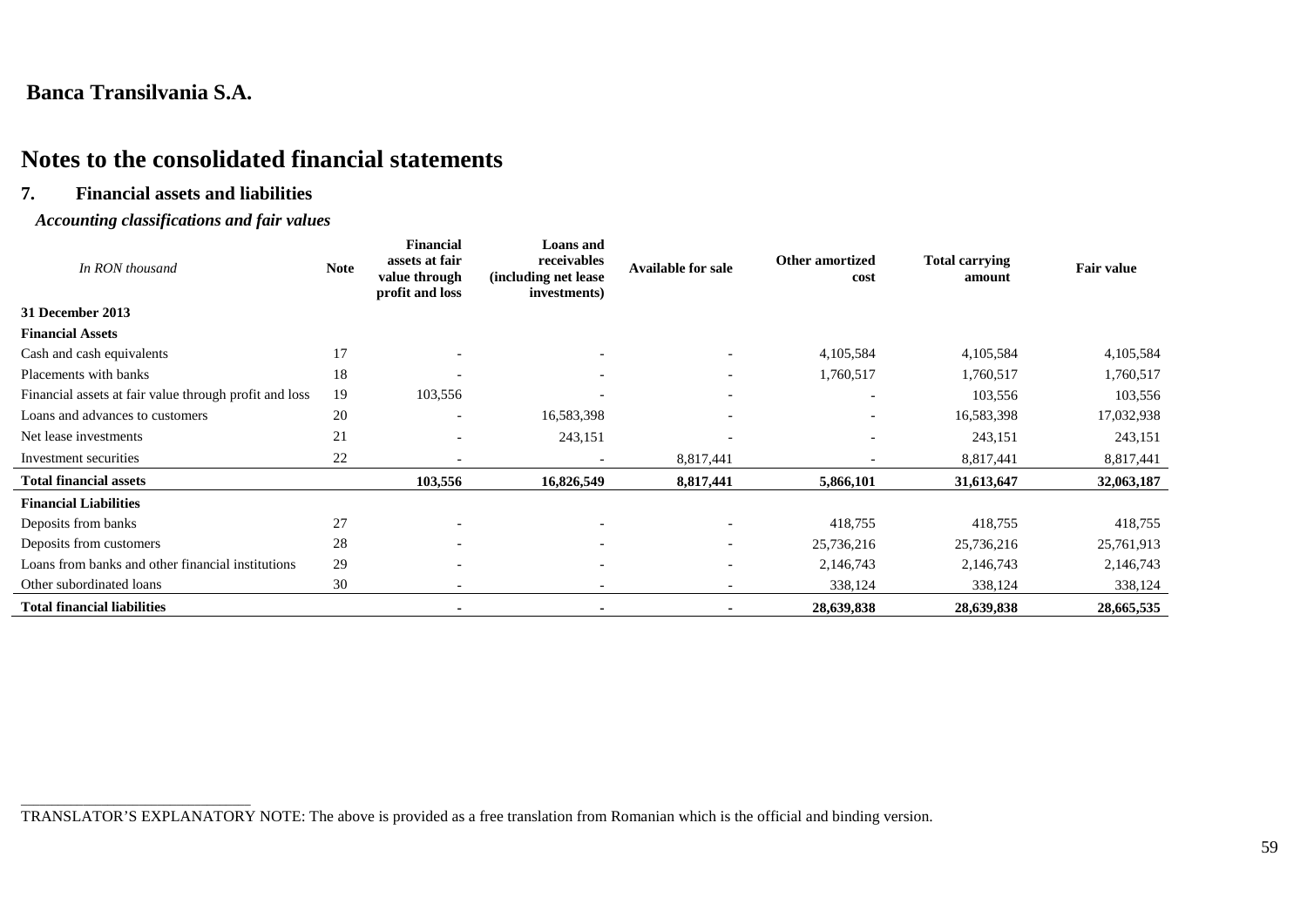**Banca Transilvania S.A.**

# Notes to the consolidated financial statements

## 7. Financial assets and liabilities

### *Accounting classifications and fair values*

| *In RON thousand* | Note | Financial assets at fair value through profit and loss | Loans and receivables (including net lease investments) | Available for sale | Other amortized cost | Total carrying amount | Fair value |
|---|---|---|---|---|---|---|---|
| **31 December 2013** | | | | | | | |
| **Financial Assets** | | | | | | | |
| Cash and cash equivalents | 17 | - | - | - | 4,105,584 | 4,105,584 | 4,105,584 |
| Placements with banks | 18 | - | - | - | 1,760,517 | 1,760,517 | 1,760,517 |
| Financial assets at fair value through profit and loss | 19 | 103,556 | - | - | - | 103,556 | 103,556 |
| Loans and advances to customers | 20 | - | 16,583,398 | - | - | 16,583,398 | 17,032,938 |
| Net lease investments | 21 | - | 243,151 | - | - | 243,151 | 243,151 |
| Investment securities | 22 | - | - | 8,817,441 | - | 8,817,441 | 8,817,441 |
| **Total financial assets** | | **103,556** | **16,826,549** | **8,817,441** | **5,866,101** | **31,613,647** | **32,063,187** |
| **Financial Liabilities** | | | | | | | |
| Deposits from banks | 27 | - | - | - | 418,755 | 418,755 | 418,755 |
| Deposits from customers | 28 | - | - | - | 25,736,216 | 25,736,216 | 25,761,913 |
| Loans from banks and other financial institutions | 29 | - | - | - | 2,146,743 | 2,146,743 | 2,146,743 |
| Other subordinated loans | 30 | - | - | - | 338,124 | 338,124 | 338,124 |
| **Total financial liabilities** | | **-** | **-** | **-** | **28,639,838** | **28,639,838** | **28,665,535** |

TRANSLATOR'S EXPLANATORY NOTE: The above is provided as a free translation from Romanian which is the official and binding version.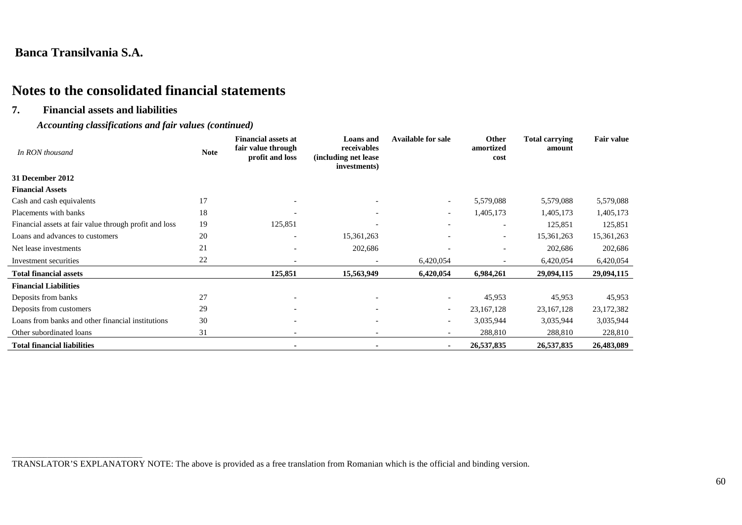**Banca Transilvania S.A.**

# Notes to the consolidated financial statements

## 7. Financial assets and liabilities

### *Accounting classifications and fair values (continued)*

| *In RON thousand* | Note | Financial assets at fair value through profit and loss | Loans and receivables (including net lease investments) | Available for sale | Other amortized cost | Total carrying amount | Fair value |
|---|---|---|---|---|---|---|---|
| **31 December 2012** | | | | | | | |
| **Financial Assets** | | | | | | | |
| Cash and cash equivalents | 17 | - | - | - | 5,579,088 | 5,579,088 | 5,579,088 |
| Placements with banks | 18 | - | - | - | 1,405,173 | 1,405,173 | 1,405,173 |
| Financial assets at fair value through profit and loss | 19 | 125,851 | - | - | - | 125,851 | 125,851 |
| Loans and advances to customers | 20 | - | 15,361,263 | - | - | 15,361,263 | 15,361,263 |
| Net lease investments | 21 | - | 202,686 | - | - | 202,686 | 202,686 |
| Investment securities | 22 | - | - | 6,420,054 | - | 6,420,054 | 6,420,054 |
| **Total financial assets** | | **125,851** | **15,563,949** | **6,420,054** | **6,984,261** | **29,094,115** | **29,094,115** |
| **Financial Liabilities** | | | | | | | |
| Deposits from banks | 27 | - | - | - | 45,953 | 45,953 | 45,953 |
| Deposits from customers | 29 | - | - | - | 23,167,128 | 23,167,128 | 23,172,382 |
| Loans from banks and other financial institutions | 30 | - | - | - | 3,035,944 | 3,035,944 | 3,035,944 |
| Other subordinated loans | 31 | - | - | - | 288,810 | 288,810 | 228,810 |
| **Total financial liabilities** | | **-** | **-** | **-** | **26,537,835** | **26,537,835** | **26,483,089** |

TRANSLATOR'S EXPLANATORY NOTE: The above is provided as a free translation from Romanian which is the official and binding version.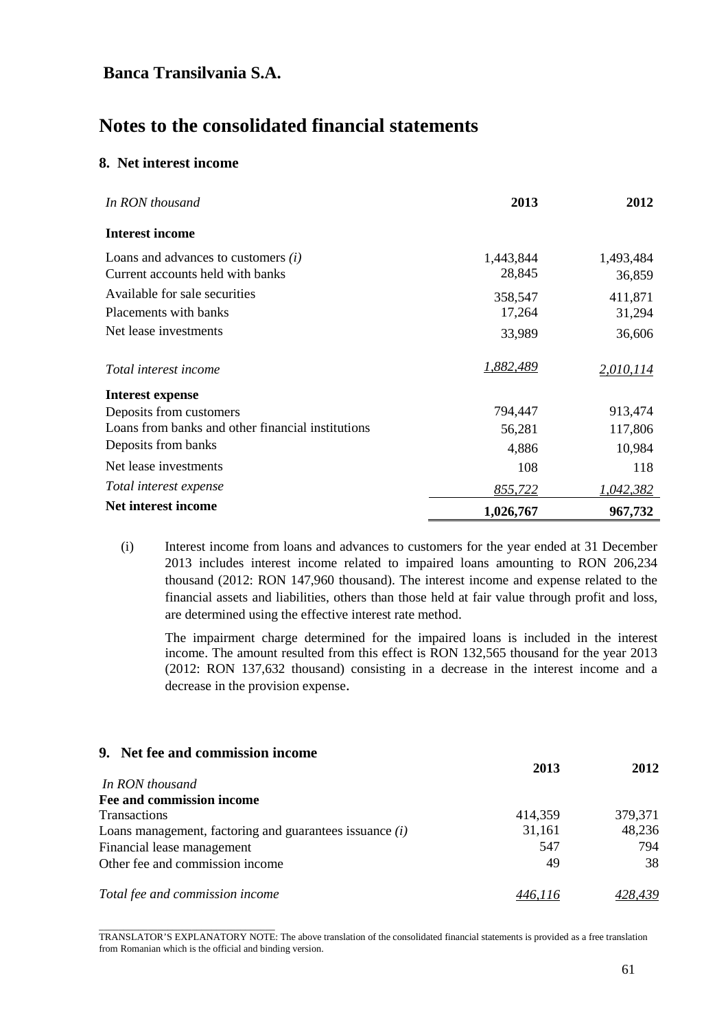# Banca Transilvania S.A.

# Notes to the consolidated financial statements

## 8. Net interest income

| *In RON thousand* | 2013 | 2012 |
|---|---|---|
| **Interest income** | | |
| Loans and advances to customers *(i)* | 1,443,844 | 1,493,484 |
| Current accounts held with banks | 28,845 | 36,859 |
| Available for sale securities | 358,547 | 411,871 |
| Placements with banks | 17,264 | 31,294 |
| Net lease investments | 33,989 | 36,606 |
| *Total interest income* | *1,882,489* | *2,010,114* |
| **Interest expense** | | |
| Deposits from customers | 794,447 | 913,474 |
| Loans from banks and other financial institutions | 56,281 | 117,806 |
| Deposits from banks | 4,886 | 10,984 |
| Net lease investments | 108 | 118 |
| *Total interest expense* | *855,722* | *1,042,382* |
| **Net interest income** | **1,026,767** | **967,732** |

(i) Interest income from loans and advances to customers for the year ended at 31 December 2013 includes interest income related to impaired loans amounting to RON 206,234 thousand (2012: RON 147,960 thousand). The interest income and expense related to the financial assets and liabilities, others than those held at fair value through profit and loss, are determined using the effective interest rate method.

The impairment charge determined for the impaired loans is included in the interest income. The amount resulted from this effect is RON 132,565 thousand for the year 2013 (2012: RON 137,632 thousand) consisting in a decrease in the interest income and a decrease in the provision expense.

## 9. Net fee and commission income

| *In RON thousand* | 2013 | 2012 |
|---|---|---|
| **Fee and commission income** | | |
| Transactions | 414,359 | 379,371 |
| Loans management, factoring and guarantees issuance *(i)* | 31,161 | 48,236 |
| Financial lease management | 547 | 794 |
| Other fee and commission income | 49 | 38 |
| *Total fee and commission income* | *446,116* | *428,439* |

TRANSLATOR'S EXPLANATORY NOTE: The above translation of the consolidated financial statements is provided as a free translation from Romanian which is the official and binding version.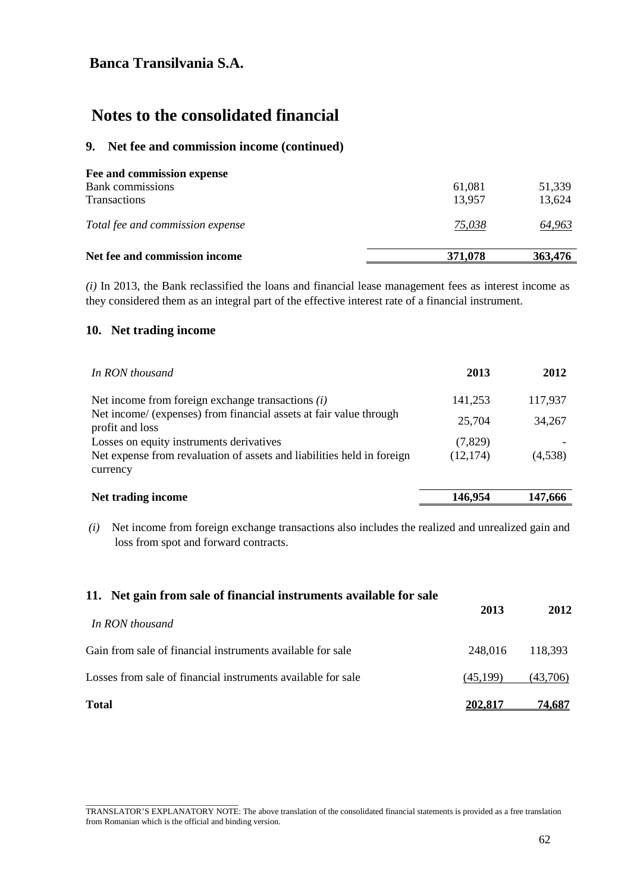# Banca Transilvania S.A.

# Notes to the consolidated financial

## 9. Net fee and commission income (continued)

| | | |
|---|---|---|
| **Fee and commission expense** | | |
| Bank commissions | 61,081 | 51,339 |
| Transactions | 13,957 | 13,624 |
| *Total fee and commission expense* | *75,038* | *64,963* |
| **Net fee and commission income** | **371,078** | **363,476** |

*(i)* In 2013, the Bank reclassified the loans and financial lease management fees as interest income as they considered them as an integral part of the effective interest rate of a financial instrument.

## 10. Net trading income

| *In RON thousand* | **2013** | **2012** |
|---|---|---|
| Net income from foreign exchange transactions *(i)* | 141,253 | 117,937 |
| Net income/ (expenses) from financial assets at fair value through profit and loss | 25,704 | 34,267 |
| Losses on equity instruments derivatives | (7,829) | - |
| Net expense from revaluation of assets and liabilities held in foreign currency | (12,174) | (4,538) |
| **Net trading income** | **146,954** | **147,666** |

*(i)* Net income from foreign exchange transactions also includes the realized and unrealized gain and loss from spot and forward contracts.

## 11. Net gain from sale of financial instruments available for sale

| *In RON thousand* | **2013** | **2012** |
|---|---|---|
| Gain from sale of financial instruments available for sale | 248,016 | 118,393 |
| Losses from sale of financial instruments available for sale | (45,199) | (43,706) |
| **Total** | **202,817** | **74,687** |

TRANSLATOR'S EXPLANATORY NOTE: The above translation of the consolidated financial statements is provided as a free translation from Romanian which is the official and binding version.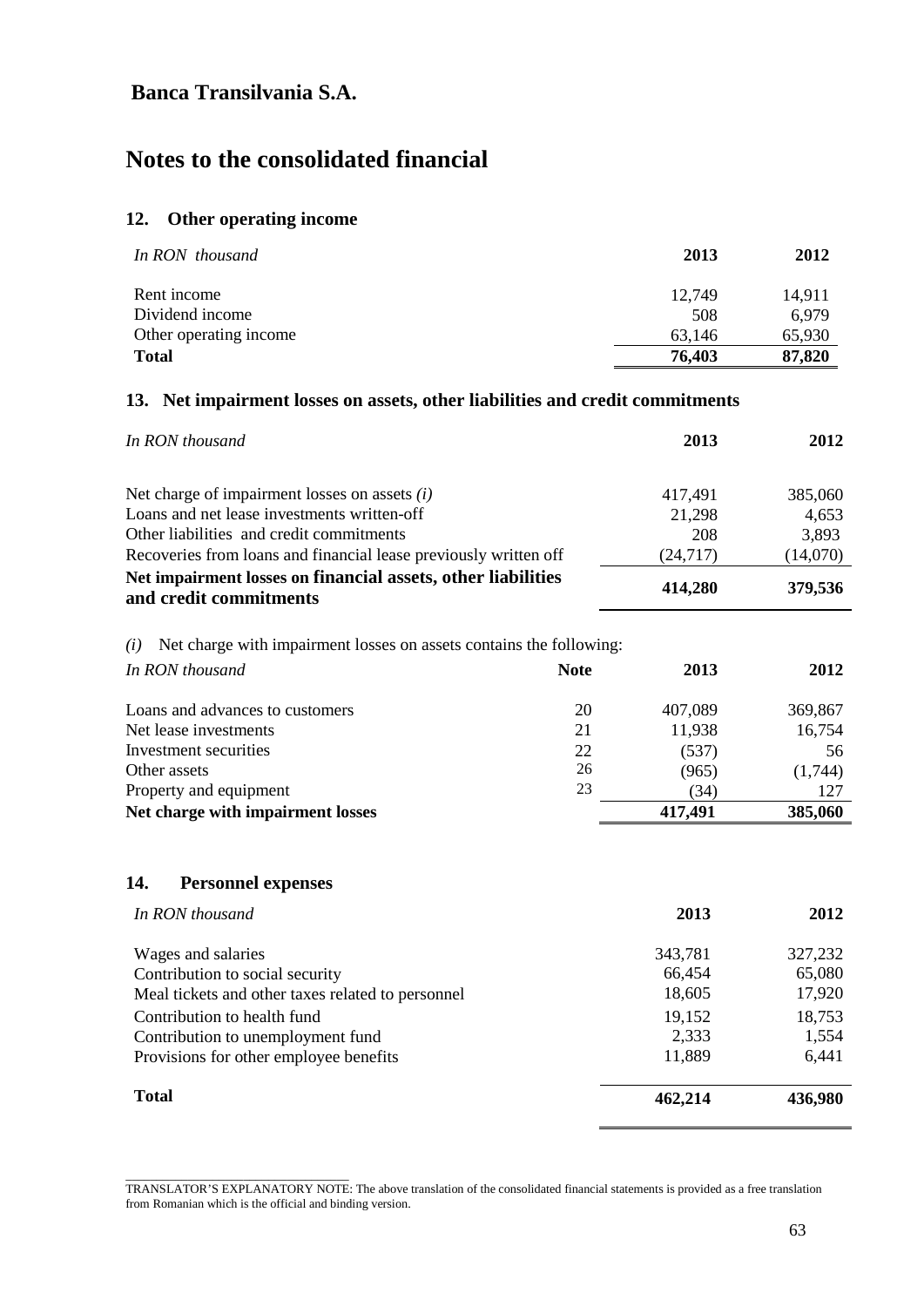**Banca Transilvania S.A.**

# Notes to the consolidated financial

## 12. Other operating income

| *In RON thousand* | 2013 | 2012 |
|---|---|---|
| Rent income | 12,749 | 14,911 |
| Dividend income | 508 | 6,979 |
| Other operating income | 63,146 | 65,930 |
| **Total** | **76,403** | **87,820** |

## 13. Net impairment losses on assets, other liabilities and credit commitments

| *In RON thousand* | 2013 | 2012 |
|---|---|---|
| Net charge of impairment losses on assets *(i)* | 417,491 | 385,060 |
| Loans and net lease investments written-off | 21,298 | 4,653 |
| Other liabilities and credit commitments | 208 | 3,893 |
| Recoveries from loans and financial lease previously written off | (24,717) | (14,070) |
| **Net impairment losses on financial assets, other liabilities and credit commitments** | **414,280** | **379,536** |

*(i)* Net charge with impairment losses on assets contains the following:

| *In RON thousand* | Note | 2013 | 2012 |
|---|---|---|---|
| Loans and advances to customers | 20 | 407,089 | 369,867 |
| Net lease investments | 21 | 11,938 | 16,754 |
| Investment securities | 22 | (537) | 56 |
| Other assets | 26 | (965) | (1,744) |
| Property and equipment | 23 | (34) | 127 |
| **Net charge with impairment losses** | | **417,491** | **385,060** |

## 14. Personnel expenses

| *In RON thousand* | 2013 | 2012 |
|---|---|---|
| Wages and salaries | 343,781 | 327,232 |
| Contribution to social security | 66,454 | 65,080 |
| Meal tickets and other taxes related to personnel | 18,605 | 17,920 |
| Contribution to health fund | 19,152 | 18,753 |
| Contribution to unemployment fund | 2,333 | 1,554 |
| Provisions for other employee benefits | 11,889 | 6,441 |
| **Total** | **462,214** | **436,980** |

TRANSLATOR'S EXPLANATORY NOTE: The above translation of the consolidated financial statements is provided as a free translation from Romanian which is the official and binding version.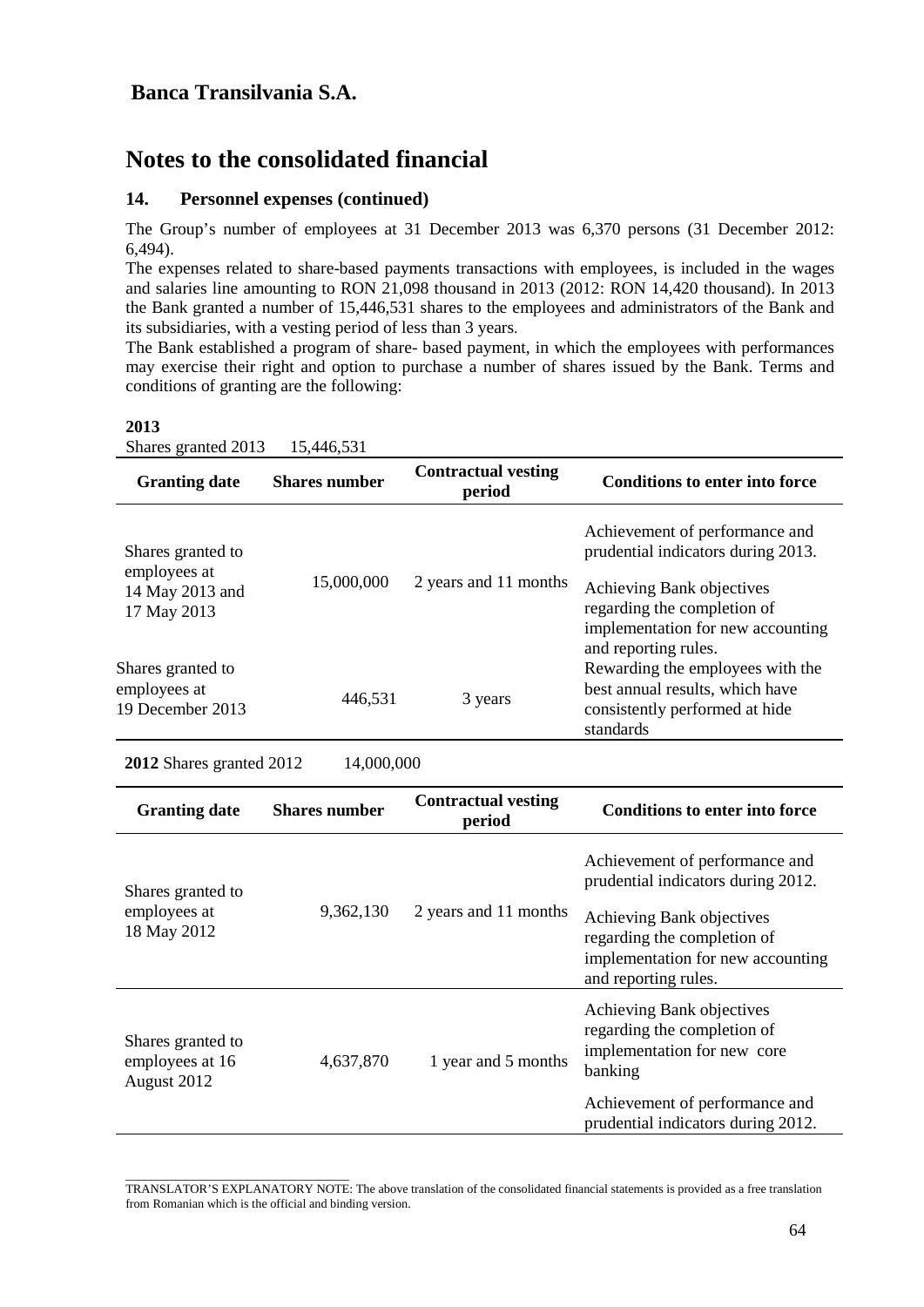## Banca Transilvania S.A.

# Notes to the consolidated financial

### 14. Personnel expenses (continued)

The Group's number of employees at 31 December 2013 was 6,370 persons (31 December 2012: 6,494).

The expenses related to share-based payments transactions with employees, is included in the wages and salaries line amounting to RON 21,098 thousand in 2013 (2012: RON 14,420 thousand). In 2013 the Bank granted a number of 15,446,531 shares to the employees and administrators of the Bank and its subsidiaries, with a vesting period of less than 3 years.

The Bank established a program of share- based payment, in which the employees with performances may exercise their right and option to purchase a number of shares issued by the Bank. Terms and conditions of granting are the following:

**2013**

Shares granted 2013 15,446,531

| Granting date | Shares number | Contractual vesting period | Conditions to enter into force |
|---|---|---|---|
| Shares granted to employees at 14 May 2013 and 17 May 2013 | 15,000,000 | 2 years and 11 months | Achievement of performance and prudential indicators during 2013. Achieving Bank objectives regarding the completion of implementation for new accounting and reporting rules. |
| Shares granted to employees at 19 December 2013 | 446,531 | 3 years | Rewarding the employees with the best annual results, which have consistently performed at hide standards |

**2012** Shares granted 2012 14,000,000

| Granting date | Shares number | Contractual vesting period | Conditions to enter into force |
|---|---|---|---|
| Shares granted to employees at 18 May 2012 | 9,362,130 | 2 years and 11 months | Achievement of performance and prudential indicators during 2012. Achieving Bank objectives regarding the completion of implementation for new accounting and reporting rules. |
| Shares granted to employees at 16 August 2012 | 4,637,870 | 1 year and 5 months | Achieving Bank objectives regarding the completion of implementation for new core banking. Achievement of performance and prudential indicators during 2012. |

TRANSLATOR'S EXPLANATORY NOTE: The above translation of the consolidated financial statements is provided as a free translation from Romanian which is the official and binding version.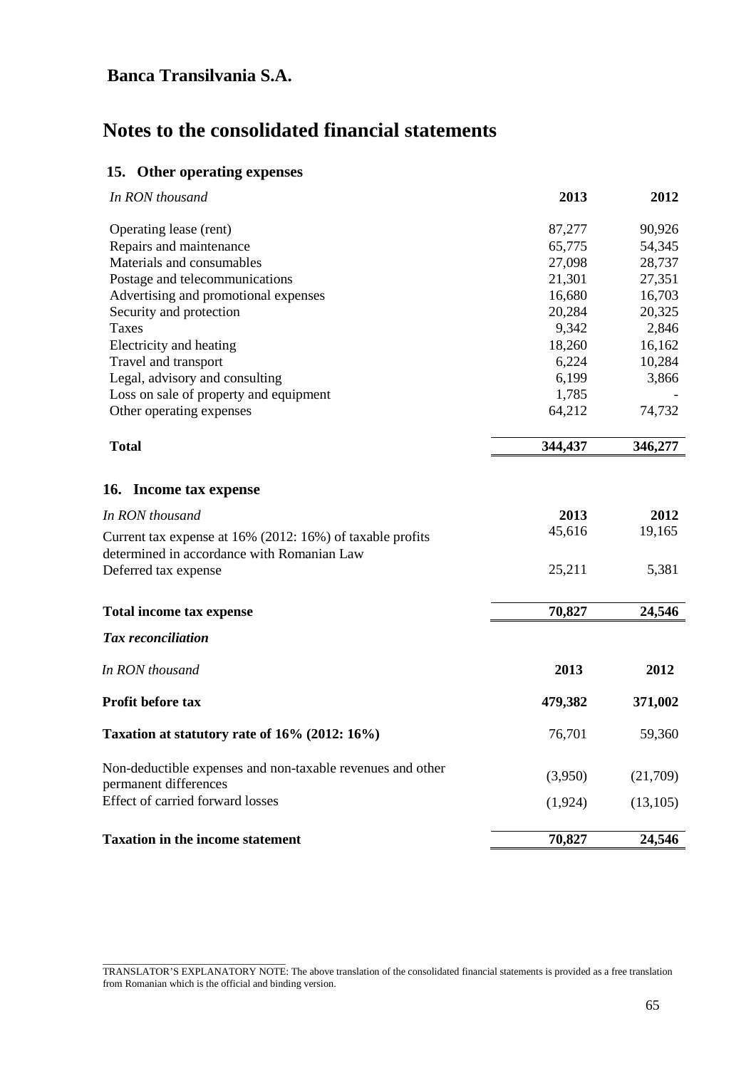## Banca Transilvania S.A.

# Notes to the consolidated financial statements

### 15. Other operating expenses

| *In RON thousand* | **2013** | **2012** |
|---|---|---|
| Operating lease (rent) | 87,277 | 90,926 |
| Repairs and maintenance | 65,775 | 54,345 |
| Materials and consumables | 27,098 | 28,737 |
| Postage and telecommunications | 21,301 | 27,351 |
| Advertising and promotional expenses | 16,680 | 16,703 |
| Security and protection | 20,284 | 20,325 |
| Taxes | 9,342 | 2,846 |
| Electricity and heating | 18,260 | 16,162 |
| Travel and transport | 6,224 | 10,284 |
| Legal, advisory and consulting | 6,199 | 3,866 |
| Loss on sale of property and equipment | 1,785 | - |
| Other operating expenses | 64,212 | 74,732 |
| **Total** | **344,437** | **346,277** |

### 16. Income tax expense

| *In RON thousand* | **2013** | **2012** |
|---|---|---|
| Current tax expense at 16% (2012: 16%) of taxable profits determined in accordance with Romanian Law | 45,616 | 19,165 |
| Deferred tax expense | 25,211 | 5,381 |
| **Total income tax expense** | **70,827** | **24,546** |

***Tax reconciliation***

| *In RON thousand* | **2013** | **2012** |
|---|---|---|
| **Profit before tax** | **479,382** | **371,002** |
| **Taxation at statutory rate of 16% (2012: 16%)** | 76,701 | 59,360 |
| Non-deductible expenses and non-taxable revenues and other permanent differences | (3,950) | (21,709) |
| Effect of carried forward losses | (1,924) | (13,105) |
| **Taxation in the income statement** | **70,827** | **24,546** |

TRANSLATOR'S EXPLANATORY NOTE: The above translation of the consolidated financial statements is provided as a free translation from Romanian which is the official and binding version.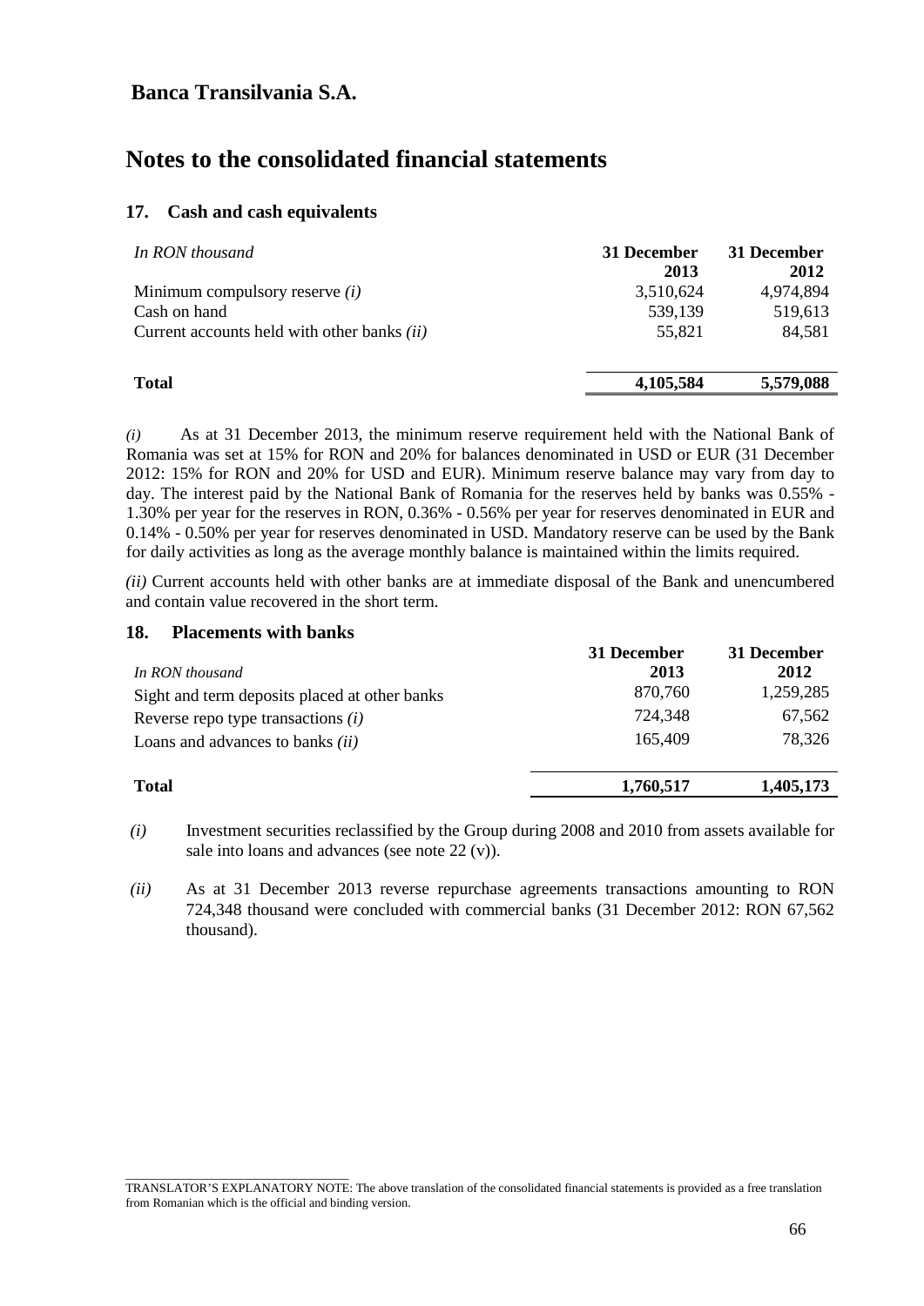# Notes to the consolidated financial statements

## 17. Cash and cash equivalents

| *In RON thousand* | **31 December 2013** | **31 December 2012** |
|---|---|---|
| Minimum compulsory reserve *(i)* | 3,510,624 | 4,974,894 |
| Cash on hand | 539,139 | 519,613 |
| Current accounts held with other banks *(ii)* | 55,821 | 84,581 |
| **Total** | **4,105,584** | **5,579,088** |

*(i)* As at 31 December 2013, the minimum reserve requirement held with the National Bank of Romania was set at 15% for RON and 20% for balances denominated in USD or EUR (31 December 2012: 15% for RON and 20% for USD and EUR). Minimum reserve balance may vary from day to day. The interest paid by the National Bank of Romania for the reserves held by banks was 0.55% - 1.30% per year for the reserves in RON, 0.36% - 0.56% per year for reserves denominated in EUR and 0.14% - 0.50% per year for reserves denominated in USD. Mandatory reserve can be used by the Bank for daily activities as long as the average monthly balance is maintained within the limits required.

*(ii)* Current accounts held with other banks are at immediate disposal of the Bank and unencumbered and contain value recovered in the short term.

## 18. Placements with banks

| *In RON thousand* | **31 December 2013** | **31 December 2012** |
|---|---|---|
| Sight and term deposits placed at other banks | 870,760 | 1,259,285 |
| Reverse repo type transactions *(i)* | 724,348 | 67,562 |
| Loans and advances to banks *(ii)* | 165,409 | 78,326 |
| **Total** | **1,760,517** | **1,405,173** |

*(i)* Investment securities reclassified by the Group during 2008 and 2010 from assets available for sale into loans and advances (see note 22 (v)).

*(ii)* As at 31 December 2013 reverse repurchase agreements transactions amounting to RON 724,348 thousand were concluded with commercial banks (31 December 2012: RON 67,562 thousand).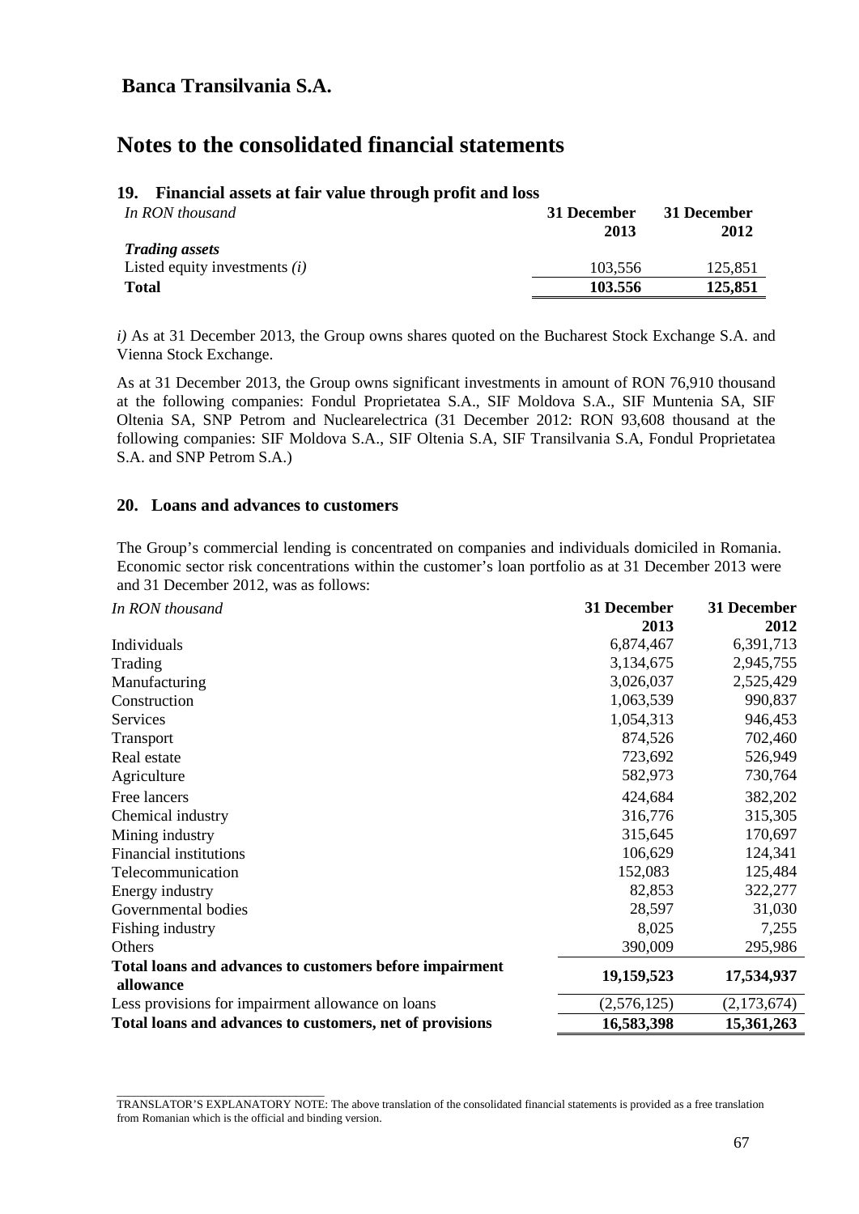## Banca Transilvania S.A.

# Notes to the consolidated financial statements

### 19. Financial assets at fair value through profit and loss

| *In RON thousand* | 31 December 2013 | 31 December 2012 |
|---|---|---|
| ***Trading assets*** | | |
| Listed equity investments *(i)* | 103,556 | 125,851 |
| **Total** | **103.556** | **125,851** |

*i)* As at 31 December 2013, the Group owns shares quoted on the Bucharest Stock Exchange S.A. and Vienna Stock Exchange.

As at 31 December 2013, the Group owns significant investments in amount of RON 76,910 thousand at the following companies: Fondul Proprietatea S.A., SIF Moldova S.A., SIF Muntenia SA, SIF Oltenia SA, SNP Petrom and Nuclearelectrica (31 December 2012: RON 93,608 thousand at the following companies: SIF Moldova S.A., SIF Oltenia S.A, SIF Transilvania S.A, Fondul Proprietatea S.A. and SNP Petrom S.A.)

### 20. Loans and advances to customers

The Group's commercial lending is concentrated on companies and individuals domiciled in Romania. Economic sector risk concentrations within the customer's loan portfolio as at 31 December 2013 were and 31 December 2012, was as follows:

| *In RON thousand* | 31 December 2013 | 31 December 2012 |
|---|---|---|
| Individuals | 6,874,467 | 6,391,713 |
| Trading | 3,134,675 | 2,945,755 |
| Manufacturing | 3,026,037 | 2,525,429 |
| Construction | 1,063,539 | 990,837 |
| Services | 1,054,313 | 946,453 |
| Transport | 874,526 | 702,460 |
| Real estate | 723,692 | 526,949 |
| Agriculture | 582,973 | 730,764 |
| Free lancers | 424,684 | 382,202 |
| Chemical industry | 316,776 | 315,305 |
| Mining industry | 315,645 | 170,697 |
| Financial institutions | 106,629 | 124,341 |
| Telecommunication | 152,083 | 125,484 |
| Energy industry | 82,853 | 322,277 |
| Governmental bodies | 28,597 | 31,030 |
| Fishing industry | 8,025 | 7,255 |
| Others | 390,009 | 295,986 |
| **Total loans and advances to customers before impairment allowance** | **19,159,523** | **17,534,937** |
| Less provisions for impairment allowance on loans | (2,576,125) | (2,173,674) |
| **Total loans and advances to customers, net of provisions** | **16,583,398** | **15,361,263** |

TRANSLATOR'S EXPLANATORY NOTE: The above translation of the consolidated financial statements is provided as a free translation from Romanian which is the official and binding version.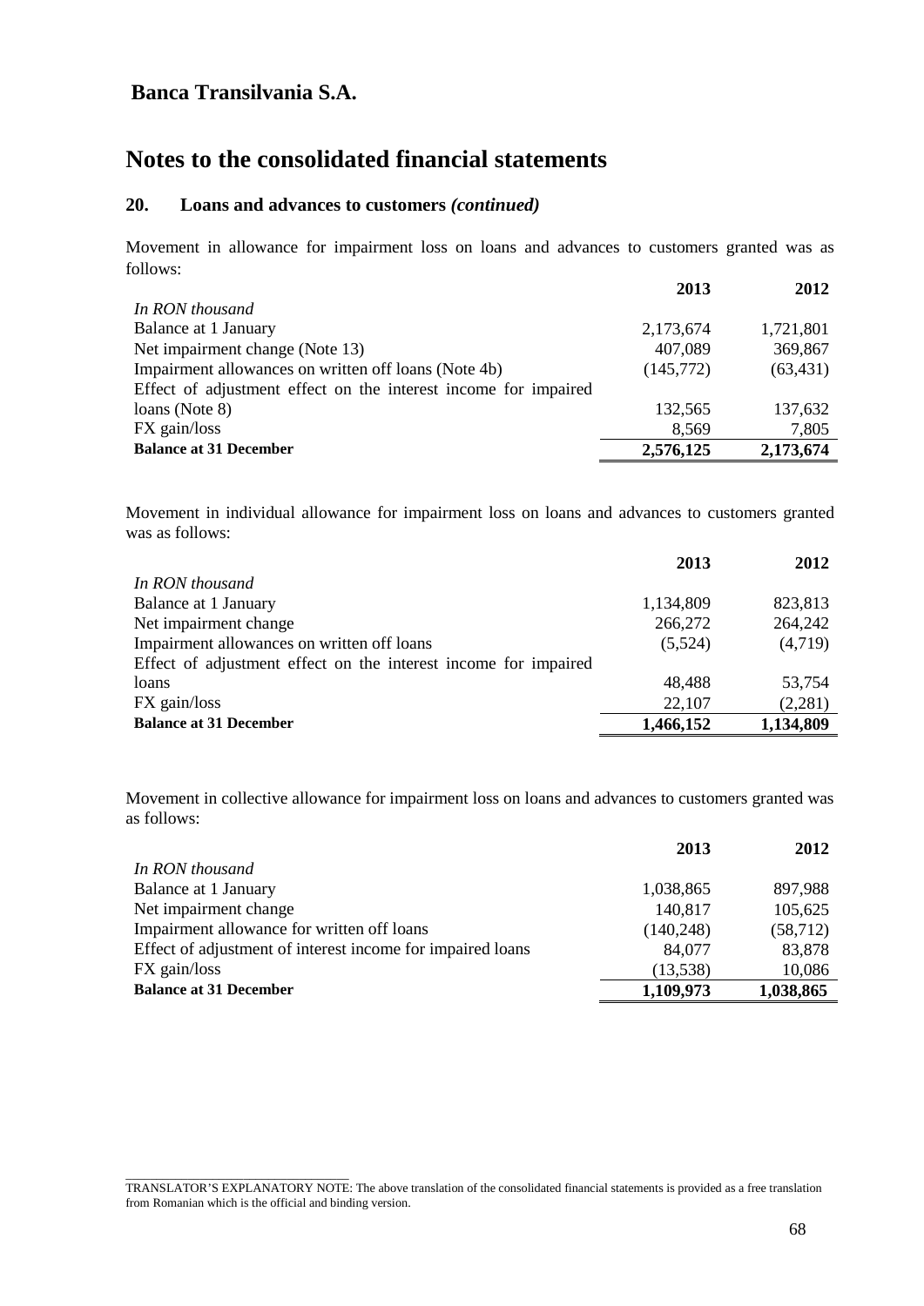## Banca Transilvania S.A.

# Notes to the consolidated financial statements

### 20. Loans and advances to customers *(continued)*

Movement in allowance for impairment loss on loans and advances to customers granted was as follows:

| *In RON thousand* | 2013 | 2012 |
|---|---|---|
| Balance at 1 January | 2,173,674 | 1,721,801 |
| Net impairment change (Note 13) | 407,089 | 369,867 |
| Impairment allowances on written off loans (Note 4b) | (145,772) | (63,431) |
| Effect of adjustment effect on the interest income for impaired loans (Note 8) | 132,565 | 137,632 |
| FX gain/loss | 8,569 | 7,805 |
| **Balance at 31 December** | **2,576,125** | **2,173,674** |

Movement in individual allowance for impairment loss on loans and advances to customers granted was as follows:

| *In RON thousand* | 2013 | 2012 |
|---|---|---|
| Balance at 1 January | 1,134,809 | 823,813 |
| Net impairment change | 266,272 | 264,242 |
| Impairment allowances on written off loans | (5,524) | (4,719) |
| Effect of adjustment effect on the interest income for impaired loans | 48,488 | 53,754 |
| FX gain/loss | 22,107 | (2,281) |
| **Balance at 31 December** | **1,466,152** | **1,134,809** |

Movement in collective allowance for impairment loss on loans and advances to customers granted was as follows:

| *In RON thousand* | 2013 | 2012 |
|---|---|---|
| Balance at 1 January | 1,038,865 | 897,988 |
| Net impairment change | 140,817 | 105,625 |
| Impairment allowance for written off loans | (140,248) | (58,712) |
| Effect of adjustment of interest income for impaired loans | 84,077 | 83,878 |
| FX gain/loss | (13,538) | 10,086 |
| **Balance at 31 December** | **1,109,973** | **1,038,865** |

TRANSLATOR'S EXPLANATORY NOTE: The above translation of the consolidated financial statements is provided as a free translation from Romanian which is the official and binding version.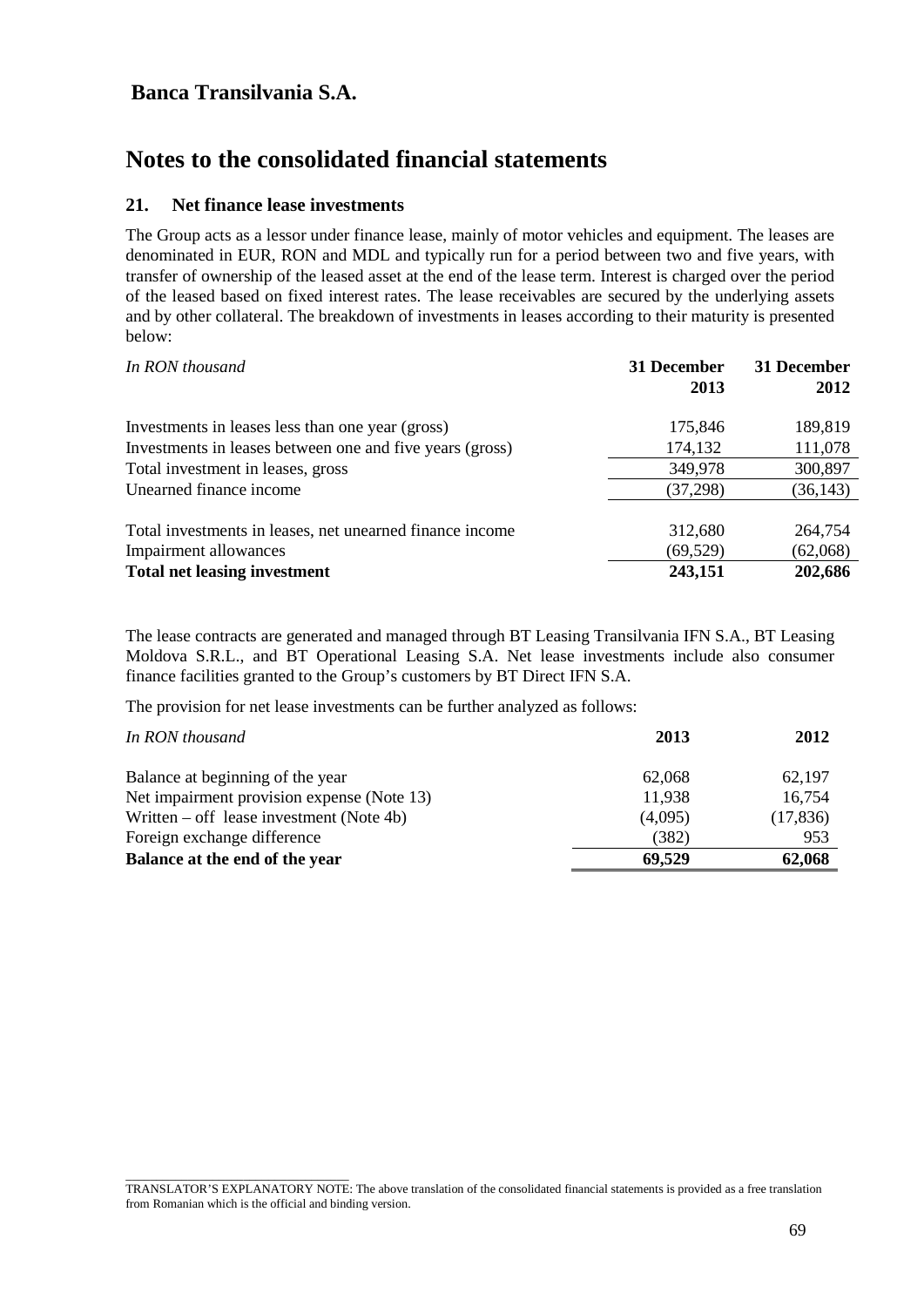**Banca Transilvania S.A.**

# Notes to the consolidated financial statements

## 21. Net finance lease investments

The Group acts as a lessor under finance lease, mainly of motor vehicles and equipment. The leases are denominated in EUR, RON and MDL and typically run for a period between two and five years, with transfer of ownership of the leased asset at the end of the lease term. Interest is charged over the period of the leased based on fixed interest rates. The lease receivables are secured by the underlying assets and by other collateral. The breakdown of investments in leases according to their maturity is presented below:

| *In RON thousand* | **31 December 2013** | **31 December 2012** |
|---|---|---|
| Investments in leases less than one year (gross) | 175,846 | 189,819 |
| Investments in leases between one and five years (gross) | 174,132 | 111,078 |
| Total investment in leases, gross | 349,978 | 300,897 |
| Unearned finance income | (37,298) | (36,143) |
| Total investments in leases, net unearned finance income | 312,680 | 264,754 |
| Impairment allowances | (69,529) | (62,068) |
| **Total net leasing investment** | **243,151** | **202,686** |

The lease contracts are generated and managed through BT Leasing Transilvania IFN S.A., BT Leasing Moldova S.R.L., and BT Operational Leasing S.A. Net lease investments include also consumer finance facilities granted to the Group's customers by BT Direct IFN S.A.

The provision for net lease investments can be further analyzed as follows:

| *In RON thousand* | **2013** | **2012** |
|---|---|---|
| Balance at beginning of the year | 62,068 | 62,197 |
| Net impairment provision expense (Note 13) | 11,938 | 16,754 |
| Written – off lease investment (Note 4b) | (4,095) | (17,836) |
| Foreign exchange difference | (382) | 953 |
| **Balance at the end of the year** | **69,529** | **62,068** |

TRANSLATOR'S EXPLANATORY NOTE: The above translation of the consolidated financial statements is provided as a free translation from Romanian which is the official and binding version.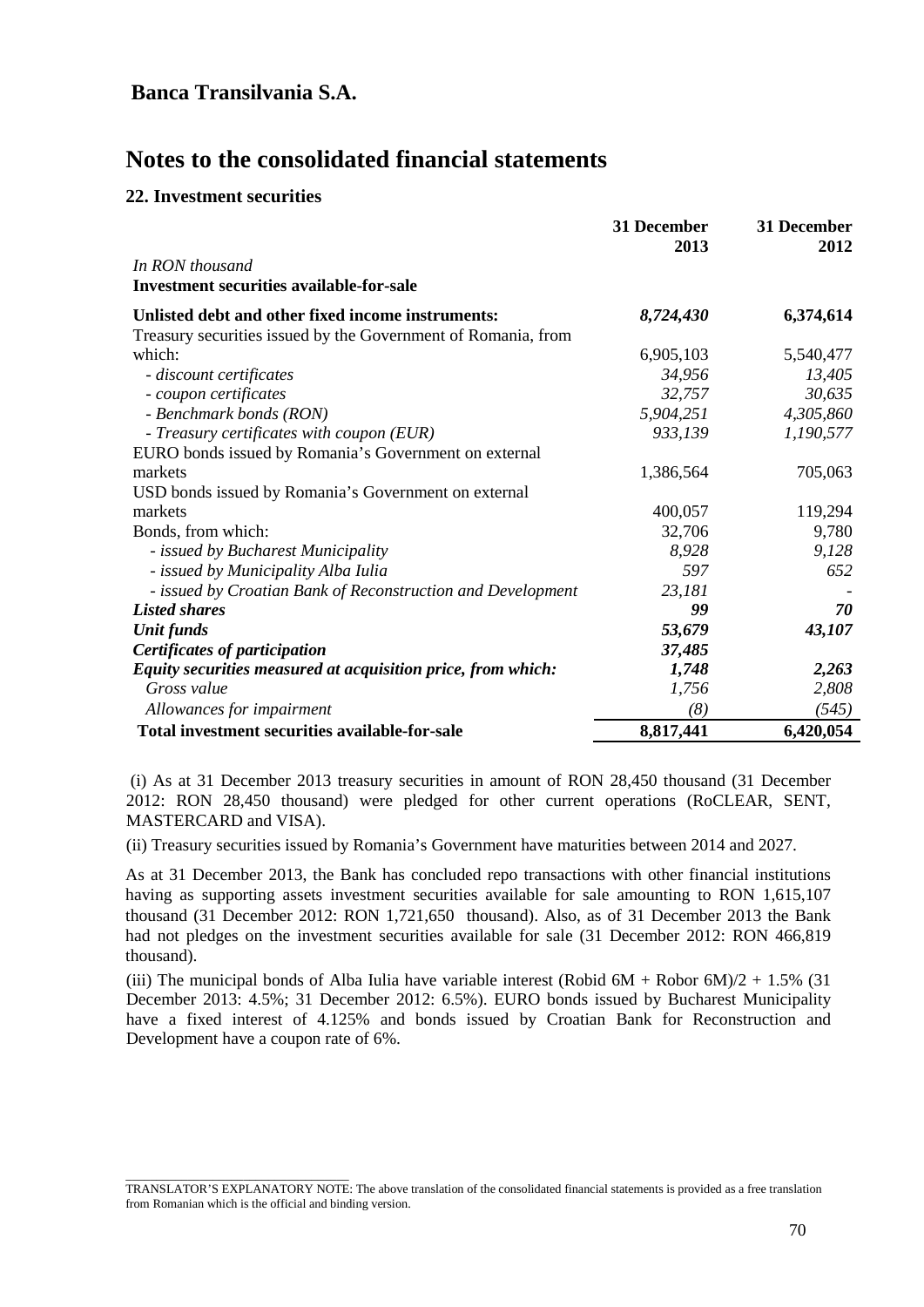# Banca Transilvania S.A.

# Notes to the consolidated financial statements

## 22. Investment securities

| *In RON thousand* | 31 December 2013 | 31 December 2012 |
|---|---|---|
| **Investment securities available-for-sale** | | |
| **Unlisted debt and other fixed income instruments:** | ***8,724,430*** | **6,374,614** |
| Treasury securities issued by the Government of Romania, from which: | 6,905,103 | 5,540,477 |
| *- discount certificates* | *34,956* | *13,405* |
| *- coupon certificates* | *32,757* | *30,635* |
| *- Benchmark bonds (RON)* | *5,904,251* | *4,305,860* |
| *- Treasury certificates with coupon (EUR)* | *933,139* | *1,190,577* |
| EURO bonds issued by Romania's Government on external markets | 1,386,564 | 705,063 |
| USD bonds issued by Romania's Government on external markets | 400,057 | 119,294 |
| Bonds, from which: | 32,706 | 9,780 |
| *- issued by Bucharest Municipality* | *8,928* | *9,128* |
| *- issued by Municipality Alba Iulia* | *597* | *652* |
| *- issued by Croatian Bank of Reconstruction and Development* | *23,181* | *-* |
| ***Listed shares*** | ***99*** | ***70*** |
| ***Unit funds*** | ***53,679*** | ***43,107*** |
| ***Certificates of participation*** | ***37,485*** | |
| ***Equity securities measured at acquisition price, from which:*** | ***1,748*** | ***2,263*** |
| *Gross value* | *1,756* | *2,808* |
| *Allowances for impairment* | *(8)* | *(545)* |
| **Total investment securities available-for-sale** | **8,817,441** | **6,420,054** |

(i) As at 31 December 2013 treasury securities in amount of RON 28,450 thousand (31 December 2012: RON 28,450 thousand) were pledged for other current operations (RoCLEAR, SENT, MASTERCARD and VISA).

(ii) Treasury securities issued by Romania's Government have maturities between 2014 and 2027.

As at 31 December 2013, the Bank has concluded repo transactions with other financial institutions having as supporting assets investment securities available for sale amounting to RON 1,615,107 thousand (31 December 2012: RON 1,721,650 thousand). Also, as of 31 December 2013 the Bank had not pledges on the investment securities available for sale (31 December 2012: RON 466,819 thousand).

(iii) The municipal bonds of Alba Iulia have variable interest (Robid 6M + Robor 6M)/2 + 1.5% (31 December 2013: 4.5%; 31 December 2012: 6.5%). EURO bonds issued by Bucharest Municipality have a fixed interest of 4.125% and bonds issued by Croatian Bank for Reconstruction and Development have a coupon rate of 6%.

TRANSLATOR'S EXPLANATORY NOTE: The above translation of the consolidated financial statements is provided as a free translation from Romanian which is the official and binding version.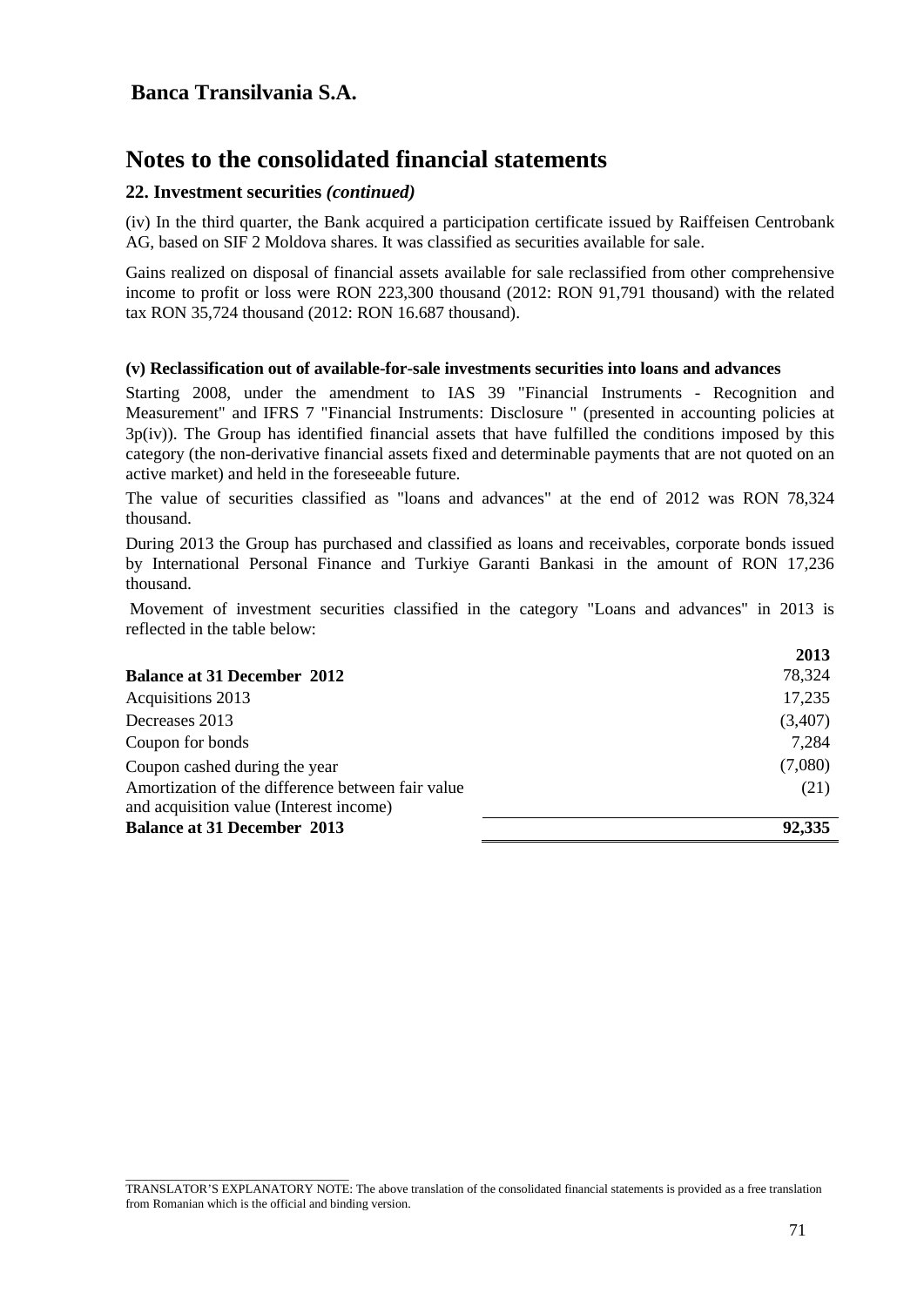# Banca Transilvania S.A.

# Notes to the consolidated financial statements

### 22. Investment securities *(continued)*

(iv) In the third quarter, the Bank acquired a participation certificate issued by Raiffeisen Centrobank AG, based on SIF 2 Moldova shares. It was classified as securities available for sale.

Gains realized on disposal of financial assets available for sale reclassified from other comprehensive income to profit or loss were RON 223,300 thousand (2012: RON 91,791 thousand) with the related tax RON 35,724 thousand (2012: RON 16.687 thousand).

**(v) Reclassification out of available-for-sale investments securities into loans and advances**

Starting 2008, under the amendment to IAS 39 "Financial Instruments - Recognition and Measurement" and IFRS 7 "Financial Instruments: Disclosure " (presented in accounting policies at 3p(iv)). The Group has identified financial assets that have fulfilled the conditions imposed by this category (the non-derivative financial assets fixed and determinable payments that are not quoted on an active market) and held in the foreseeable future.

The value of securities classified as "loans and advances" at the end of 2012 was RON 78,324 thousand.

During 2013 the Group has purchased and classified as loans and receivables, corporate bonds issued by International Personal Finance and Turkiye Garanti Bankasi in the amount of RON 17,236 thousand.

Movement of investment securities classified in the category "Loans and advances" in 2013 is reflected in the table below:

| | **2013** |
|---|---|
| **Balance at 31 December 2012** | 78,324 |
| Acquisitions 2013 | 17,235 |
| Decreases 2013 | (3,407) |
| Coupon for bonds | 7,284 |
| Coupon cashed during the year | (7,080) |
| Amortization of the difference between fair value and acquisition value (Interest income) | (21) |
| **Balance at 31 December 2013** | **92,335** |

TRANSLATOR'S EXPLANATORY NOTE: The above translation of the consolidated financial statements is provided as a free translation from Romanian which is the official and binding version.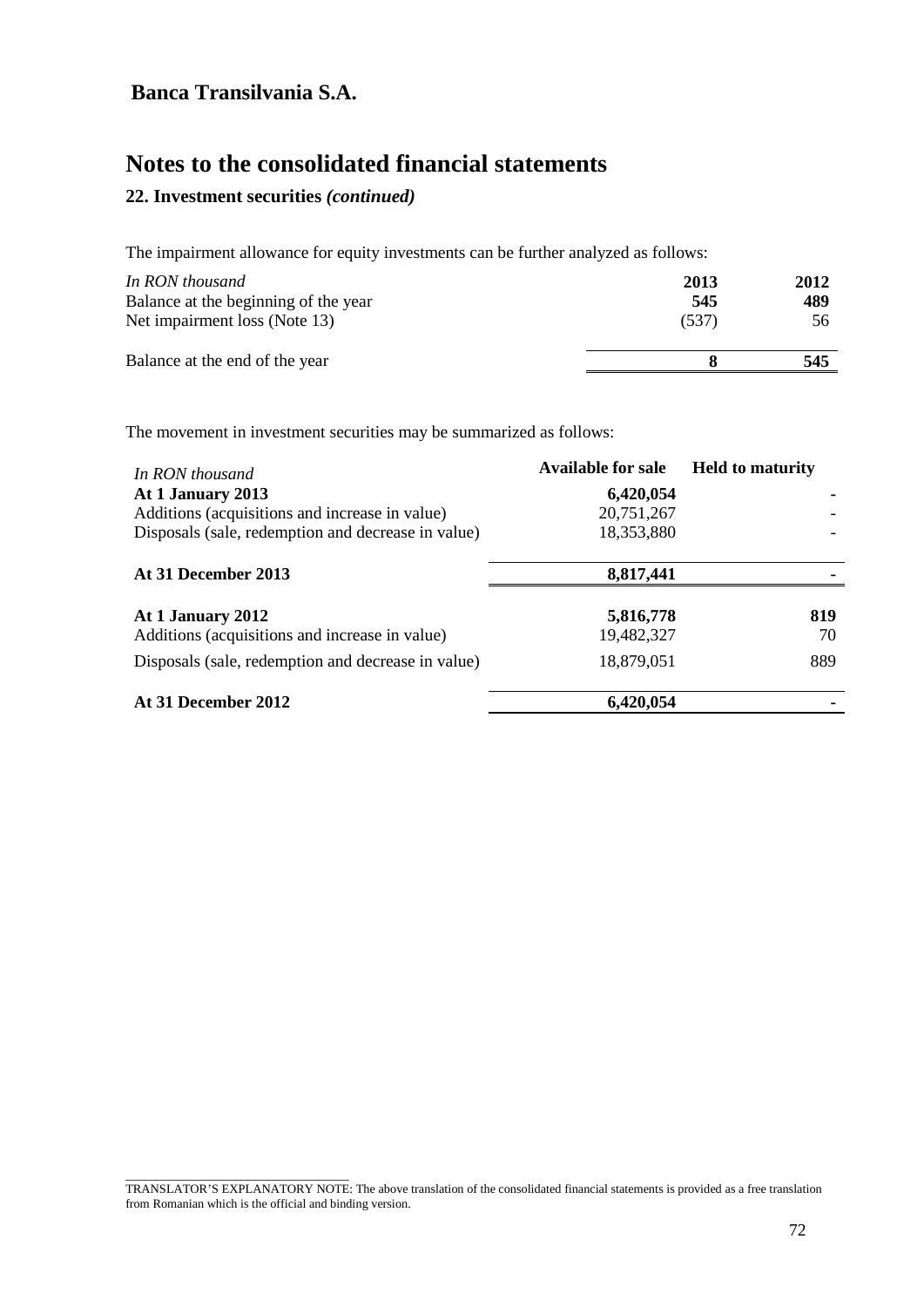# Banca Transilvania S.A.

# Notes to the consolidated financial statements

### 22. Investment securities *(continued)*

The impairment allowance for equity investments can be further analyzed as follows:

| *In RON thousand* | **2013** | **2012** |
|---|---|---|
| Balance at the beginning of the year | **545** | **489** |
| Net impairment loss (Note 13) | (537) | 56 |
| Balance at the end of the year | **8** | **545** |

The movement in investment securities may be summarized as follows:

| *In RON thousand* | **Available for sale** | **Held to maturity** |
|---|---|---|
| **At 1 January 2013** | **6,420,054** | **-** |
| Additions (acquisitions and increase in value) | 20,751,267 | - |
| Disposals (sale, redemption and decrease in value) | 18,353,880 | - |
| **At 31 December 2013** | **8,817,441** | **-** |
| **At 1 January 2012** | **5,816,778** | **819** |
| Additions (acquisitions and increase in value) | 19,482,327 | 70 |
| Disposals (sale, redemption and decrease in value) | 18,879,051 | 889 |
| **At 31 December 2012** | **6,420,054** | **-** |

TRANSLATOR'S EXPLANATORY NOTE: The above translation of the consolidated financial statements is provided as a free translation from Romanian which is the official and binding version.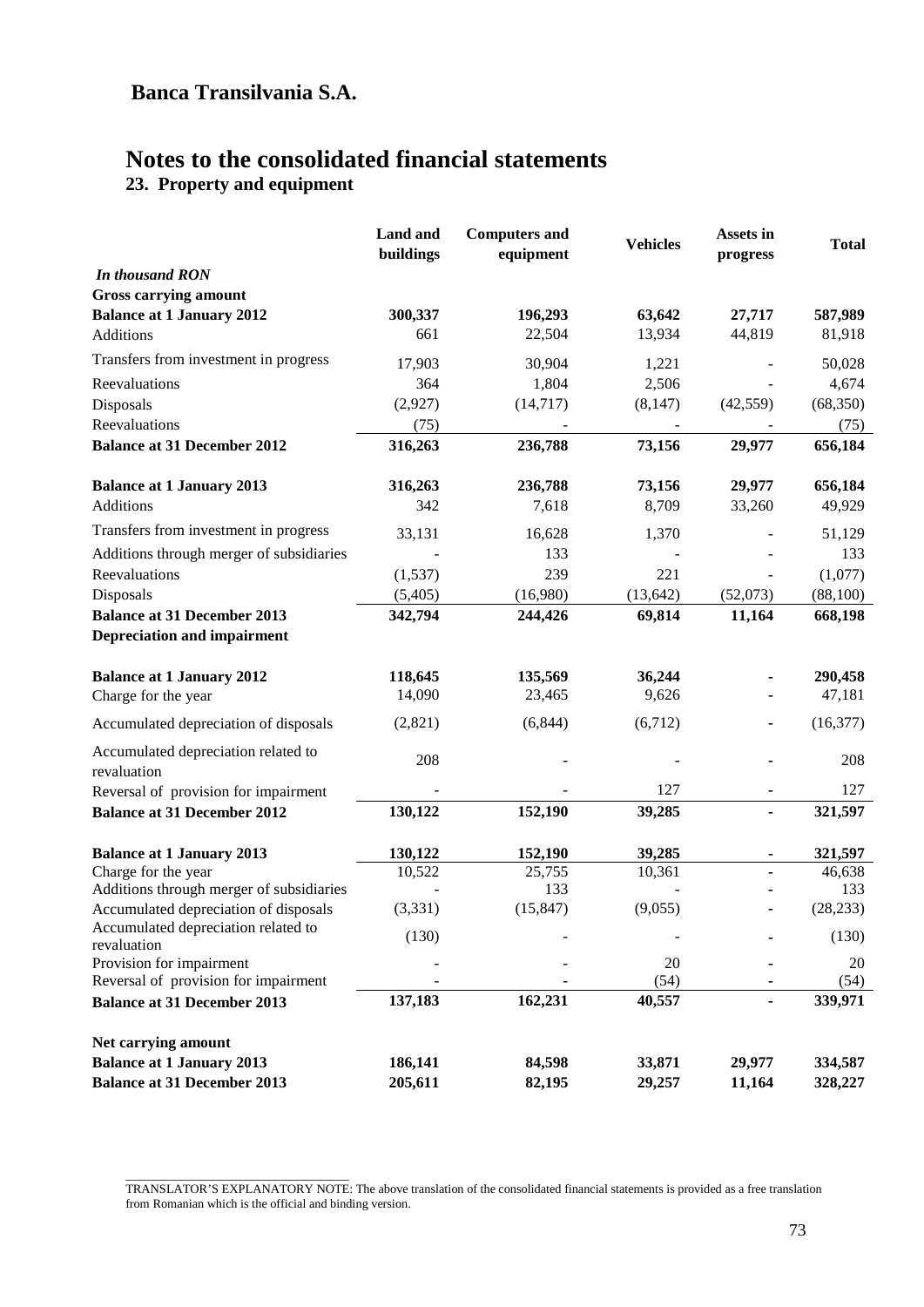## Banca Transilvania S.A.

# Notes to the consolidated financial statements

## 23. Property and equipment

| *In thousand RON* | Land and buildings | Computers and equipment | Vehicles | Assets in progress | Total |
|---|---|---|---|---|---|
| **Gross carrying amount** | | | | | |
| **Balance at 1 January 2012** | **300,337** | **196,293** | **63,642** | **27,717** | **587,989** |
| Additions | 661 | 22,504 | 13,934 | 44,819 | 81,918 |
| Transfers from investment in progress | 17,903 | 30,904 | 1,221 | - | 50,028 |
| Reevaluations | 364 | 1,804 | 2,506 | - | 4,674 |
| Disposals | (2,927) | (14,717) | (8,147) | (42,559) | (68,350) |
| Reevaluations | (75) | - | - | - | (75) |
| **Balance at 31 December 2012** | **316,263** | **236,788** | **73,156** | **29,977** | **656,184** |
| **Balance at 1 January 2013** | **316,263** | **236,788** | **73,156** | **29,977** | **656,184** |
| Additions | 342 | 7,618 | 8,709 | 33,260 | 49,929 |
| Transfers from investment in progress | 33,131 | 16,628 | 1,370 | - | 51,129 |
| Additions through merger of subsidiaries | - | 133 | - | - | 133 |
| Reevaluations | (1,537) | 239 | 221 | - | (1,077) |
| Disposals | (5,405) | (16,980) | (13,642) | (52,073) | (88,100) |
| **Balance at 31 December 2013** | **342,794** | **244,426** | **69,814** | **11,164** | **668,198** |
| **Depreciation and impairment** | | | | | |
| **Balance at 1 January 2012** | **118,645** | **135,569** | **36,244** | **-** | **290,458** |
| Charge for the year | 14,090 | 23,465 | 9,626 | - | 47,181 |
| Accumulated depreciation of disposals | (2,821) | (6,844) | (6,712) | - | (16,377) |
| Accumulated depreciation related to revaluation | 208 | - | - | - | 208 |
| Reversal of provision for impairment | - | - | 127 | - | 127 |
| **Balance at 31 December 2012** | **130,122** | **152,190** | **39,285** | **-** | **321,597** |
| **Balance at 1 January 2013** | **130,122** | **152,190** | **39,285** | **-** | **321,597** |
| Charge for the year | 10,522 | 25,755 | 10,361 | - | 46,638 |
| Additions through merger of subsidiaries | - | 133 | - | - | 133 |
| Accumulated depreciation of disposals | (3,331) | (15,847) | (9,055) | - | (28,233) |
| Accumulated depreciation related to revaluation | (130) | - | - | - | (130) |
| Provision for impairment | - | - | 20 | - | 20 |
| Reversal of provision for impairment | - | - | (54) | - | (54) |
| **Balance at 31 December 2013** | **137,183** | **162,231** | **40,557** | **-** | **339,971** |
| **Net carrying amount** | | | | | |
| **Balance at 1 January 2013** | **186,141** | **84,598** | **33,871** | **29,977** | **334,587** |
| **Balance at 31 December 2013** | **205,611** | **82,195** | **29,257** | **11,164** | **328,227** |

TRANSLATOR'S EXPLANATORY NOTE: The above translation of the consolidated financial statements is provided as a free translation from Romanian which is the official and binding version.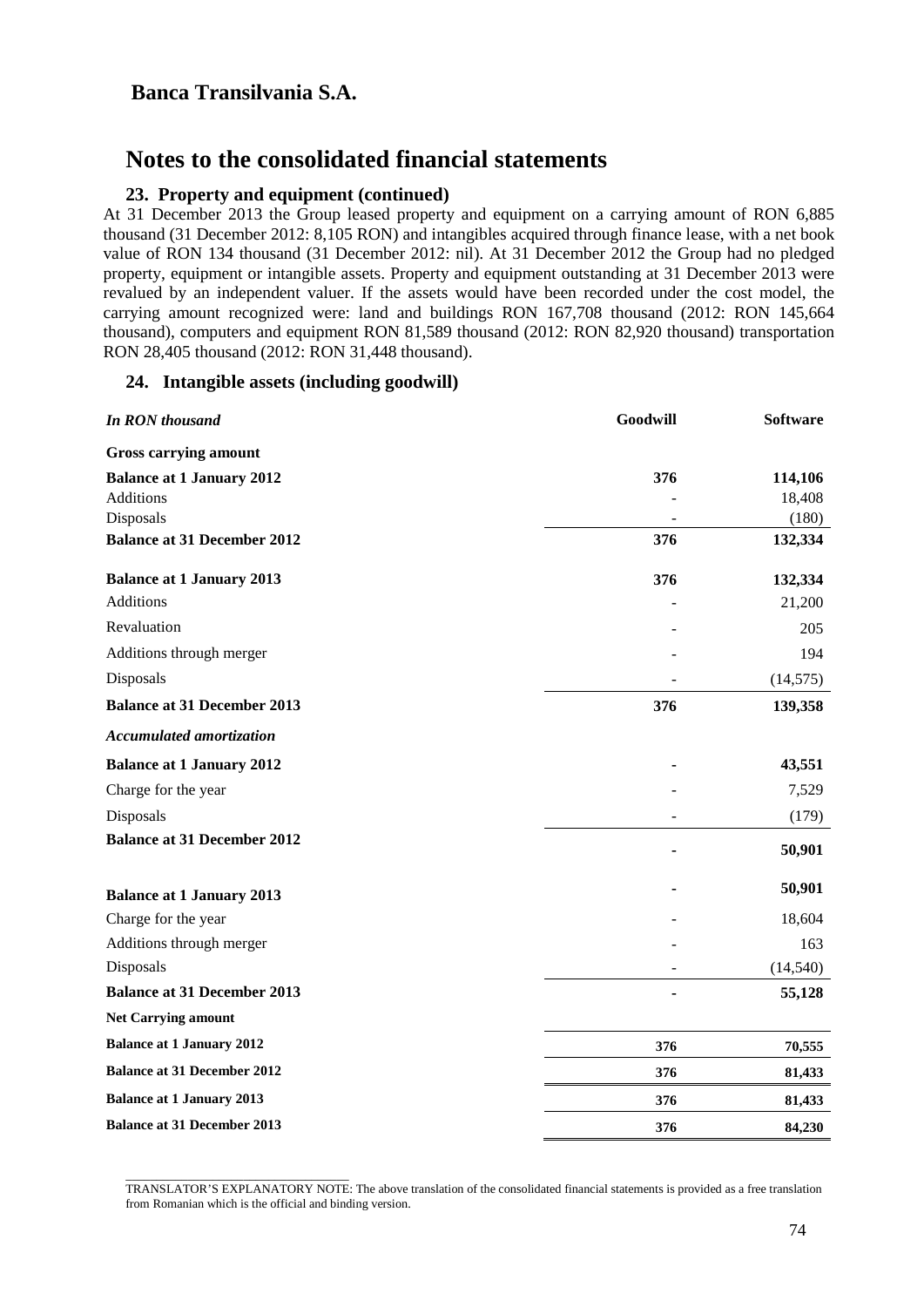## Banca Transilvania S.A.

# Notes to the consolidated financial statements

### 23. Property and equipment (continued)

At 31 December 2013 the Group leased property and equipment on a carrying amount of RON 6,885 thousand (31 December 2012: 8,105 RON) and intangibles acquired through finance lease, with a net book value of RON 134 thousand (31 December 2012: nil). At 31 December 2012 the Group had no pledged property, equipment or intangible assets. Property and equipment outstanding at 31 December 2013 were revalued by an independent valuer. If the assets would have been recorded under the cost model, the carrying amount recognized were: land and buildings RON 167,708 thousand (2012: RON 145,664 thousand), computers and equipment RON 81,589 thousand (2012: RON 82,920 thousand) transportation RON 28,405 thousand (2012: RON 31,448 thousand).

### 24. Intangible assets (including goodwill)

| *In RON thousand* | Goodwill | Software |
|---|---|---|
| **Gross carrying amount** | | |
| **Balance at 1 January 2012** | **376** | **114,106** |
| Additions | - | 18,408 |
| Disposals | - | (180) |
| **Balance at 31 December 2012** | **376** | **132,334** |
| **Balance at 1 January 2013** | **376** | **132,334** |
| Additions | - | 21,200 |
| Revaluation | - | 205 |
| Additions through merger | - | 194 |
| Disposals | - | (14,575) |
| **Balance at 31 December 2013** | **376** | **139,358** |
| ***Accumulated amortization*** | | |
| **Balance at 1 January 2012** | **-** | **43,551** |
| Charge for the year | - | 7,529 |
| Disposals | - | (179) |
| **Balance at 31 December 2012** | **-** | **50,901** |
| **Balance at 1 January 2013** | **-** | **50,901** |
| Charge for the year | - | 18,604 |
| Additions through merger | - | 163 |
| Disposals | - | (14,540) |
| **Balance at 31 December 2013** | **-** | **55,128** |
| **Net Carrying amount** | | |
| **Balance at 1 January 2012** | **376** | **70,555** |
| **Balance at 31 December 2012** | **376** | **81,433** |
| **Balance at 1 January 2013** | **376** | **81,433** |
| **Balance at 31 December 2013** | **376** | **84,230** |

TRANSLATOR'S EXPLANATORY NOTE: The above translation of the consolidated financial statements is provided as a free translation from Romanian which is the official and binding version.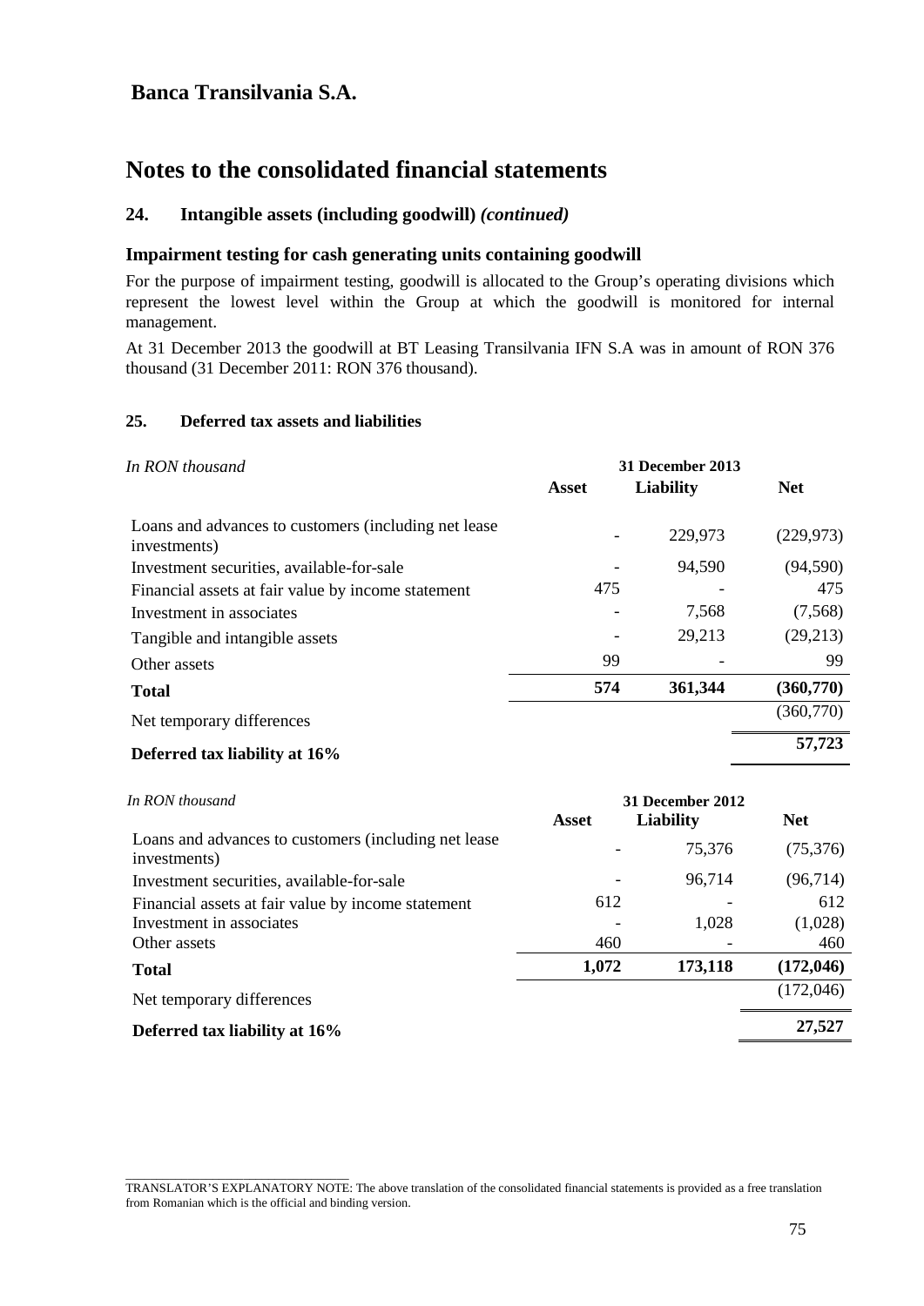# Banca Transilvania S.A.

# Notes to the consolidated financial statements

## 24. Intangible assets (including goodwill) *(continued)*

### Impairment testing for cash generating units containing goodwill

For the purpose of impairment testing, goodwill is allocated to the Group's operating divisions which represent the lowest level within the Group at which the goodwill is monitored for internal management.

At 31 December 2013 the goodwill at BT Leasing Transilvania IFN S.A was in amount of RON 376 thousand (31 December 2011: RON 376 thousand).

## 25. Deferred tax assets and liabilities

| *In RON thousand* | 31 December 2013 | | |
|---|---|---|---|
| | **Asset** | **Liability** | **Net** |
| Loans and advances to customers (including net lease investments) | - | 229,973 | (229,973) |
| Investment securities, available-for-sale | - | 94,590 | (94,590) |
| Financial assets at fair value by income statement | 475 | - | 475 |
| Investment in associates | - | 7,568 | (7,568) |
| Tangible and intangible assets | - | 29,213 | (29,213) |
| Other assets | 99 | - | 99 |
| **Total** | **574** | **361,344** | **(360,770)** |
| Net temporary differences | | | (360,770) |
| **Deferred tax liability at 16%** | | | **57,723** |

| *In RON thousand* | 31 December 2012 | | |
|---|---|---|---|
| | **Asset** | **Liability** | **Net** |
| Loans and advances to customers (including net lease investments) | - | 75,376 | (75,376) |
| Investment securities, available-for-sale | - | 96,714 | (96,714) |
| Financial assets at fair value by income statement | 612 | - | 612 |
| Investment in associates | - | 1,028 | (1,028) |
| Other assets | 460 | - | 460 |
| **Total** | **1,072** | **173,118** | **(172,046)** |
| Net temporary differences | | | (172,046) |
| **Deferred tax liability at 16%** | | | **27,527** |

TRANSLATOR'S EXPLANATORY NOTE: The above translation of the consolidated financial statements is provided as a free translation from Romanian which is the official and binding version.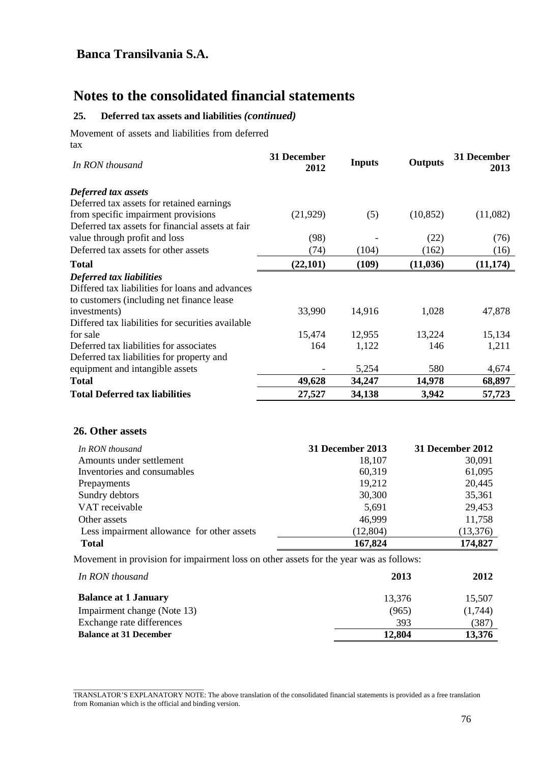## Banca Transilvania S.A.

# Notes to the consolidated financial statements

### 25. Deferred tax assets and liabilities *(continued)*

Movement of assets and liabilities from deferred tax

| *In RON thousand* | 31 December 2012 | Inputs | Outputs | 31 December 2013 |
|---|---|---|---|---|
| ***Deferred tax assets*** | | | | |
| Deferred tax assets for retained earnings from specific impairment provisions | (21,929) | (5) | (10,852) | (11,082) |
| Deferred tax assets for financial assets at fair value through profit and loss | (98) | - | (22) | (76) |
| Deferred tax assets for other assets | (74) | (104) | (162) | (16) |
| **Total** | **(22,101)** | **(109)** | **(11,036)** | **(11,174)** |
| ***Deferred tax liabilities*** | | | | |
| Differed tax liabilities for loans and advances to customers (including net finance lease investments) | 33,990 | 14,916 | 1,028 | 47,878 |
| Differed tax liabilities for securities available for sale | 15,474 | 12,955 | 13,224 | 15,134 |
| Deferred tax liabilities for associates | 164 | 1,122 | 146 | 1,211 |
| Deferred tax liabilities for property and equipment and intangible assets | - | 5,254 | 580 | 4,674 |
| **Total** | **49,628** | **34,247** | **14,978** | **68,897** |
| **Total Deferred tax liabilities** | **27,527** | **34,138** | **3,942** | **57,723** |

### 26. Other assets

| *In RON thousand* | 31 December 2013 | 31 December 2012 |
|---|---|---|
| Amounts under settlement | 18,107 | 30,091 |
| Inventories and consumables | 60,319 | 61,095 |
| Prepayments | 19,212 | 20,445 |
| Sundry debtors | 30,300 | 35,361 |
| VAT receivable | 5,691 | 29,453 |
| Other assets | 46,999 | 11,758 |
| Less impairment allowance for other assets | (12,804) | (13,376) |
| **Total** | **167,824** | **174,827** |

Movement in provision for impairment loss on other assets for the year was as follows:

| *In RON thousand* | 2013 | 2012 |
|---|---|---|
| **Balance at 1 January** | 13,376 | 15,507 |
| Impairment change (Note 13) | (965) | (1,744) |
| Exchange rate differences | 393 | (387) |
| **Balance at 31 December** | **12,804** | **13,376** |

TRANSLATOR'S EXPLANATORY NOTE: The above translation of the consolidated financial statements is provided as a free translation from Romanian which is the official and binding version.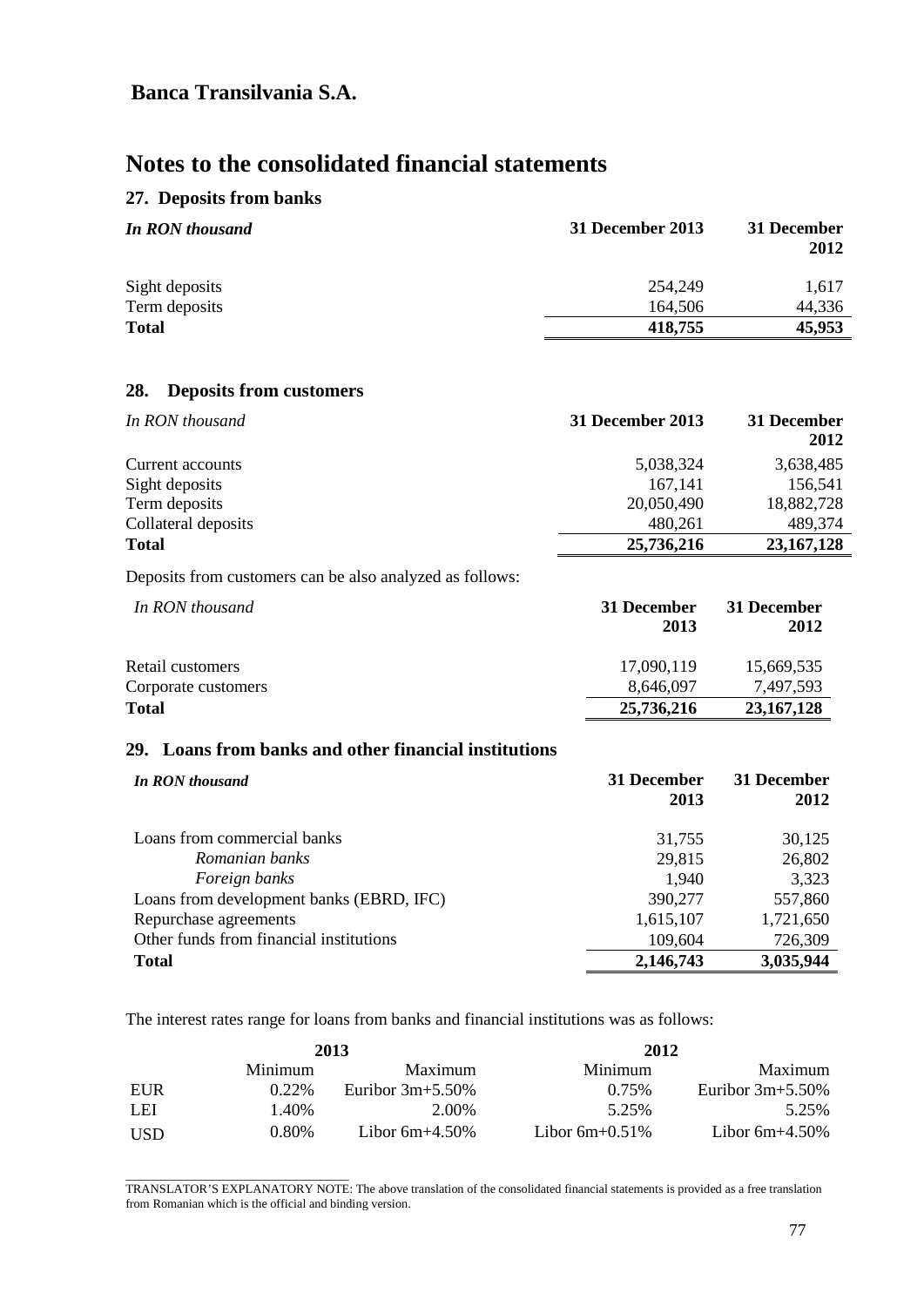## Banca Transilvania S.A.

# Notes to the consolidated financial statements

### 27. Deposits from banks

| *In RON thousand* | 31 December 2013 | 31 December 2012 |
|---|---|---|
| Sight deposits | 254,249 | 1,617 |
| Term deposits | 164,506 | 44,336 |
| **Total** | **418,755** | **45,953** |

### 28. Deposits from customers

| *In RON thousand* | 31 December 2013 | 31 December 2012 |
|---|---|---|
| Current accounts | 5,038,324 | 3,638,485 |
| Sight deposits | 167,141 | 156,541 |
| Term deposits | 20,050,490 | 18,882,728 |
| Collateral deposits | 480,261 | 489,374 |
| **Total** | **25,736,216** | **23,167,128** |

Deposits from customers can be also analyzed as follows:

| *In RON thousand* | 31 December 2013 | 31 December 2012 |
|---|---|---|
| Retail customers | 17,090,119 | 15,669,535 |
| Corporate customers | 8,646,097 | 7,497,593 |
| **Total** | **25,736,216** | **23,167,128** |

### 29. Loans from banks and other financial institutions

| *In RON thousand* | 31 December 2013 | 31 December 2012 |
|---|---|---|
| Loans from commercial banks | 31,755 | 30,125 |
| *Romanian banks* | 29,815 | 26,802 |
| *Foreign banks* | 1,940 | 3,323 |
| Loans from development banks (EBRD, IFC) | 390,277 | 557,860 |
| Repurchase agreements | 1,615,107 | 1,721,650 |
| Other funds from financial institutions | 109,604 | 726,309 |
| **Total** | **2,146,743** | **3,035,944** |

The interest rates range for loans from banks and financial institutions was as follows:

| | 2013 | | 2012 | |
|---|---|---|---|---|
| | Minimum | Maximum | Minimum | Maximum |
| EUR | 0.22% | Euribor 3m+5.50% | 0.75% | Euribor 3m+5.50% |
| LEI | 1.40% | 2.00% | 5.25% | 5.25% |
| USD | 0.80% | Libor 6m+4.50% | Libor 6m+0.51% | Libor 6m+4.50% |

TRANSLATOR'S EXPLANATORY NOTE: The above translation of the consolidated financial statements is provided as a free translation from Romanian which is the official and binding version.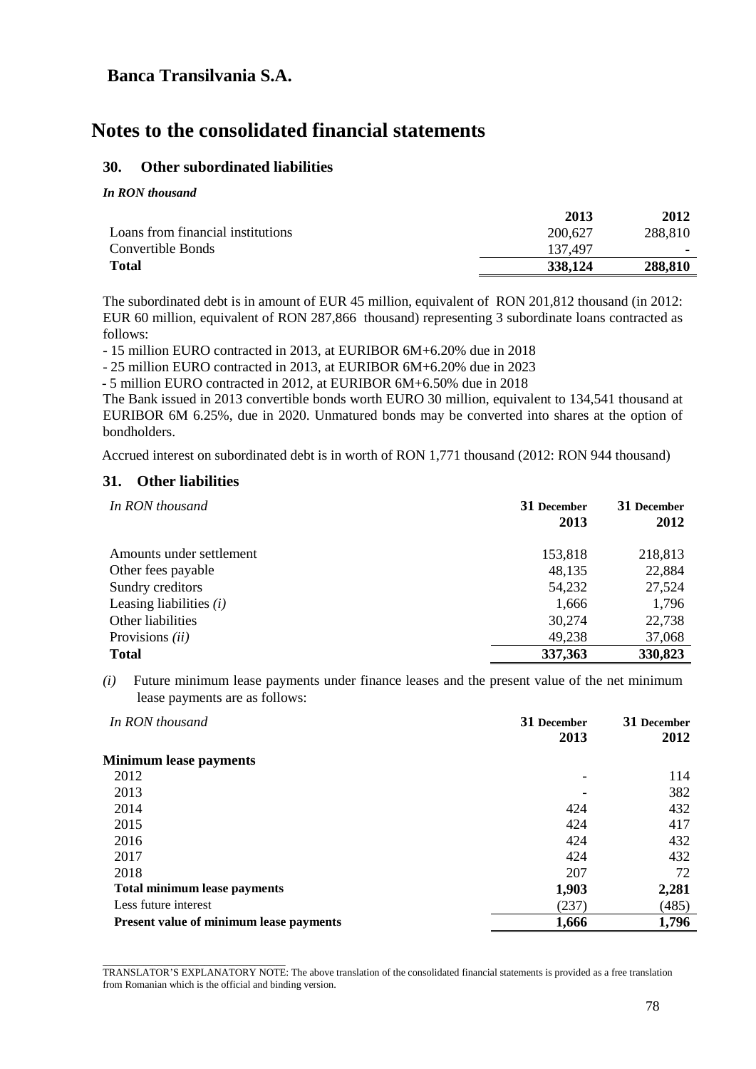# Banca Transilvania S.A.

# Notes to the consolidated financial statements

## 30. Other subordinated liabilities

***In RON thousand***

| | 2013 | 2012 |
|---|---|---|
| Loans from financial institutions | 200,627 | 288,810 |
| Convertible Bonds | 137,497 | - |
| **Total** | **338,124** | **288,810** |

The subordinated debt is in amount of EUR 45 million, equivalent of RON 201,812 thousand (in 2012: EUR 60 million, equivalent of RON 287,866 thousand) representing 3 subordinate loans contracted as follows:

- 15 million EURO contracted in 2013, at EURIBOR 6M+6.20% due in 2018
- 25 million EURO contracted in 2013, at EURIBOR 6M+6.20% due in 2023
- 5 million EURO contracted in 2012, at EURIBOR 6M+6.50% due in 2018

The Bank issued in 2013 convertible bonds worth EURO 30 million, equivalent to 134,541 thousand at EURIBOR 6M 6.25%, due in 2020. Unmatured bonds may be converted into shares at the option of bondholders.

Accrued interest on subordinated debt is in worth of RON 1,771 thousand (2012: RON 944 thousand)

## 31. Other liabilities

| *In RON thousand* | 31 December 2013 | 31 December 2012 |
|---|---|---|
| Amounts under settlement | 153,818 | 218,813 |
| Other fees payable | 48,135 | 22,884 |
| Sundry creditors | 54,232 | 27,524 |
| Leasing liabilities *(i)* | 1,666 | 1,796 |
| Other liabilities | 30,274 | 22,738 |
| Provisions *(ii)* | 49,238 | 37,068 |
| **Total** | **337,363** | **330,823** |

*(i)* Future minimum lease payments under finance leases and the present value of the net minimum lease payments are as follows:

| *In RON thousand* | 31 December 2013 | 31 December 2012 |
|---|---|---|
| **Minimum lease payments** | | |
| 2012 | - | 114 |
| 2013 | - | 382 |
| 2014 | 424 | 432 |
| 2015 | 424 | 417 |
| 2016 | 424 | 432 |
| 2017 | 424 | 432 |
| 2018 | 207 | 72 |
| **Total minimum lease payments** | **1,903** | **2,281** |
| Less future interest | (237) | (485) |
| **Present value of minimum lease payments** | **1,666** | **1,796** |

TRANSLATOR'S EXPLANATORY NOTE: The above translation of the consolidated financial statements is provided as a free translation from Romanian which is the official and binding version.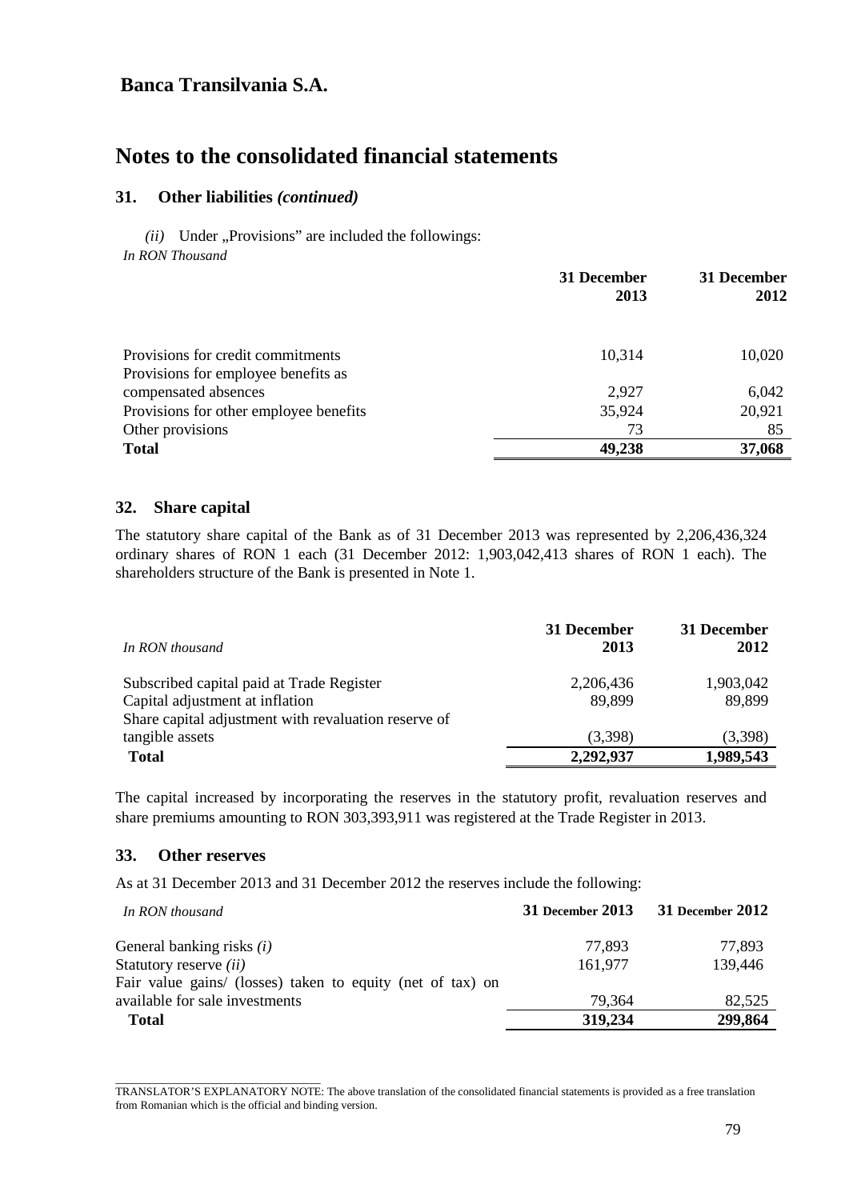# Banca Transilvania S.A.

# Notes to the consolidated financial statements

### 31. Other liabilities *(continued)*

*(ii)* Under „Provisions" are included the followings:

*In RON Thousand*

| | 31 December 2013 | 31 December 2012 |
|---|---|---|
| Provisions for credit commitments | 10,314 | 10,020 |
| Provisions for employee benefits as compensated absences | 2,927 | 6,042 |
| Provisions for other employee benefits | 35,924 | 20,921 |
| Other provisions | 73 | 85 |
| **Total** | **49,238** | **37,068** |

### 32. Share capital

The statutory share capital of the Bank as of 31 December 2013 was represented by 2,206,436,324 ordinary shares of RON 1 each (31 December 2012: 1,903,042,413 shares of RON 1 each). The shareholders structure of the Bank is presented in Note 1.

| *In RON thousand* | 31 December 2013 | 31 December 2012 |
|---|---|---|
| Subscribed capital paid at Trade Register | 2,206,436 | 1,903,042 |
| Capital adjustment at inflation | 89,899 | 89,899 |
| Share capital adjustment with revaluation reserve of tangible assets | (3,398) | (3,398) |
| **Total** | **2,292,937** | **1,989,543** |

The capital increased by incorporating the reserves in the statutory profit, revaluation reserves and share premiums amounting to RON 303,393,911 was registered at the Trade Register in 2013.

### 33. Other reserves

As at 31 December 2013 and 31 December 2012 the reserves include the following:

| *In RON thousand* | 31 December 2013 | 31 December 2012 |
|---|---|---|
| General banking risks *(i)* | 77,893 | 77,893 |
| Statutory reserve *(ii)* | 161,977 | 139,446 |
| Fair value gains/ (losses) taken to equity (net of tax) on available for sale investments | 79,364 | 82,525 |
| **Total** | **319,234** | **299,864** |

TRANSLATOR'S EXPLANATORY NOTE: The above translation of the consolidated financial statements is provided as a free translation from Romanian which is the official and binding version.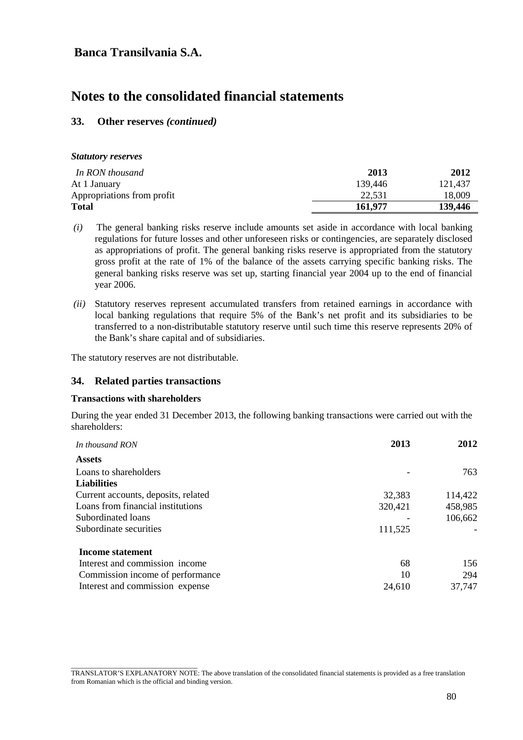## Banca Transilvania S.A.

# Notes to the consolidated financial statements

### 33. Other reserves *(continued)*

***Statutory reserves***

| *In RON thousand* | 2013 | 2012 |
|---|---|---|
| At 1 January | 139,446 | 121,437 |
| Appropriations from profit | 22,531 | 18,009 |
| **Total** | **161,977** | **139,446** |

*(i)* The general banking risks reserve include amounts set aside in accordance with local banking regulations for future losses and other unforeseen risks or contingencies, are separately disclosed as appropriations of profit. The general banking risks reserve is appropriated from the statutory gross profit at the rate of 1% of the balance of the assets carrying specific banking risks. The general banking risks reserve was set up, starting financial year 2004 up to the end of financial year 2006.

*(ii)* Statutory reserves represent accumulated transfers from retained earnings in accordance with local banking regulations that require 5% of the Bank's net profit and its subsidiaries to be transferred to a non-distributable statutory reserve until such time this reserve represents 20% of the Bank's share capital and of subsidiaries.

The statutory reserves are not distributable.

### 34. Related parties transactions

**Transactions with shareholders**

During the year ended 31 December 2013, the following banking transactions were carried out with the shareholders:

| *In thousand RON* | 2013 | 2012 |
|---|---|---|
| **Assets** | | |
| Loans to shareholders | - | 763 |
| **Liabilities** | | |
| Current accounts, deposits, related | 32,383 | 114,422 |
| Loans from financial institutions | 320,421 | 458,985 |
| Subordinated loans | - | 106,662 |
| Subordinate securities | 111,525 | - |
| **Income statement** | | |
| Interest and commission income | 68 | 156 |
| Commission income of performance | 10 | 294 |
| Interest and commission expense | 24,610 | 37,747 |

TRANSLATOR'S EXPLANATORY NOTE: The above translation of the consolidated financial statements is provided as a free translation from Romanian which is the official and binding version.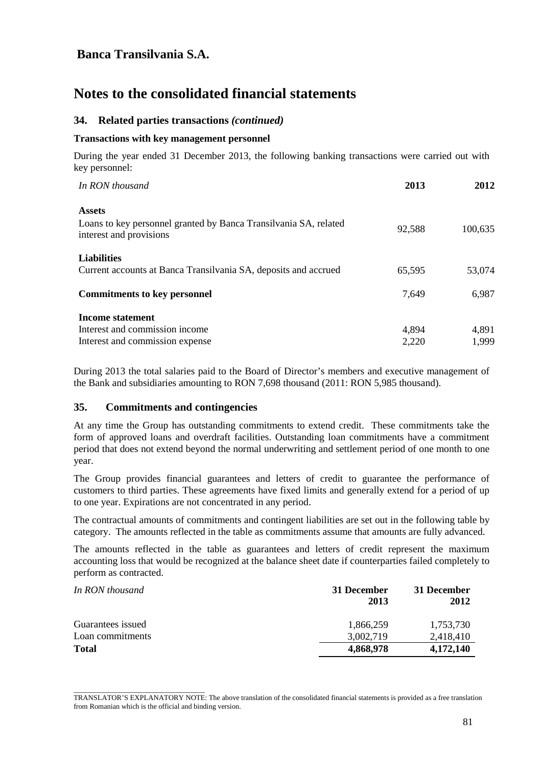# Notes to the consolidated financial statements

## 34. Related parties transactions *(continued)*

### Transactions with key management personnel

During the year ended 31 December 2013, the following banking transactions were carried out with key personnel:

| *In RON thousand* | **2013** | **2012** |
|---|---|---|
| **Assets** | | |
| Loans to key personnel granted by Banca Transilvania SA, related interest and provisions | 92,588 | 100,635 |
| **Liabilities** | | |
| Current accounts at Banca Transilvania SA, deposits and accrued | 65,595 | 53,074 |
| **Commitments to key personnel** | 7,649 | 6,987 |
| **Income statement** | | |
| Interest and commission income | 4,894 | 4,891 |
| Interest and commission expense | 2,220 | 1,999 |

During 2013 the total salaries paid to the Board of Director's members and executive management of the Bank and subsidiaries amounting to RON 7,698 thousand (2011: RON 5,985 thousand).

## 35. Commitments and contingencies

At any time the Group has outstanding commitments to extend credit. These commitments take the form of approved loans and overdraft facilities. Outstanding loan commitments have a commitment period that does not extend beyond the normal underwriting and settlement period of one month to one year.

The Group provides financial guarantees and letters of credit to guarantee the performance of customers to third parties. These agreements have fixed limits and generally extend for a period of up to one year. Expirations are not concentrated in any period.

The contractual amounts of commitments and contingent liabilities are set out in the following table by category. The amounts reflected in the table as commitments assume that amounts are fully advanced.

The amounts reflected in the table as guarantees and letters of credit represent the maximum accounting loss that would be recognized at the balance sheet date if counterparties failed completely to perform as contracted.

| *In RON thousand* | **31 December 2013** | **31 December 2012** |
|---|---|---|
| Guarantees issued | 1,866,259 | 1,753,730 |
| Loan commitments | 3,002,719 | 2,418,410 |
| **Total** | **4,868,978** | **4,172,140** |

TRANSLATOR'S EXPLANATORY NOTE: The above translation of the consolidated financial statements is provided as a free translation from Romanian which is the official and binding version.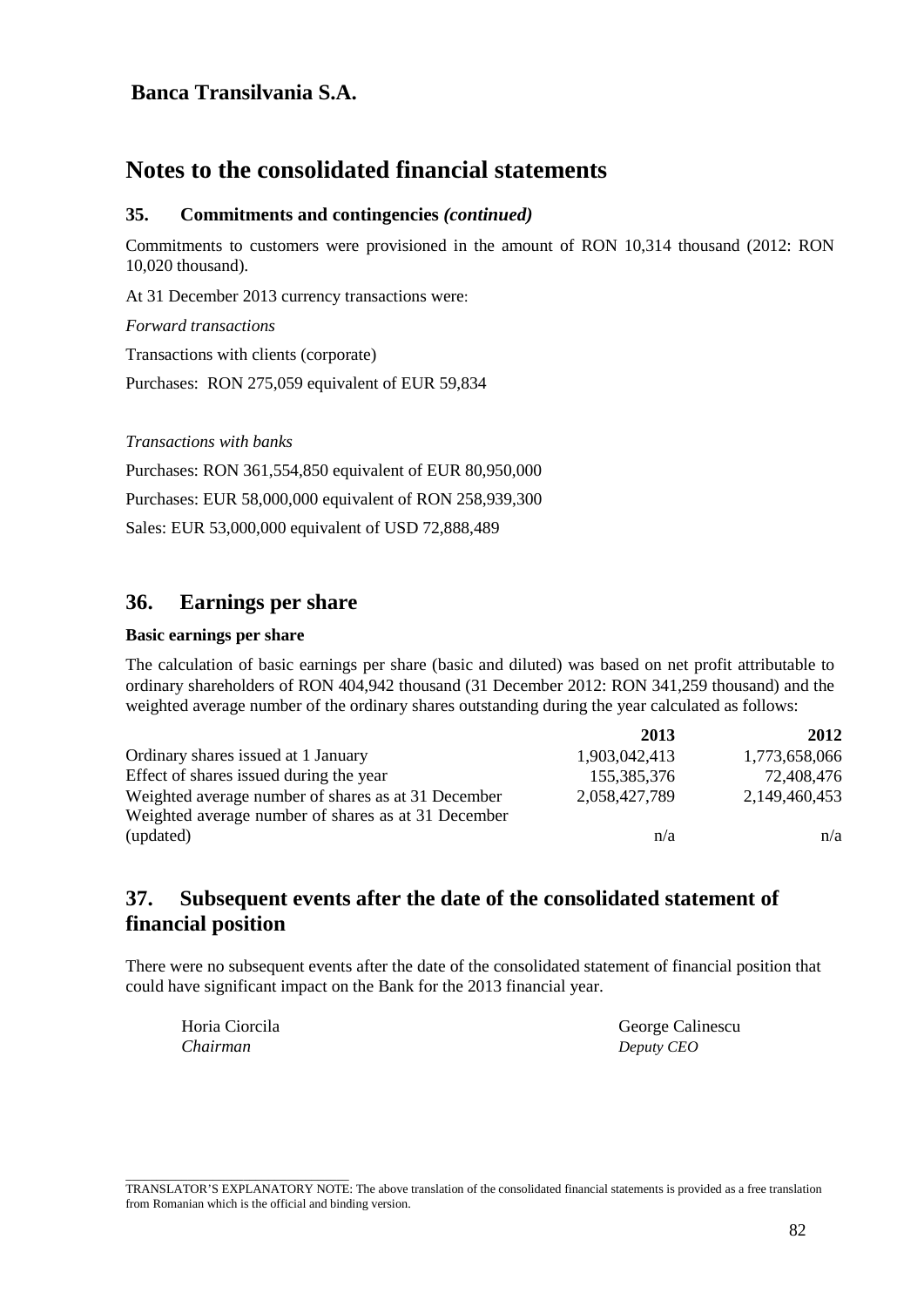## Banca Transilvania S.A.

# Notes to the consolidated financial statements

### 35. Commitments and contingencies *(continued)*

Commitments to customers were provisioned in the amount of RON 10,314 thousand (2012: RON 10,020 thousand).

At 31 December 2013 currency transactions were:

*Forward transactions*

Transactions with clients (corporate)

Purchases: RON 275,059 equivalent of EUR 59,834

*Transactions with banks*

Purchases: RON 361,554,850 equivalent of EUR 80,950,000

Purchases: EUR 58,000,000 equivalent of RON 258,939,300

Sales: EUR 53,000,000 equivalent of USD 72,888,489

## 36. Earnings per share

**Basic earnings per share**

The calculation of basic earnings per share (basic and diluted) was based on net profit attributable to ordinary shareholders of RON 404,942 thousand (31 December 2012: RON 341,259 thousand) and the weighted average number of the ordinary shares outstanding during the year calculated as follows:

| | **2013** | **2012** |
|---|---|---|
| Ordinary shares issued at 1 January | 1,903,042,413 | 1,773,658,066 |
| Effect of shares issued during the year | 155,385,376 | 72,408,476 |
| Weighted average number of shares as at 31 December | 2,058,427,789 | 2,149,460,453 |
| Weighted average number of shares as at 31 December (updated) | n/a | n/a |

## 37. Subsequent events after the date of the consolidated statement of financial position

There were no subsequent events after the date of the consolidated statement of financial position that could have significant impact on the Bank for the 2013 financial year.

Horia Ciorcila
*Chairman*

George Calinescu
*Deputy CEO*

TRANSLATOR'S EXPLANATORY NOTE: The above translation of the consolidated financial statements is provided as a free translation from Romanian which is the official and binding version.